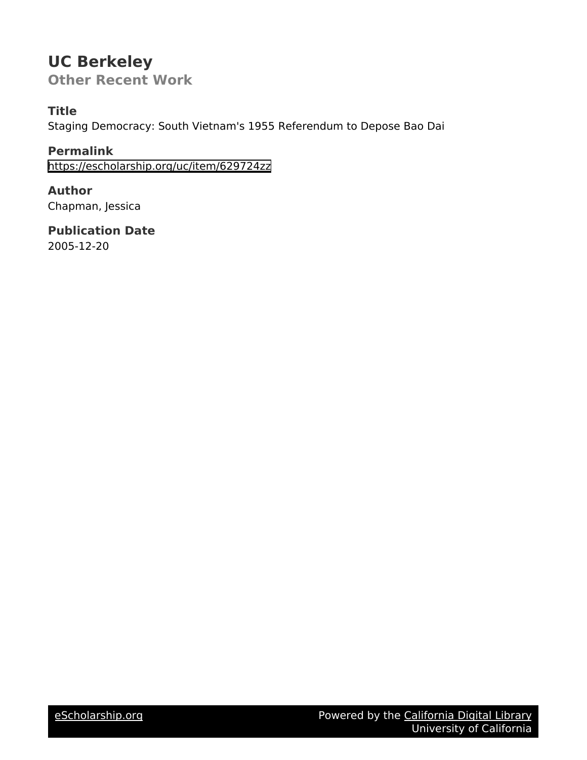# UC Berkeley

## Other Recent Work

### Title

Staging Democracy: South Vietnam's 1955 Referendum to Depose Bao Dai

### Permalink

https://escholarship.org/uc/item/629724zz

### Author

Chapman, Jessica

### Publication Date

2005-12-20

eScholarship.org

Powered by the California Digital Library
University of California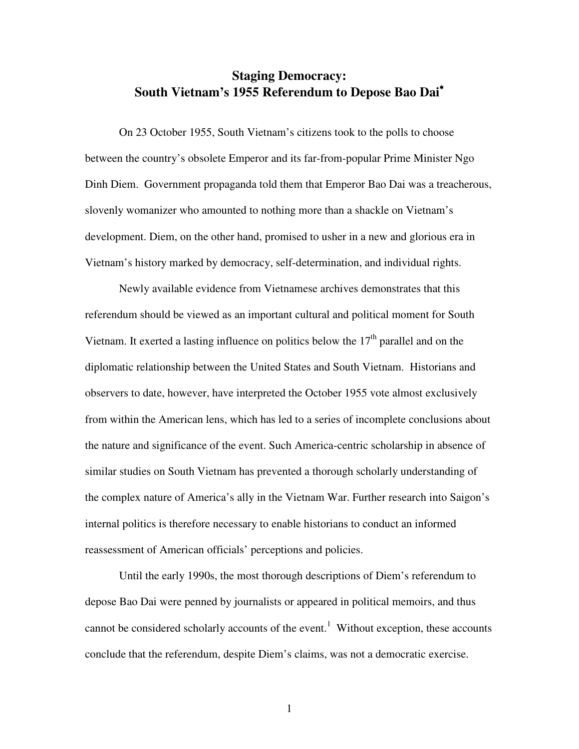# Staging Democracy: South Vietnam's 1955 Referendum to Depose Bao Dai[*]

On 23 October 1955, South Vietnam's citizens took to the polls to choose between the country's obsolete Emperor and its far-from-popular Prime Minister Ngo Dinh Diem. Government propaganda told them that Emperor Bao Dai was a treacherous, slovenly womanizer who amounted to nothing more than a shackle on Vietnam's development. Diem, on the other hand, promised to usher in a new and glorious era in Vietnam's history marked by democracy, self-determination, and individual rights.

Newly available evidence from Vietnamese archives demonstrates that this referendum should be viewed as an important cultural and political moment for South Vietnam. It exerted a lasting influence on politics below the 17th parallel and on the diplomatic relationship between the United States and South Vietnam. Historians and observers to date, however, have interpreted the October 1955 vote almost exclusively from within the American lens, which has led to a series of incomplete conclusions about the nature and significance of the event. Such America-centric scholarship in absence of similar studies on South Vietnam has prevented a thorough scholarly understanding of the complex nature of America's ally in the Vietnam War. Further research into Saigon's internal politics is therefore necessary to enable historians to conduct an informed reassessment of American officials' perceptions and policies.

Until the early 1990s, the most thorough descriptions of Diem's referendum to depose Bao Dai were penned by journalists or appeared in political memoirs, and thus cannot be considered scholarly accounts of the event.[1] Without exception, these accounts conclude that the referendum, despite Diem's claims, was not a democratic exercise.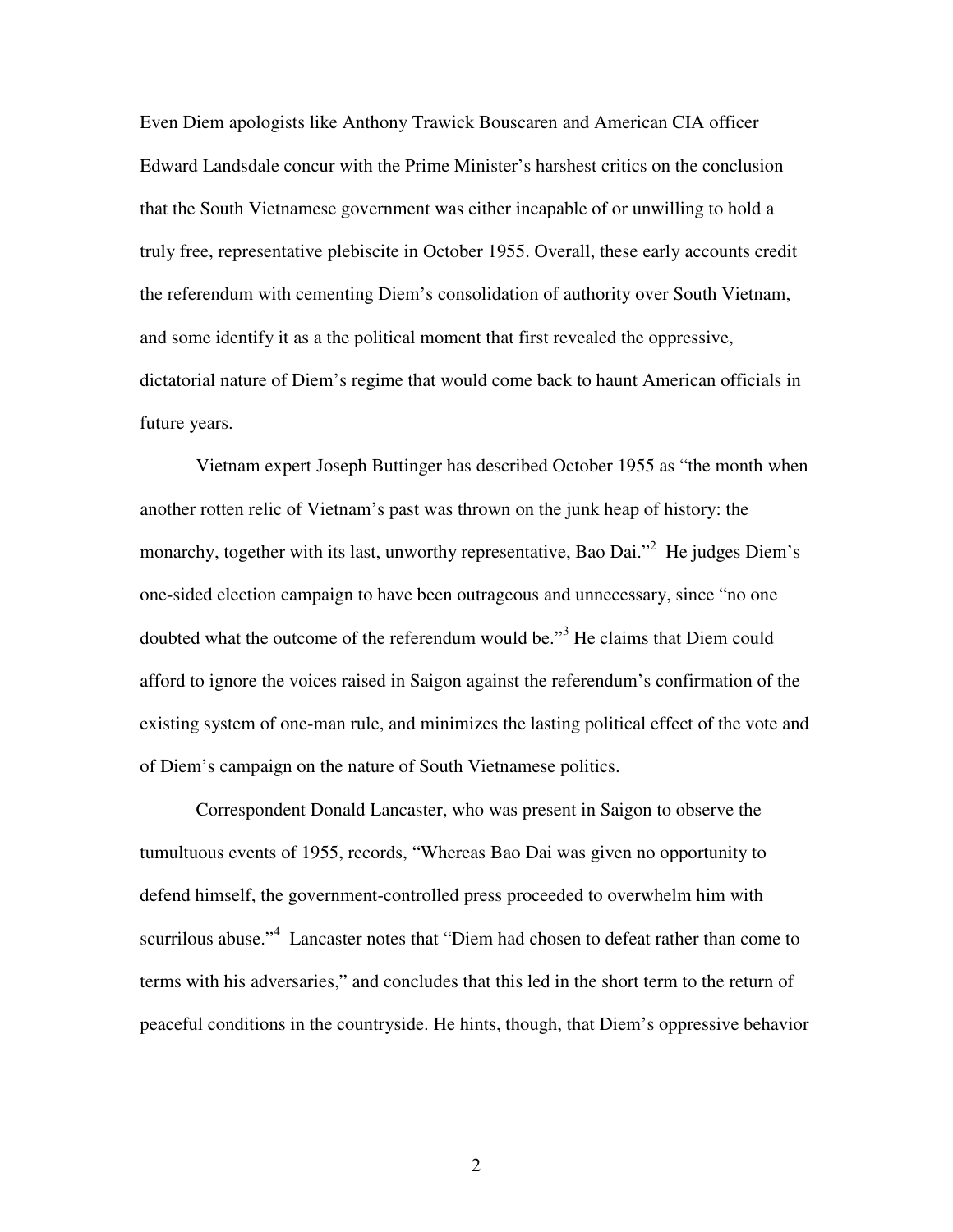Even Diem apologists like Anthony Trawick Bouscaren and American CIA officer Edward Landsdale concur with the Prime Minister's harshest critics on the conclusion that the South Vietnamese government was either incapable of or unwilling to hold a truly free, representative plebiscite in October 1955. Overall, these early accounts credit the referendum with cementing Diem's consolidation of authority over South Vietnam, and some identify it as a the political moment that first revealed the oppressive, dictatorial nature of Diem's regime that would come back to haunt American officials in future years.

Vietnam expert Joseph Buttinger has described October 1955 as "the month when another rotten relic of Vietnam's past was thrown on the junk heap of history: the monarchy, together with its last, unworthy representative, Bao Dai."[2] He judges Diem's one-sided election campaign to have been outrageous and unnecessary, since "no one doubted what the outcome of the referendum would be."[3] He claims that Diem could afford to ignore the voices raised in Saigon against the referendum's confirmation of the existing system of one-man rule, and minimizes the lasting political effect of the vote and of Diem's campaign on the nature of South Vietnamese politics.

Correspondent Donald Lancaster, who was present in Saigon to observe the tumultuous events of 1955, records, "Whereas Bao Dai was given no opportunity to defend himself, the government-controlled press proceeded to overwhelm him with scurrilous abuse."[4] Lancaster notes that "Diem had chosen to defeat rather than come to terms with his adversaries," and concludes that this led in the short term to the return of peaceful conditions in the countryside. He hints, though, that Diem's oppressive behavior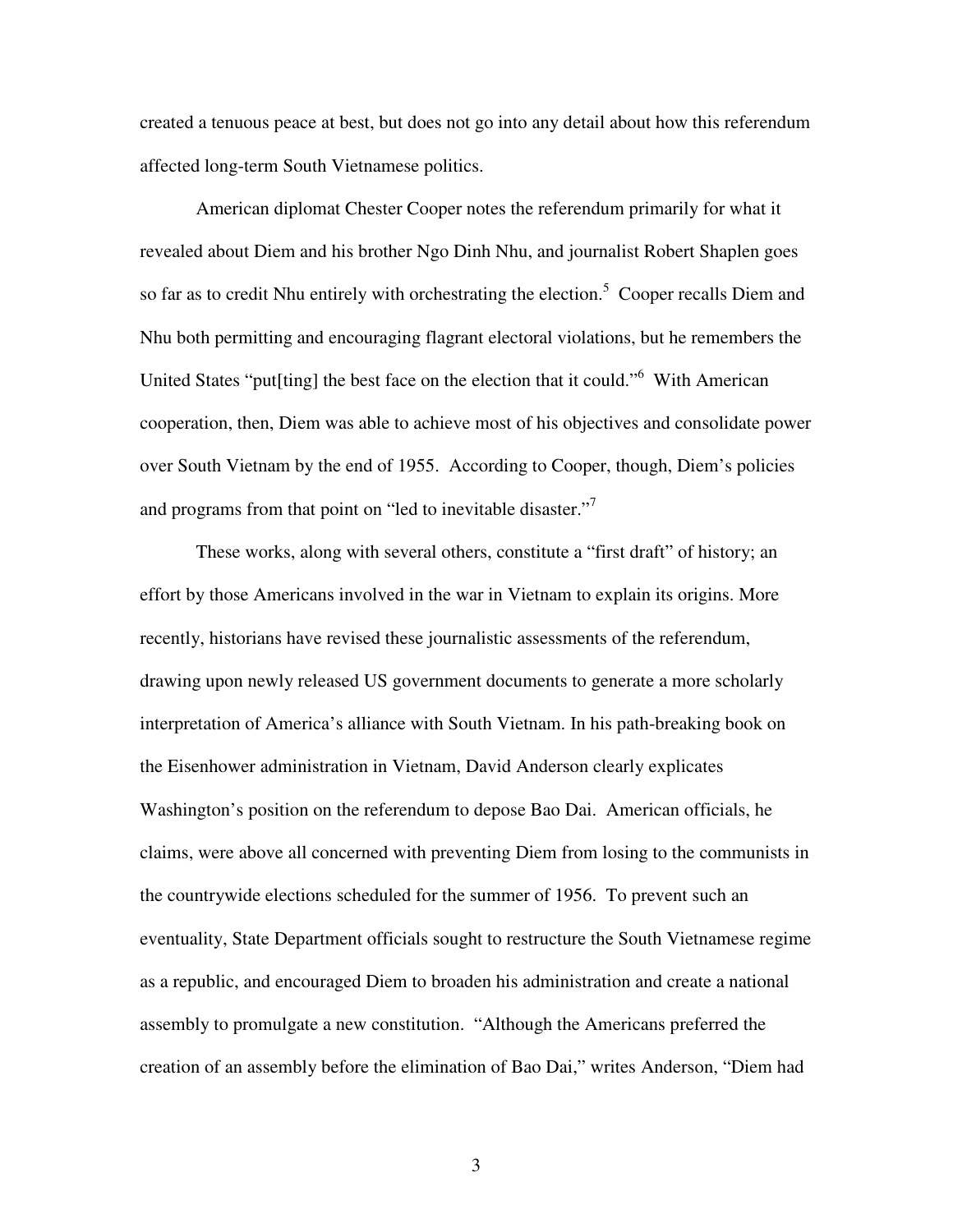created a tenuous peace at best, but does not go into any detail about how this referendum affected long-term South Vietnamese politics.

American diplomat Chester Cooper notes the referendum primarily for what it revealed about Diem and his brother Ngo Dinh Nhu, and journalist Robert Shaplen goes so far as to credit Nhu entirely with orchestrating the election.[5] Cooper recalls Diem and Nhu both permitting and encouraging flagrant electoral violations, but he remembers the United States "put[ting] the best face on the election that it could."[6] With American cooperation, then, Diem was able to achieve most of his objectives and consolidate power over South Vietnam by the end of 1955. According to Cooper, though, Diem's policies and programs from that point on "led to inevitable disaster."[7]

These works, along with several others, constitute a "first draft" of history; an effort by those Americans involved in the war in Vietnam to explain its origins. More recently, historians have revised these journalistic assessments of the referendum, drawing upon newly released US government documents to generate a more scholarly interpretation of America's alliance with South Vietnam. In his path-breaking book on the Eisenhower administration in Vietnam, David Anderson clearly explicates Washington's position on the referendum to depose Bao Dai. American officials, he claims, were above all concerned with preventing Diem from losing to the communists in the countrywide elections scheduled for the summer of 1956. To prevent such an eventuality, State Department officials sought to restructure the South Vietnamese regime as a republic, and encouraged Diem to broaden his administration and create a national assembly to promulgate a new constitution. "Although the Americans preferred the creation of an assembly before the elimination of Bao Dai," writes Anderson, "Diem had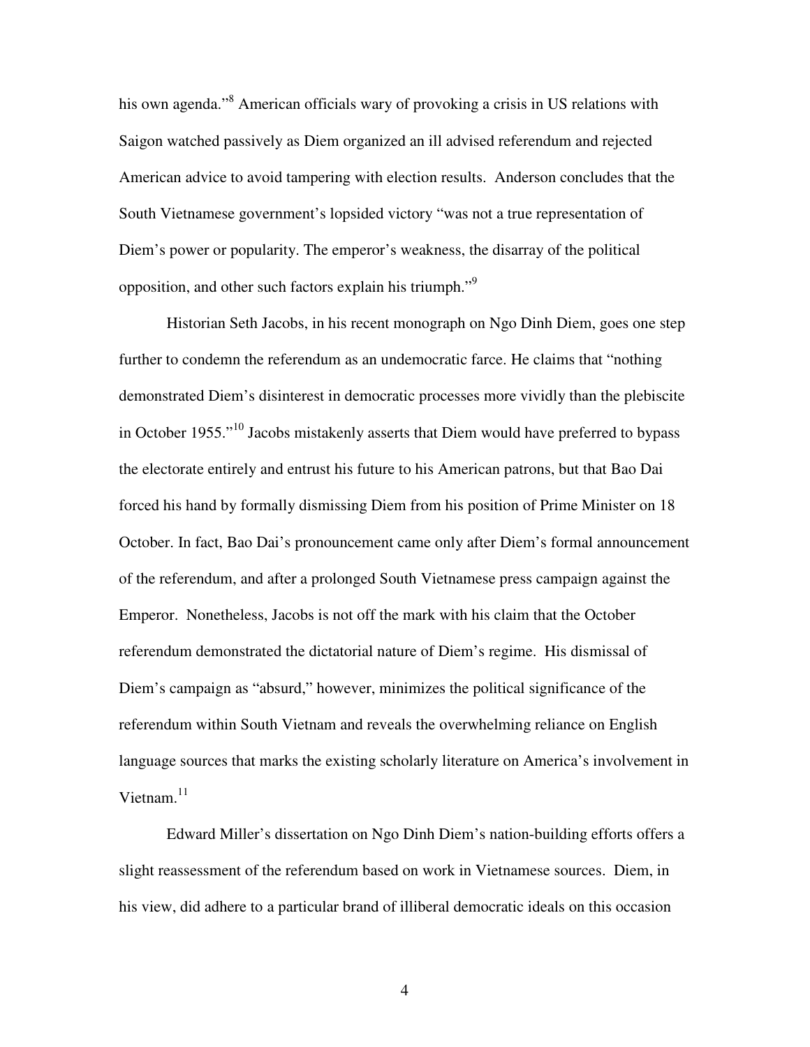his own agenda."[8] American officials wary of provoking a crisis in US relations with Saigon watched passively as Diem organized an ill advised referendum and rejected American advice to avoid tampering with election results. Anderson concludes that the South Vietnamese government's lopsided victory "was not a true representation of Diem's power or popularity. The emperor's weakness, the disarray of the political opposition, and other such factors explain his triumph."[9]

Historian Seth Jacobs, in his recent monograph on Ngo Dinh Diem, goes one step further to condemn the referendum as an undemocratic farce. He claims that "nothing demonstrated Diem's disinterest in democratic processes more vividly than the plebiscite in October 1955."[10] Jacobs mistakenly asserts that Diem would have preferred to bypass the electorate entirely and entrust his future to his American patrons, but that Bao Dai forced his hand by formally dismissing Diem from his position of Prime Minister on 18 October. In fact, Bao Dai's pronouncement came only after Diem's formal announcement of the referendum, and after a prolonged South Vietnamese press campaign against the Emperor. Nonetheless, Jacobs is not off the mark with his claim that the October referendum demonstrated the dictatorial nature of Diem's regime. His dismissal of Diem's campaign as "absurd," however, minimizes the political significance of the referendum within South Vietnam and reveals the overwhelming reliance on English language sources that marks the existing scholarly literature on America's involvement in Vietnam.[11]

Edward Miller's dissertation on Ngo Dinh Diem's nation-building efforts offers a slight reassessment of the referendum based on work in Vietnamese sources. Diem, in his view, did adhere to a particular brand of illiberal democratic ideals on this occasion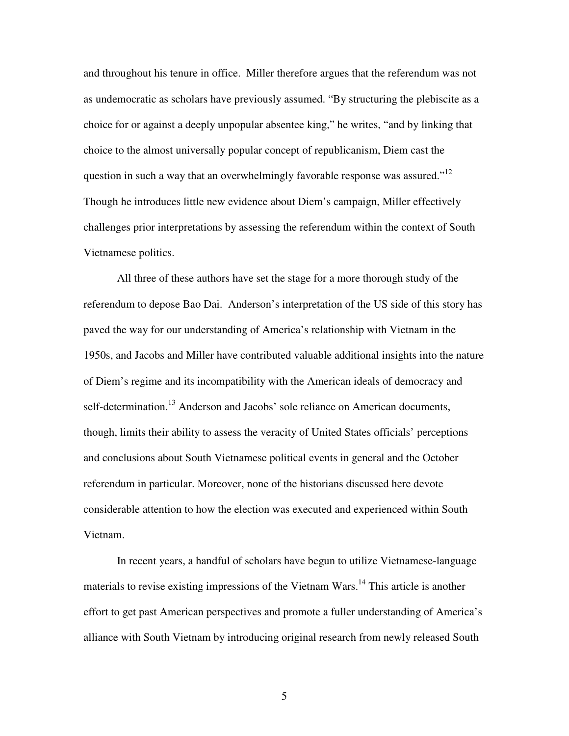and throughout his tenure in office. Miller therefore argues that the referendum was not as undemocratic as scholars have previously assumed. "By structuring the plebiscite as a choice for or against a deeply unpopular absentee king," he writes, "and by linking that choice to the almost universally popular concept of republicanism, Diem cast the question in such a way that an overwhelmingly favorable response was assured."[12] Though he introduces little new evidence about Diem's campaign, Miller effectively challenges prior interpretations by assessing the referendum within the context of South Vietnamese politics.

All three of these authors have set the stage for a more thorough study of the referendum to depose Bao Dai. Anderson's interpretation of the US side of this story has paved the way for our understanding of America's relationship with Vietnam in the 1950s, and Jacobs and Miller have contributed valuable additional insights into the nature of Diem's regime and its incompatibility with the American ideals of democracy and self-determination.[13] Anderson and Jacobs' sole reliance on American documents, though, limits their ability to assess the veracity of United States officials' perceptions and conclusions about South Vietnamese political events in general and the October referendum in particular. Moreover, none of the historians discussed here devote considerable attention to how the election was executed and experienced within South Vietnam.

In recent years, a handful of scholars have begun to utilize Vietnamese-language materials to revise existing impressions of the Vietnam Wars.[14] This article is another effort to get past American perspectives and promote a fuller understanding of America's alliance with South Vietnam by introducing original research from newly released South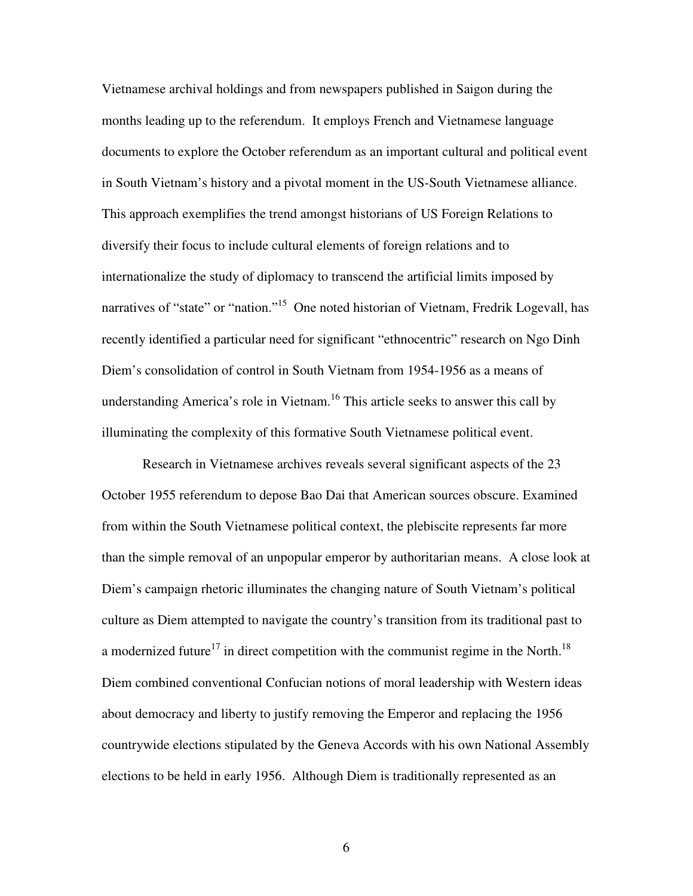Vietnamese archival holdings and from newspapers published in Saigon during the months leading up to the referendum. It employs French and Vietnamese language documents to explore the October referendum as an important cultural and political event in South Vietnam's history and a pivotal moment in the US-South Vietnamese alliance. This approach exemplifies the trend amongst historians of US Foreign Relations to diversify their focus to include cultural elements of foreign relations and to internationalize the study of diplomacy to transcend the artificial limits imposed by narratives of "state" or "nation."[15] One noted historian of Vietnam, Fredrik Logevall, has recently identified a particular need for significant "ethnocentric" research on Ngo Dinh Diem's consolidation of control in South Vietnam from 1954-1956 as a means of understanding America's role in Vietnam.[16] This article seeks to answer this call by illuminating the complexity of this formative South Vietnamese political event.

Research in Vietnamese archives reveals several significant aspects of the 23 October 1955 referendum to depose Bao Dai that American sources obscure. Examined from within the South Vietnamese political context, the plebiscite represents far more than the simple removal of an unpopular emperor by authoritarian means. A close look at Diem's campaign rhetoric illuminates the changing nature of South Vietnam's political culture as Diem attempted to navigate the country's transition from its traditional past to a modernized future[17] in direct competition with the communist regime in the North.[18] Diem combined conventional Confucian notions of moral leadership with Western ideas about democracy and liberty to justify removing the Emperor and replacing the 1956 countrywide elections stipulated by the Geneva Accords with his own National Assembly elections to be held in early 1956. Although Diem is traditionally represented as an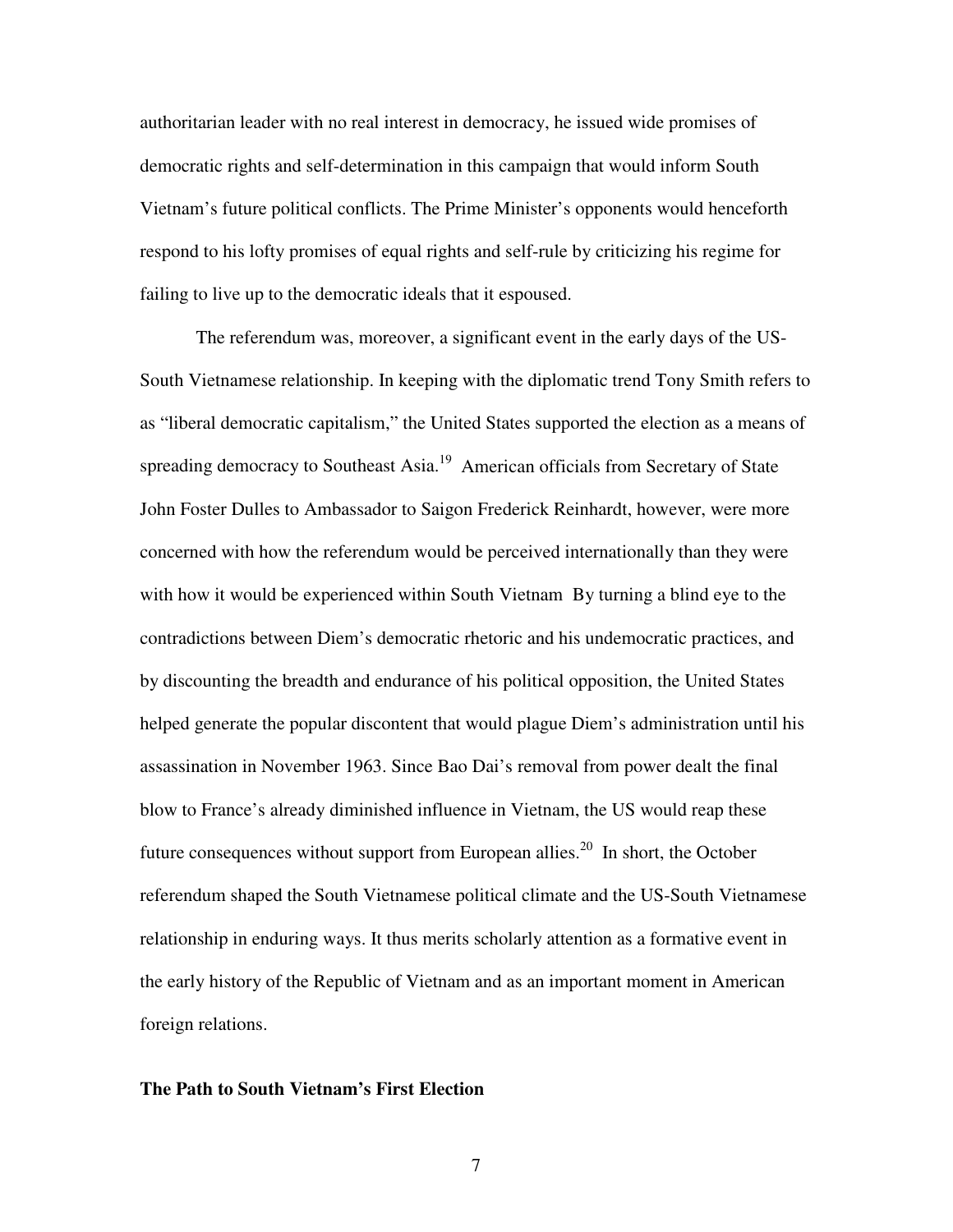authoritarian leader with no real interest in democracy, he issued wide promises of democratic rights and self-determination in this campaign that would inform South Vietnam's future political conflicts. The Prime Minister's opponents would henceforth respond to his lofty promises of equal rights and self-rule by criticizing his regime for failing to live up to the democratic ideals that it espoused.

The referendum was, moreover, a significant event in the early days of the US-South Vietnamese relationship. In keeping with the diplomatic trend Tony Smith refers to as "liberal democratic capitalism," the United States supported the election as a means of spreading democracy to Southeast Asia.[19] American officials from Secretary of State John Foster Dulles to Ambassador to Saigon Frederick Reinhardt, however, were more concerned with how the referendum would be perceived internationally than they were with how it would be experienced within South Vietnam By turning a blind eye to the contradictions between Diem's democratic rhetoric and his undemocratic practices, and by discounting the breadth and endurance of his political opposition, the United States helped generate the popular discontent that would plague Diem's administration until his assassination in November 1963. Since Bao Dai's removal from power dealt the final blow to France's already diminished influence in Vietnam, the US would reap these future consequences without support from European allies.[20] In short, the October referendum shaped the South Vietnamese political climate and the US-South Vietnamese relationship in enduring ways. It thus merits scholarly attention as a formative event in the early history of the Republic of Vietnam and as an important moment in American foreign relations.

**The Path to South Vietnam's First Election**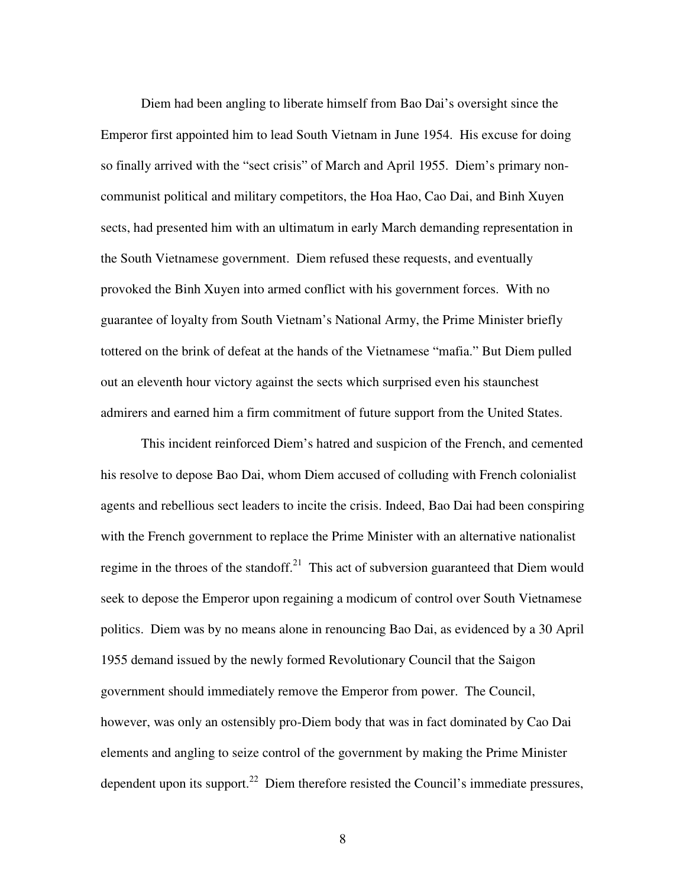Diem had been angling to liberate himself from Bao Dai's oversight since the Emperor first appointed him to lead South Vietnam in June 1954. His excuse for doing so finally arrived with the "sect crisis" of March and April 1955. Diem's primary non-communist political and military competitors, the Hoa Hao, Cao Dai, and Binh Xuyen sects, had presented him with an ultimatum in early March demanding representation in the South Vietnamese government. Diem refused these requests, and eventually provoked the Binh Xuyen into armed conflict with his government forces. With no guarantee of loyalty from South Vietnam's National Army, the Prime Minister briefly tottered on the brink of defeat at the hands of the Vietnamese "mafia." But Diem pulled out an eleventh hour victory against the sects which surprised even his staunchest admirers and earned him a firm commitment of future support from the United States.

This incident reinforced Diem's hatred and suspicion of the French, and cemented his resolve to depose Bao Dai, whom Diem accused of colluding with French colonialist agents and rebellious sect leaders to incite the crisis. Indeed, Bao Dai had been conspiring with the French government to replace the Prime Minister with an alternative nationalist regime in the throes of the standoff.[21] This act of subversion guaranteed that Diem would seek to depose the Emperor upon regaining a modicum of control over South Vietnamese politics. Diem was by no means alone in renouncing Bao Dai, as evidenced by a 30 April 1955 demand issued by the newly formed Revolutionary Council that the Saigon government should immediately remove the Emperor from power. The Council, however, was only an ostensibly pro-Diem body that was in fact dominated by Cao Dai elements and angling to seize control of the government by making the Prime Minister dependent upon its support.[22] Diem therefore resisted the Council's immediate pressures,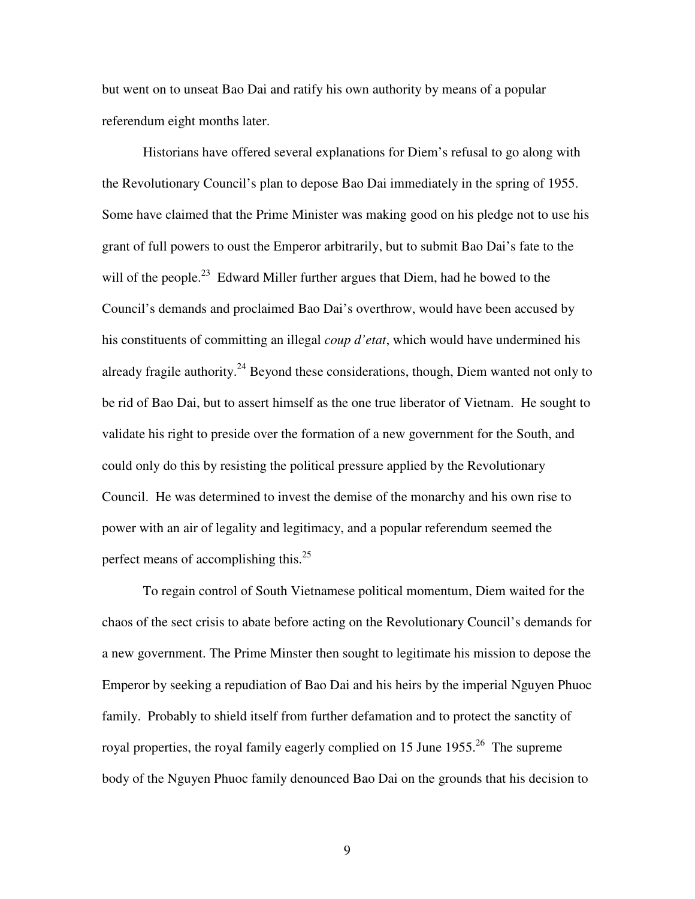but went on to unseat Bao Dai and ratify his own authority by means of a popular referendum eight months later.

Historians have offered several explanations for Diem's refusal to go along with the Revolutionary Council's plan to depose Bao Dai immediately in the spring of 1955. Some have claimed that the Prime Minister was making good on his pledge not to use his grant of full powers to oust the Emperor arbitrarily, but to submit Bao Dai's fate to the will of the people.[23] Edward Miller further argues that Diem, had he bowed to the Council's demands and proclaimed Bao Dai's overthrow, would have been accused by his constituents of committing an illegal *coup d'etat*, which would have undermined his already fragile authority.[24] Beyond these considerations, though, Diem wanted not only to be rid of Bao Dai, but to assert himself as the one true liberator of Vietnam. He sought to validate his right to preside over the formation of a new government for the South, and could only do this by resisting the political pressure applied by the Revolutionary Council. He was determined to invest the demise of the monarchy and his own rise to power with an air of legality and legitimacy, and a popular referendum seemed the perfect means of accomplishing this.[25]

To regain control of South Vietnamese political momentum, Diem waited for the chaos of the sect crisis to abate before acting on the Revolutionary Council's demands for a new government. The Prime Minster then sought to legitimate his mission to depose the Emperor by seeking a repudiation of Bao Dai and his heirs by the imperial Nguyen Phuoc family. Probably to shield itself from further defamation and to protect the sanctity of royal properties, the royal family eagerly complied on 15 June 1955.[26] The supreme body of the Nguyen Phuoc family denounced Bao Dai on the grounds that his decision to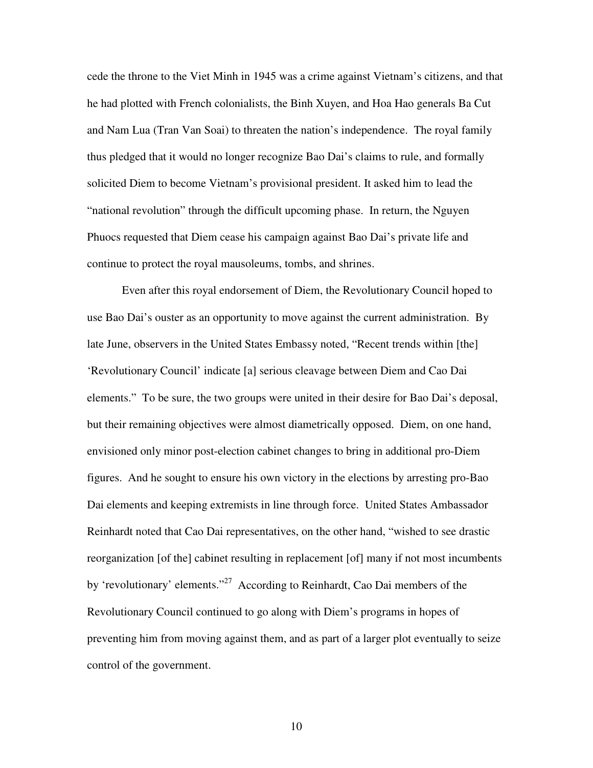cede the throne to the Viet Minh in 1945 was a crime against Vietnam's citizens, and that he had plotted with French colonialists, the Binh Xuyen, and Hoa Hao generals Ba Cut and Nam Lua (Tran Van Soai) to threaten the nation's independence. The royal family thus pledged that it would no longer recognize Bao Dai's claims to rule, and formally solicited Diem to become Vietnam's provisional president. It asked him to lead the "national revolution" through the difficult upcoming phase. In return, the Nguyen Phuocs requested that Diem cease his campaign against Bao Dai's private life and continue to protect the royal mausoleums, tombs, and shrines.

Even after this royal endorsement of Diem, the Revolutionary Council hoped to use Bao Dai's ouster as an opportunity to move against the current administration. By late June, observers in the United States Embassy noted, "Recent trends within [the] 'Revolutionary Council' indicate [a] serious cleavage between Diem and Cao Dai elements." To be sure, the two groups were united in their desire for Bao Dai's deposal, but their remaining objectives were almost diametrically opposed. Diem, on one hand, envisioned only minor post-election cabinet changes to bring in additional pro-Diem figures. And he sought to ensure his own victory in the elections by arresting pro-Bao Dai elements and keeping extremists in line through force. United States Ambassador Reinhardt noted that Cao Dai representatives, on the other hand, "wished to see drastic reorganization [of the] cabinet resulting in replacement [of] many if not most incumbents by 'revolutionary' elements."[27] According to Reinhardt, Cao Dai members of the Revolutionary Council continued to go along with Diem's programs in hopes of preventing him from moving against them, and as part of a larger plot eventually to seize control of the government.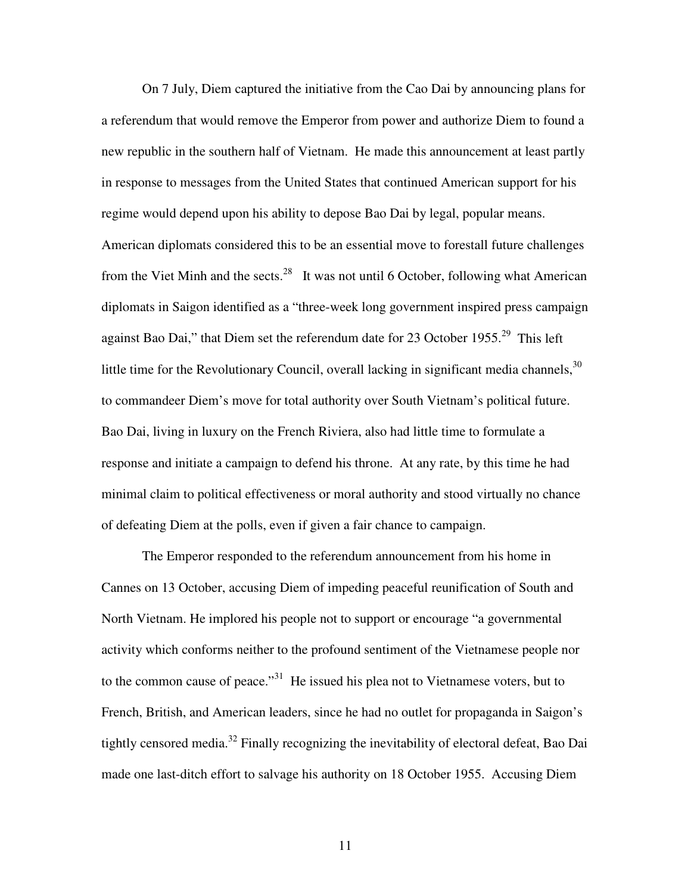On 7 July, Diem captured the initiative from the Cao Dai by announcing plans for a referendum that would remove the Emperor from power and authorize Diem to found a new republic in the southern half of Vietnam. He made this announcement at least partly in response to messages from the United States that continued American support for his regime would depend upon his ability to depose Bao Dai by legal, popular means. American diplomats considered this to be an essential move to forestall future challenges from the Viet Minh and the sects.[28] It was not until 6 October, following what American diplomats in Saigon identified as a "three-week long government inspired press campaign against Bao Dai," that Diem set the referendum date for 23 October 1955.[29] This left little time for the Revolutionary Council, overall lacking in significant media channels,[30] to commandeer Diem's move for total authority over South Vietnam's political future. Bao Dai, living in luxury on the French Riviera, also had little time to formulate a response and initiate a campaign to defend his throne. At any rate, by this time he had minimal claim to political effectiveness or moral authority and stood virtually no chance of defeating Diem at the polls, even if given a fair chance to campaign.

The Emperor responded to the referendum announcement from his home in Cannes on 13 October, accusing Diem of impeding peaceful reunification of South and North Vietnam. He implored his people not to support or encourage "a governmental activity which conforms neither to the profound sentiment of the Vietnamese people nor to the common cause of peace."[31] He issued his plea not to Vietnamese voters, but to French, British, and American leaders, since he had no outlet for propaganda in Saigon's tightly censored media.[32] Finally recognizing the inevitability of electoral defeat, Bao Dai made one last-ditch effort to salvage his authority on 18 October 1955. Accusing Diem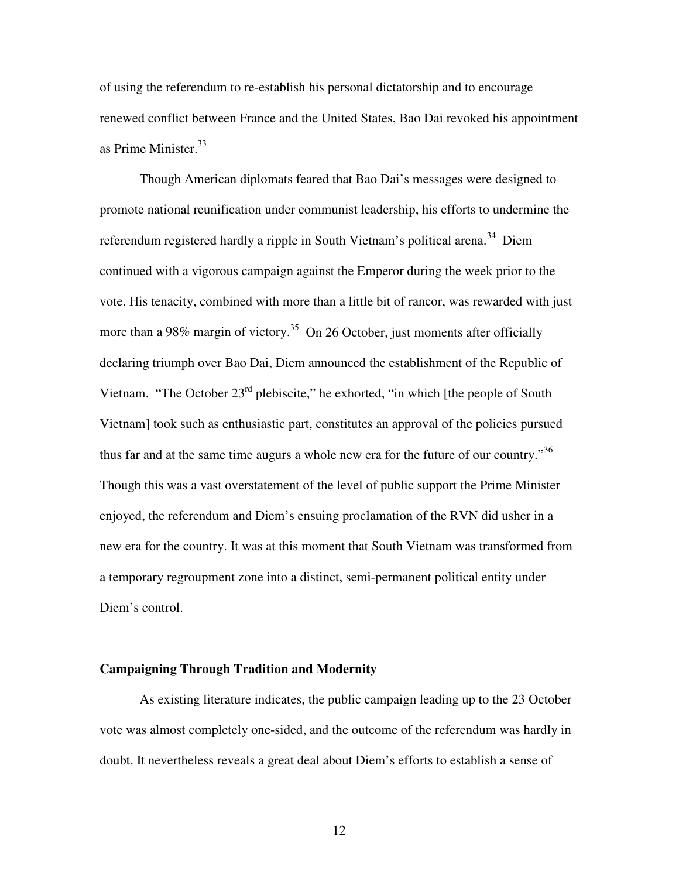of using the referendum to re-establish his personal dictatorship and to encourage renewed conflict between France and the United States, Bao Dai revoked his appointment as Prime Minister.[33]

Though American diplomats feared that Bao Dai's messages were designed to promote national reunification under communist leadership, his efforts to undermine the referendum registered hardly a ripple in South Vietnam's political arena.[34] Diem continued with a vigorous campaign against the Emperor during the week prior to the vote. His tenacity, combined with more than a little bit of rancor, was rewarded with just more than a 98% margin of victory.[35] On 26 October, just moments after officially declaring triumph over Bao Dai, Diem announced the establishment of the Republic of Vietnam. "The October 23rd plebiscite," he exhorted, "in which [the people of South Vietnam] took such as enthusiastic part, constitutes an approval of the policies pursued thus far and at the same time augurs a whole new era for the future of our country."[36] Though this was a vast overstatement of the level of public support the Prime Minister enjoyed, the referendum and Diem's ensuing proclamation of the RVN did usher in a new era for the country. It was at this moment that South Vietnam was transformed from a temporary regroupment zone into a distinct, semi-permanent political entity under Diem's control.

### Campaigning Through Tradition and Modernity

As existing literature indicates, the public campaign leading up to the 23 October vote was almost completely one-sided, and the outcome of the referendum was hardly in doubt. It nevertheless reveals a great deal about Diem's efforts to establish a sense of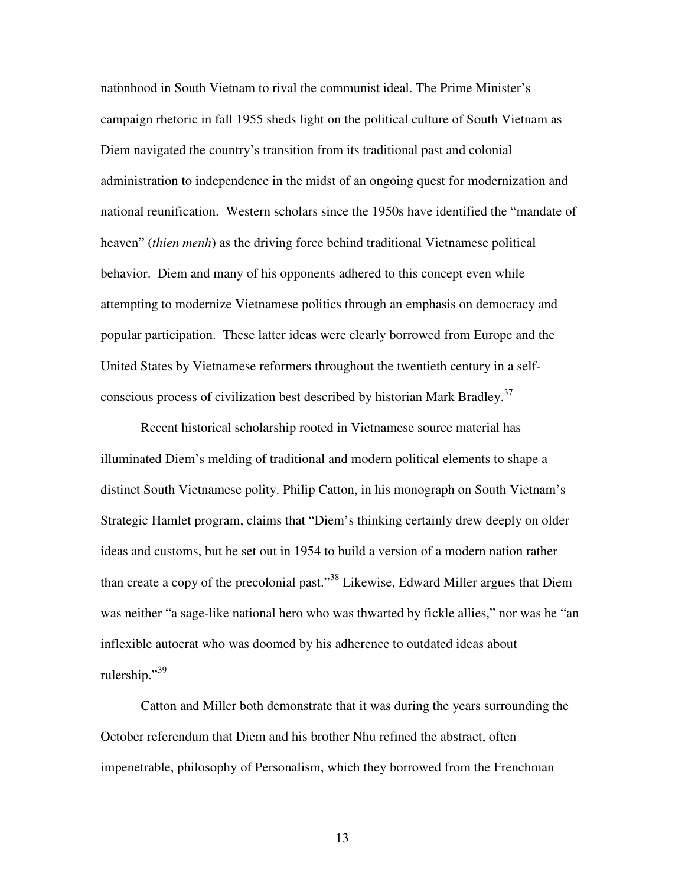nationhood in South Vietnam to rival the communist ideal. The Prime Minister's campaign rhetoric in fall 1955 sheds light on the political culture of South Vietnam as Diem navigated the country's transition from its traditional past and colonial administration to independence in the midst of an ongoing quest for modernization and national reunification. Western scholars since the 1950s have identified the "mandate of heaven" (*thien menh*) as the driving force behind traditional Vietnamese political behavior. Diem and many of his opponents adhered to this concept even while attempting to modernize Vietnamese politics through an emphasis on democracy and popular participation. These latter ideas were clearly borrowed from Europe and the United States by Vietnamese reformers throughout the twentieth century in a self-conscious process of civilization best described by historian Mark Bradley.[37]

Recent historical scholarship rooted in Vietnamese source material has illuminated Diem's melding of traditional and modern political elements to shape a distinct South Vietnamese polity. Philip Catton, in his monograph on South Vietnam's Strategic Hamlet program, claims that "Diem's thinking certainly drew deeply on older ideas and customs, but he set out in 1954 to build a version of a modern nation rather than create a copy of the precolonial past."[38] Likewise, Edward Miller argues that Diem was neither "a sage-like national hero who was thwarted by fickle allies," nor was he "an inflexible autocrat who was doomed by his adherence to outdated ideas about rulership."[39]

Catton and Miller both demonstrate that it was during the years surrounding the October referendum that Diem and his brother Nhu refined the abstract, often impenetrable, philosophy of Personalism, which they borrowed from the Frenchman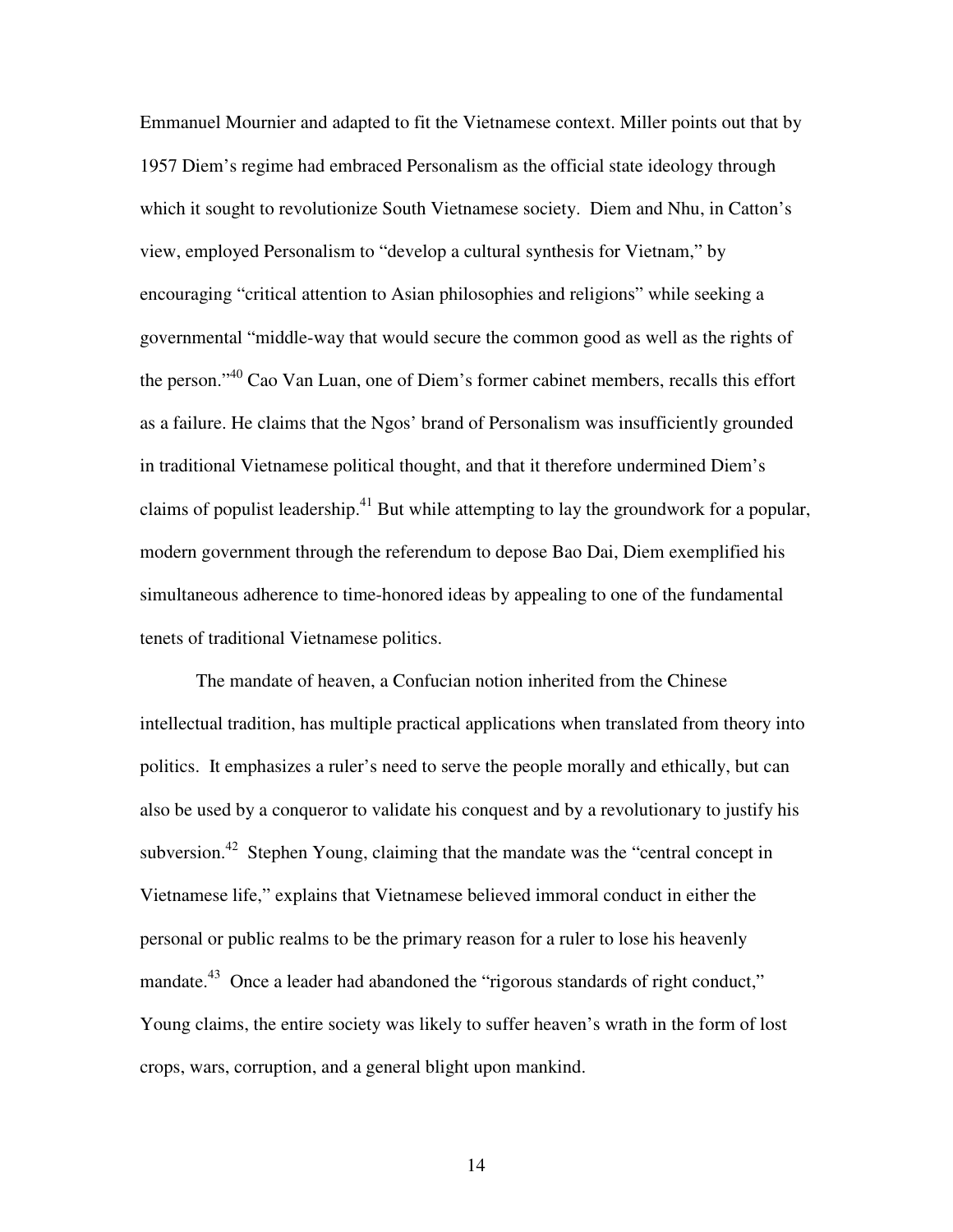Emmanuel Mournier and adapted to fit the Vietnamese context. Miller points out that by 1957 Diem's regime had embraced Personalism as the official state ideology through which it sought to revolutionize South Vietnamese society. Diem and Nhu, in Catton's view, employed Personalism to "develop a cultural synthesis for Vietnam," by encouraging "critical attention to Asian philosophies and religions" while seeking a governmental "middle-way that would secure the common good as well as the rights of the person."[40] Cao Van Luan, one of Diem's former cabinet members, recalls this effort as a failure. He claims that the Ngos' brand of Personalism was insufficiently grounded in traditional Vietnamese political thought, and that it therefore undermined Diem's claims of populist leadership.[41] But while attempting to lay the groundwork for a popular, modern government through the referendum to depose Bao Dai, Diem exemplified his simultaneous adherence to time-honored ideas by appealing to one of the fundamental tenets of traditional Vietnamese politics.

The mandate of heaven, a Confucian notion inherited from the Chinese intellectual tradition, has multiple practical applications when translated from theory into politics. It emphasizes a ruler's need to serve the people morally and ethically, but can also be used by a conqueror to validate his conquest and by a revolutionary to justify his subversion.[42] Stephen Young, claiming that the mandate was the "central concept in Vietnamese life," explains that Vietnamese believed immoral conduct in either the personal or public realms to be the primary reason for a ruler to lose his heavenly mandate.[43] Once a leader had abandoned the "rigorous standards of right conduct," Young claims, the entire society was likely to suffer heaven's wrath in the form of lost crops, wars, corruption, and a general blight upon mankind.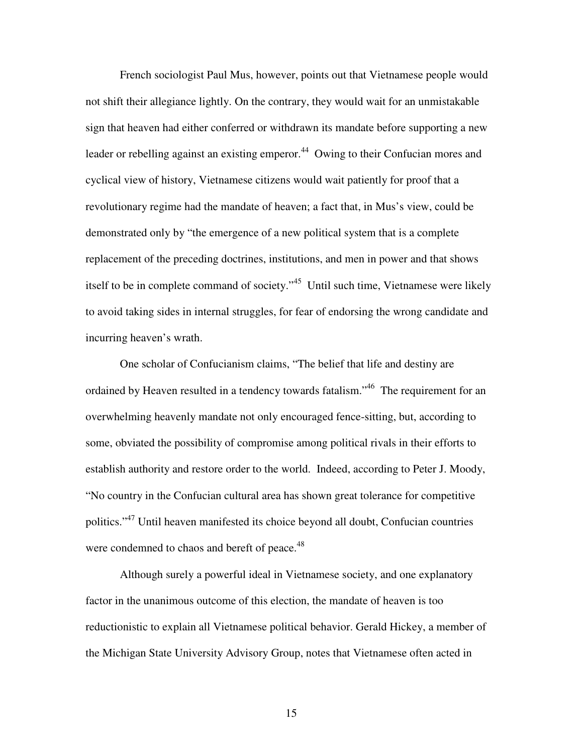French sociologist Paul Mus, however, points out that Vietnamese people would not shift their allegiance lightly. On the contrary, they would wait for an unmistakable sign that heaven had either conferred or withdrawn its mandate before supporting a new leader or rebelling against an existing emperor.[44] Owing to their Confucian mores and cyclical view of history, Vietnamese citizens would wait patiently for proof that a revolutionary regime had the mandate of heaven; a fact that, in Mus's view, could be demonstrated only by "the emergence of a new political system that is a complete replacement of the preceding doctrines, institutions, and men in power and that shows itself to be in complete command of society."[45] Until such time, Vietnamese were likely to avoid taking sides in internal struggles, for fear of endorsing the wrong candidate and incurring heaven's wrath.

One scholar of Confucianism claims, "The belief that life and destiny are ordained by Heaven resulted in a tendency towards fatalism."[46] The requirement for an overwhelming heavenly mandate not only encouraged fence-sitting, but, according to some, obviated the possibility of compromise among political rivals in their efforts to establish authority and restore order to the world. Indeed, according to Peter J. Moody, "No country in the Confucian cultural area has shown great tolerance for competitive politics."[47] Until heaven manifested its choice beyond all doubt, Confucian countries were condemned to chaos and bereft of peace.[48]

Although surely a powerful ideal in Vietnamese society, and one explanatory factor in the unanimous outcome of this election, the mandate of heaven is too reductionistic to explain all Vietnamese political behavior. Gerald Hickey, a member of the Michigan State University Advisory Group, notes that Vietnamese often acted in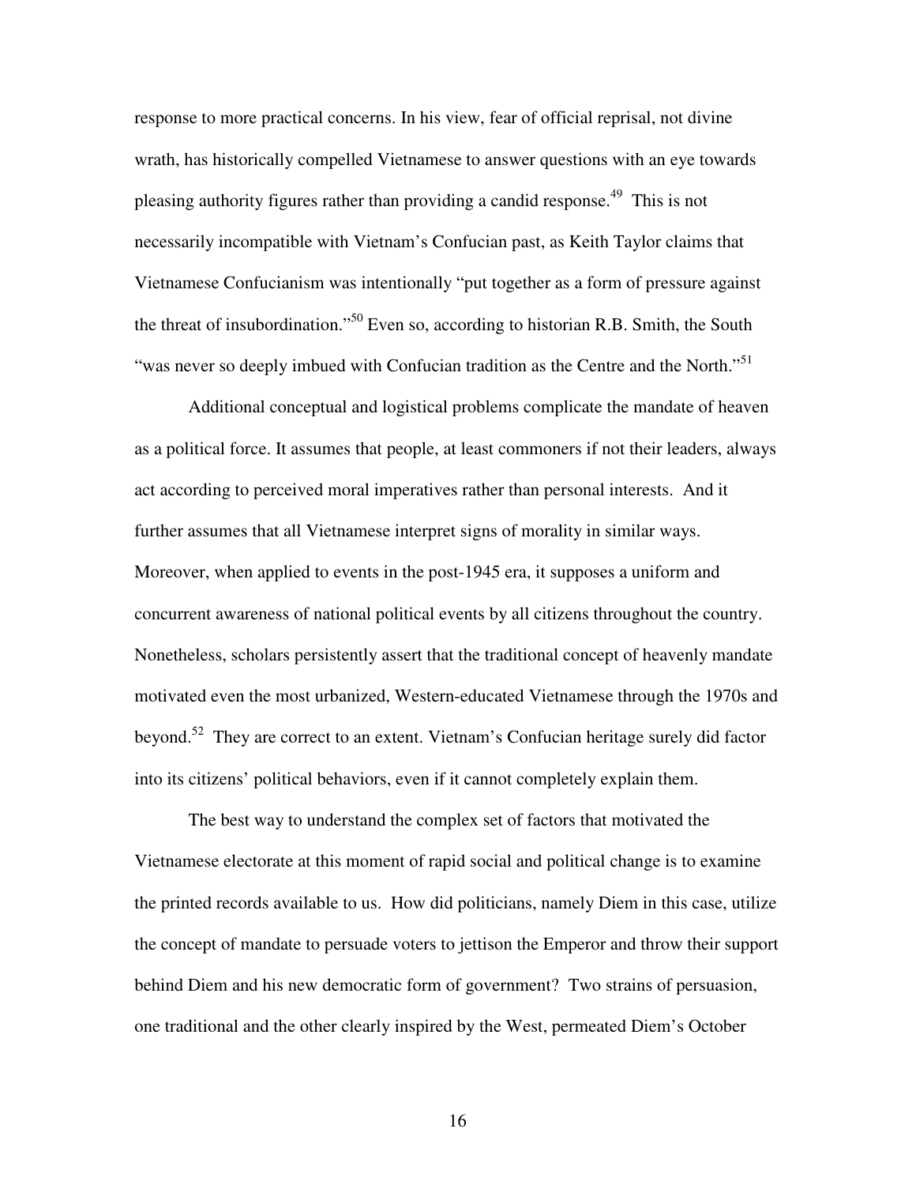response to more practical concerns. In his view, fear of official reprisal, not divine wrath, has historically compelled Vietnamese to answer questions with an eye towards pleasing authority figures rather than providing a candid response.[49] This is not necessarily incompatible with Vietnam's Confucian past, as Keith Taylor claims that Vietnamese Confucianism was intentionally "put together as a form of pressure against the threat of insubordination."[50] Even so, according to historian R.B. Smith, the South "was never so deeply imbued with Confucian tradition as the Centre and the North."[51]

Additional conceptual and logistical problems complicate the mandate of heaven as a political force. It assumes that people, at least commoners if not their leaders, always act according to perceived moral imperatives rather than personal interests. And it further assumes that all Vietnamese interpret signs of morality in similar ways. Moreover, when applied to events in the post-1945 era, it supposes a uniform and concurrent awareness of national political events by all citizens throughout the country. Nonetheless, scholars persistently assert that the traditional concept of heavenly mandate motivated even the most urbanized, Western-educated Vietnamese through the 1970s and beyond.[52] They are correct to an extent. Vietnam's Confucian heritage surely did factor into its citizens' political behaviors, even if it cannot completely explain them.

The best way to understand the complex set of factors that motivated the Vietnamese electorate at this moment of rapid social and political change is to examine the printed records available to us. How did politicians, namely Diem in this case, utilize the concept of mandate to persuade voters to jettison the Emperor and throw their support behind Diem and his new democratic form of government? Two strains of persuasion, one traditional and the other clearly inspired by the West, permeated Diem's October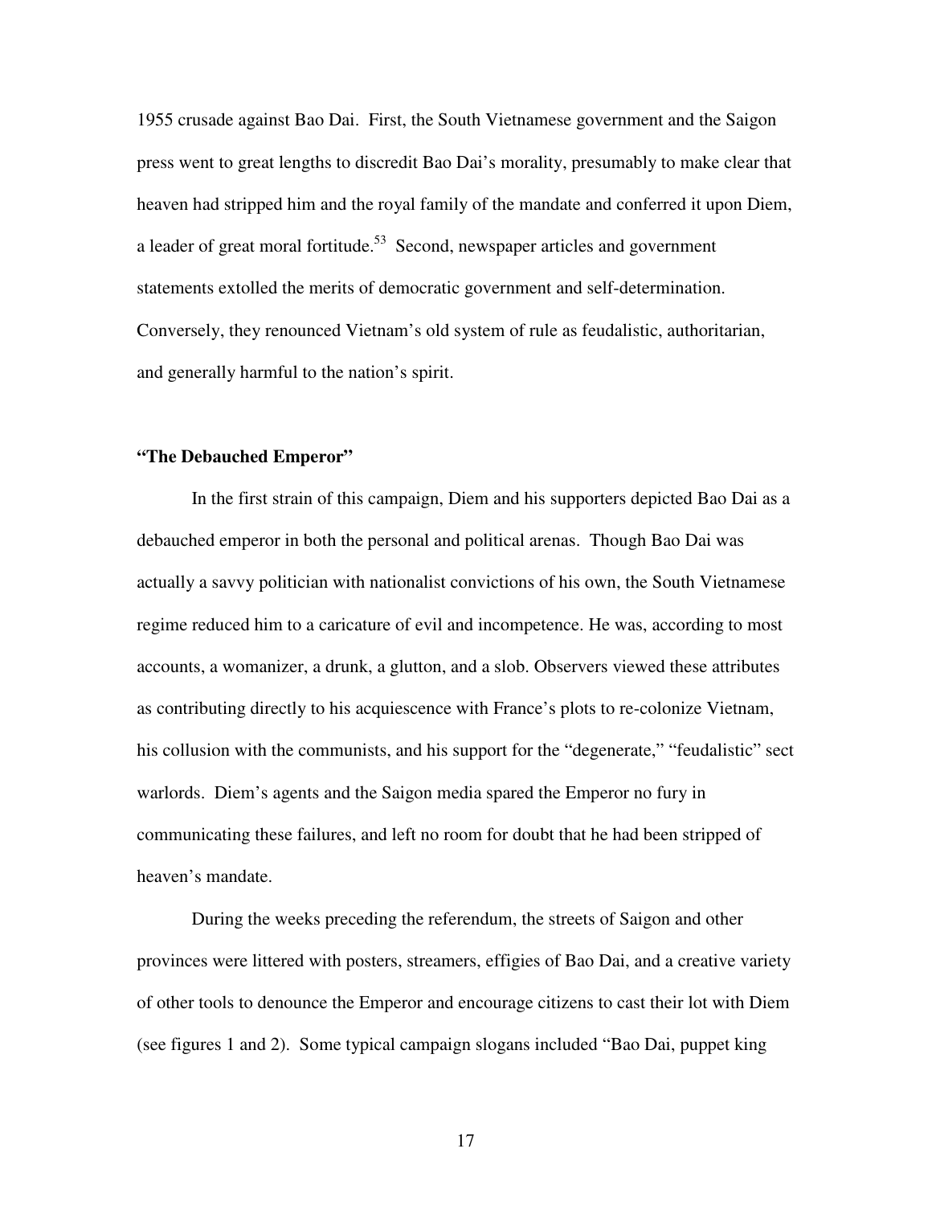1955 crusade against Bao Dai. First, the South Vietnamese government and the Saigon press went to great lengths to discredit Bao Dai's morality, presumably to make clear that heaven had stripped him and the royal family of the mandate and conferred it upon Diem, a leader of great moral fortitude.[53] Second, newspaper articles and government statements extolled the merits of democratic government and self-determination. Conversely, they renounced Vietnam's old system of rule as feudalistic, authoritarian, and generally harmful to the nation's spirit.

### "The Debauched Emperor"

In the first strain of this campaign, Diem and his supporters depicted Bao Dai as a debauched emperor in both the personal and political arenas. Though Bao Dai was actually a savvy politician with nationalist convictions of his own, the South Vietnamese regime reduced him to a caricature of evil and incompetence. He was, according to most accounts, a womanizer, a drunk, a glutton, and a slob. Observers viewed these attributes as contributing directly to his acquiescence with France's plots to re-colonize Vietnam, his collusion with the communists, and his support for the "degenerate," "feudalistic" sect warlords. Diem's agents and the Saigon media spared the Emperor no fury in communicating these failures, and left no room for doubt that he had been stripped of heaven's mandate.

During the weeks preceding the referendum, the streets of Saigon and other provinces were littered with posters, streamers, effigies of Bao Dai, and a creative variety of other tools to denounce the Emperor and encourage citizens to cast their lot with Diem (see figures 1 and 2). Some typical campaign slogans included "Bao Dai, puppet king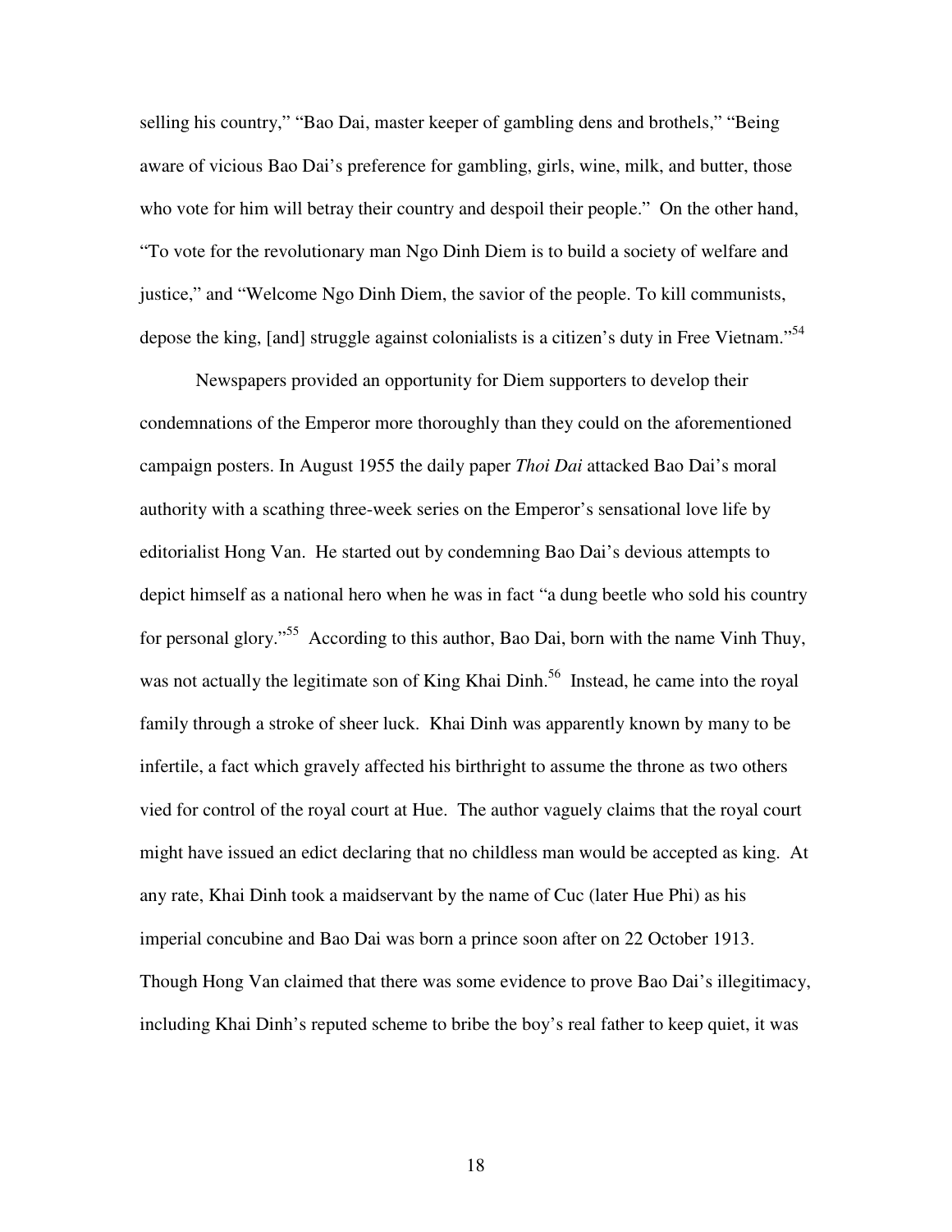selling his country," "Bao Dai, master keeper of gambling dens and brothels," "Being aware of vicious Bao Dai's preference for gambling, girls, wine, milk, and butter, those who vote for him will betray their country and despoil their people." On the other hand, "To vote for the revolutionary man Ngo Dinh Diem is to build a society of welfare and justice," and "Welcome Ngo Dinh Diem, the savior of the people. To kill communists, depose the king, [and] struggle against colonialists is a citizen's duty in Free Vietnam."[54]

Newspapers provided an opportunity for Diem supporters to develop their condemnations of the Emperor more thoroughly than they could on the aforementioned campaign posters. In August 1955 the daily paper *Thoi Dai* attacked Bao Dai's moral authority with a scathing three-week series on the Emperor's sensational love life by editorialist Hong Van. He started out by condemning Bao Dai's devious attempts to depict himself as a national hero when he was in fact "a dung beetle who sold his country for personal glory."[55] According to this author, Bao Dai, born with the name Vinh Thuy, was not actually the legitimate son of King Khai Dinh.[56] Instead, he came into the royal family through a stroke of sheer luck. Khai Dinh was apparently known by many to be infertile, a fact which gravely affected his birthright to assume the throne as two others vied for control of the royal court at Hue. The author vaguely claims that the royal court might have issued an edict declaring that no childless man would be accepted as king. At any rate, Khai Dinh took a maidservant by the name of Cuc (later Hue Phi) as his imperial concubine and Bao Dai was born a prince soon after on 22 October 1913. Though Hong Van claimed that there was some evidence to prove Bao Dai's illegitimacy, including Khai Dinh's reputed scheme to bribe the boy's real father to keep quiet, it was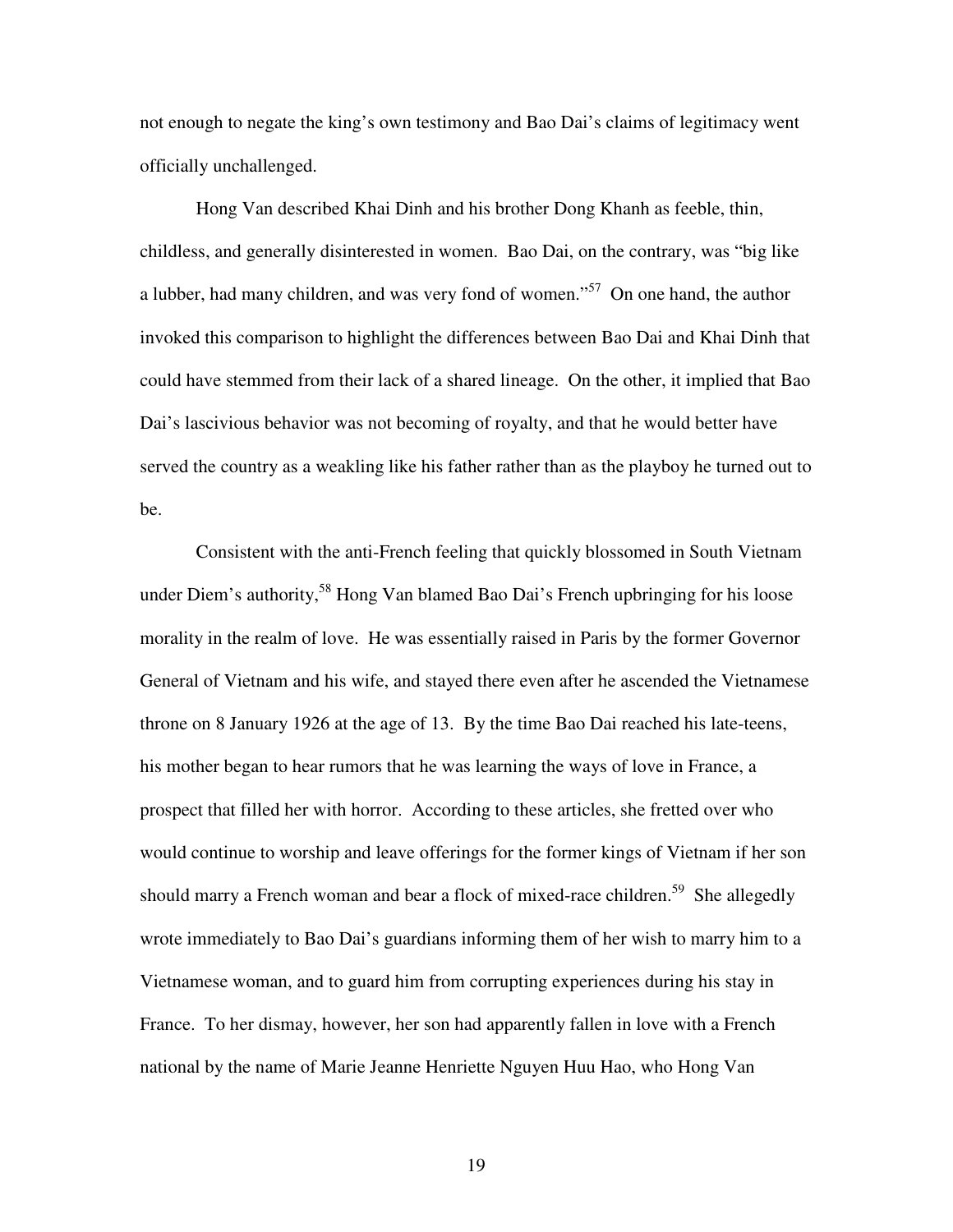not enough to negate the king's own testimony and Bao Dai's claims of legitimacy went officially unchallenged.

Hong Van described Khai Dinh and his brother Dong Khanh as feeble, thin, childless, and generally disinterested in women. Bao Dai, on the contrary, was "big like a lubber, had many children, and was very fond of women."[57] On one hand, the author invoked this comparison to highlight the differences between Bao Dai and Khai Dinh that could have stemmed from their lack of a shared lineage. On the other, it implied that Bao Dai's lascivious behavior was not becoming of royalty, and that he would better have served the country as a weakling like his father rather than as the playboy he turned out to be.

Consistent with the anti-French feeling that quickly blossomed in South Vietnam under Diem's authority,[58] Hong Van blamed Bao Dai's French upbringing for his loose morality in the realm of love. He was essentially raised in Paris by the former Governor General of Vietnam and his wife, and stayed there even after he ascended the Vietnamese throne on 8 January 1926 at the age of 13. By the time Bao Dai reached his late-teens, his mother began to hear rumors that he was learning the ways of love in France, a prospect that filled her with horror. According to these articles, she fretted over who would continue to worship and leave offerings for the former kings of Vietnam if her son should marry a French woman and bear a flock of mixed-race children.[59] She allegedly wrote immediately to Bao Dai's guardians informing them of her wish to marry him to a Vietnamese woman, and to guard him from corrupting experiences during his stay in France. To her dismay, however, her son had apparently fallen in love with a French national by the name of Marie Jeanne Henriette Nguyen Huu Hao, who Hong Van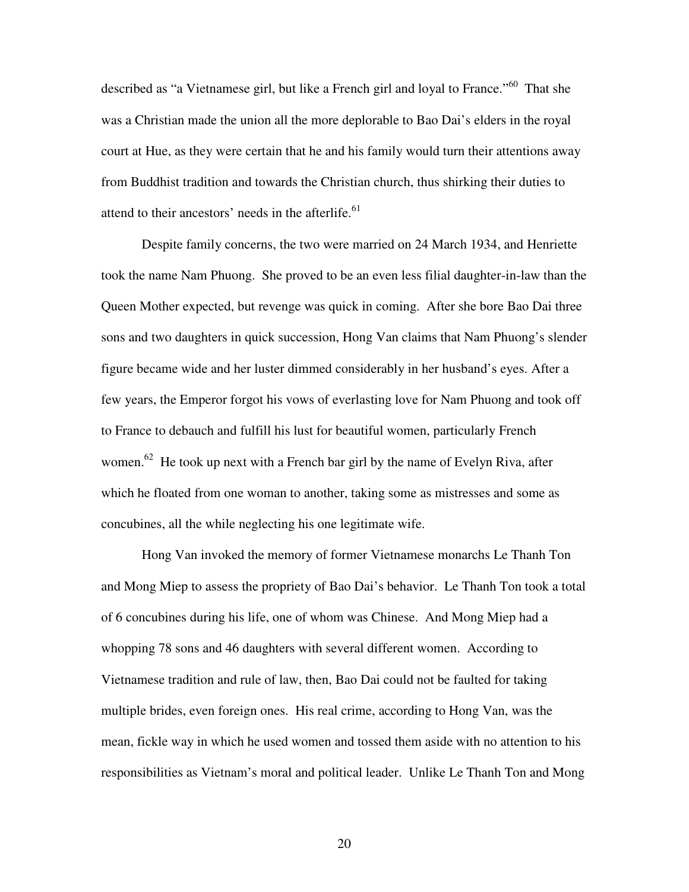described as "a Vietnamese girl, but like a French girl and loyal to France."[60] That she was a Christian made the union all the more deplorable to Bao Dai's elders in the royal court at Hue, as they were certain that he and his family would turn their attentions away from Buddhist tradition and towards the Christian church, thus shirking their duties to attend to their ancestors' needs in the afterlife.[61]

Despite family concerns, the two were married on 24 March 1934, and Henriette took the name Nam Phuong. She proved to be an even less filial daughter-in-law than the Queen Mother expected, but revenge was quick in coming. After she bore Bao Dai three sons and two daughters in quick succession, Hong Van claims that Nam Phuong's slender figure became wide and her luster dimmed considerably in her husband's eyes. After a few years, the Emperor forgot his vows of everlasting love for Nam Phuong and took off to France to debauch and fulfill his lust for beautiful women, particularly French women.[62] He took up next with a French bar girl by the name of Evelyn Riva, after which he floated from one woman to another, taking some as mistresses and some as concubines, all the while neglecting his one legitimate wife.

Hong Van invoked the memory of former Vietnamese monarchs Le Thanh Ton and Mong Miep to assess the propriety of Bao Dai's behavior. Le Thanh Ton took a total of 6 concubines during his life, one of whom was Chinese. And Mong Miep had a whopping 78 sons and 46 daughters with several different women. According to Vietnamese tradition and rule of law, then, Bao Dai could not be faulted for taking multiple brides, even foreign ones. His real crime, according to Hong Van, was the mean, fickle way in which he used women and tossed them aside with no attention to his responsibilities as Vietnam's moral and political leader. Unlike Le Thanh Ton and Mong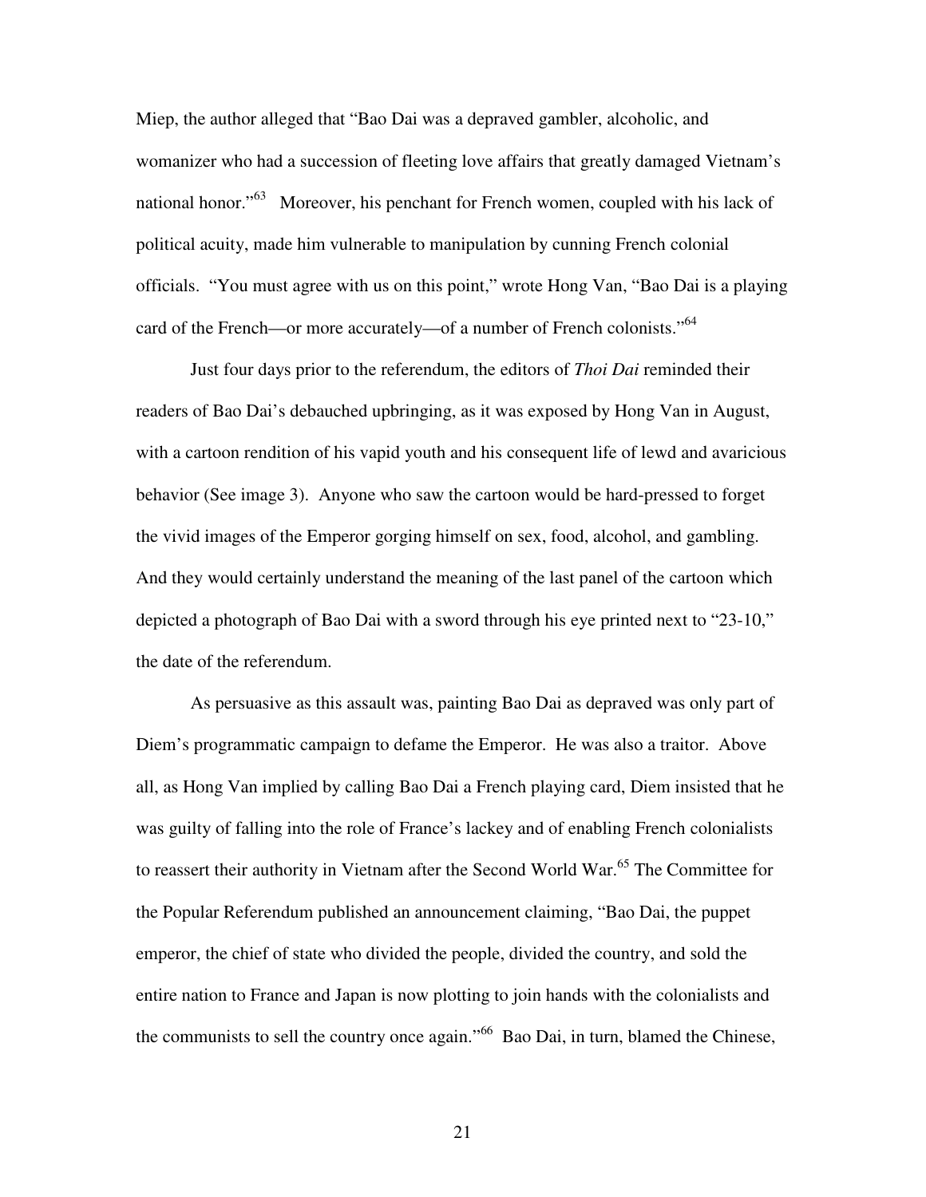Miep, the author alleged that "Bao Dai was a depraved gambler, alcoholic, and womanizer who had a succession of fleeting love affairs that greatly damaged Vietnam's national honor."[63] Moreover, his penchant for French women, coupled with his lack of political acuity, made him vulnerable to manipulation by cunning French colonial officials. "You must agree with us on this point," wrote Hong Van, "Bao Dai is a playing card of the French—or more accurately—of a number of French colonists."[64]

Just four days prior to the referendum, the editors of *Thoi Dai* reminded their readers of Bao Dai's debauched upbringing, as it was exposed by Hong Van in August, with a cartoon rendition of his vapid youth and his consequent life of lewd and avaricious behavior (See image 3). Anyone who saw the cartoon would be hard-pressed to forget the vivid images of the Emperor gorging himself on sex, food, alcohol, and gambling. And they would certainly understand the meaning of the last panel of the cartoon which depicted a photograph of Bao Dai with a sword through his eye printed next to "23-10," the date of the referendum.

As persuasive as this assault was, painting Bao Dai as depraved was only part of Diem's programmatic campaign to defame the Emperor. He was also a traitor. Above all, as Hong Van implied by calling Bao Dai a French playing card, Diem insisted that he was guilty of falling into the role of France's lackey and of enabling French colonialists to reassert their authority in Vietnam after the Second World War.[65] The Committee for the Popular Referendum published an announcement claiming, "Bao Dai, the puppet emperor, the chief of state who divided the people, divided the country, and sold the entire nation to France and Japan is now plotting to join hands with the colonialists and the communists to sell the country once again."[66] Bao Dai, in turn, blamed the Chinese,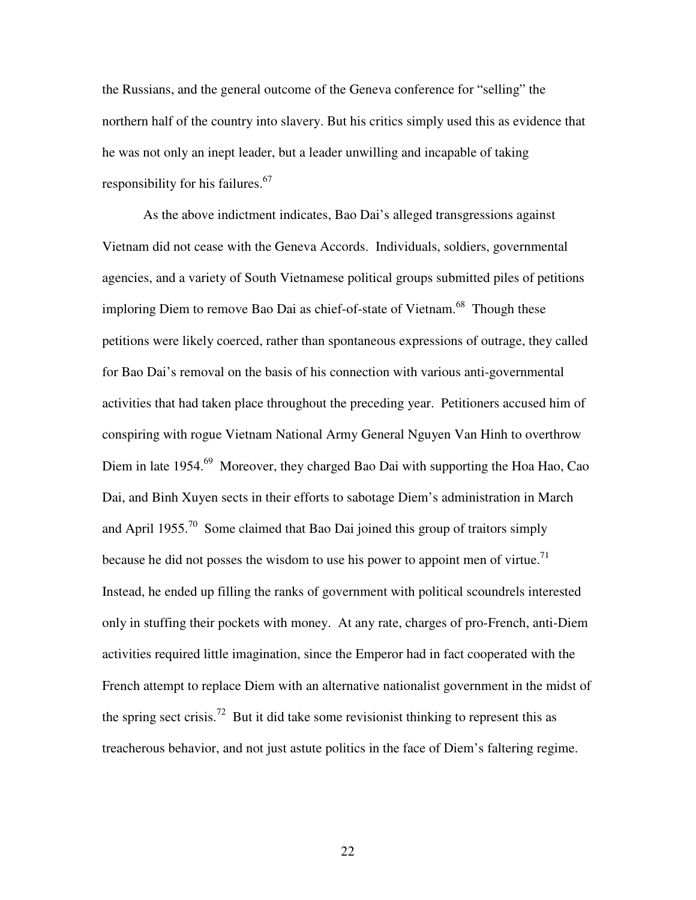the Russians, and the general outcome of the Geneva conference for "selling" the northern half of the country into slavery. But his critics simply used this as evidence that he was not only an inept leader, but a leader unwilling and incapable of taking responsibility for his failures.[67]

As the above indictment indicates, Bao Dai's alleged transgressions against Vietnam did not cease with the Geneva Accords. Individuals, soldiers, governmental agencies, and a variety of South Vietnamese political groups submitted piles of petitions imploring Diem to remove Bao Dai as chief-of-state of Vietnam.[68] Though these petitions were likely coerced, rather than spontaneous expressions of outrage, they called for Bao Dai's removal on the basis of his connection with various anti-governmental activities that had taken place throughout the preceding year. Petitioners accused him of conspiring with rogue Vietnam National Army General Nguyen Van Hinh to overthrow Diem in late 1954.[69] Moreover, they charged Bao Dai with supporting the Hoa Hao, Cao Dai, and Binh Xuyen sects in their efforts to sabotage Diem's administration in March and April 1955.[70] Some claimed that Bao Dai joined this group of traitors simply because he did not posses the wisdom to use his power to appoint men of virtue.[71] Instead, he ended up filling the ranks of government with political scoundrels interested only in stuffing their pockets with money. At any rate, charges of pro-French, anti-Diem activities required little imagination, since the Emperor had in fact cooperated with the French attempt to replace Diem with an alternative nationalist government in the midst of the spring sect crisis.[72] But it did take some revisionist thinking to represent this as treacherous behavior, and not just astute politics in the face of Diem's faltering regime.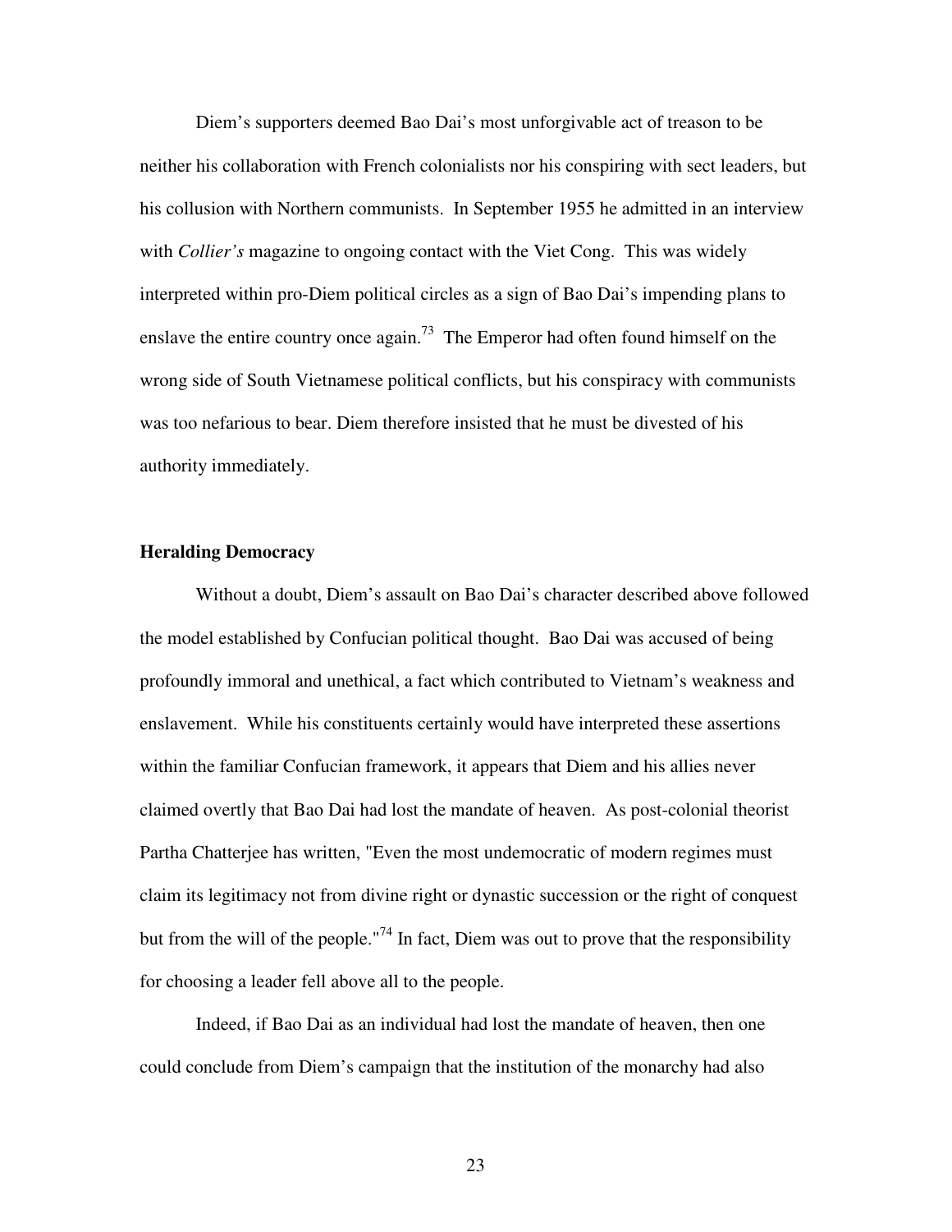Diem's supporters deemed Bao Dai's most unforgivable act of treason to be neither his collaboration with French colonialists nor his conspiring with sect leaders, but his collusion with Northern communists. In September 1955 he admitted in an interview with *Collier's* magazine to ongoing contact with the Viet Cong. This was widely interpreted within pro-Diem political circles as a sign of Bao Dai's impending plans to enslave the entire country once again.[73] The Emperor had often found himself on the wrong side of South Vietnamese political conflicts, but his conspiracy with communists was too nefarious to bear. Diem therefore insisted that he must be divested of his authority immediately.

**Heralding Democracy**

Without a doubt, Diem's assault on Bao Dai's character described above followed the model established by Confucian political thought. Bao Dai was accused of being profoundly immoral and unethical, a fact which contributed to Vietnam's weakness and enslavement. While his constituents certainly would have interpreted these assertions within the familiar Confucian framework, it appears that Diem and his allies never claimed overtly that Bao Dai had lost the mandate of heaven. As post-colonial theorist Partha Chatterjee has written, "Even the most undemocratic of modern regimes must claim its legitimacy not from divine right or dynastic succession or the right of conquest but from the will of the people."[74] In fact, Diem was out to prove that the responsibility for choosing a leader fell above all to the people.

Indeed, if Bao Dai as an individual had lost the mandate of heaven, then one could conclude from Diem's campaign that the institution of the monarchy had also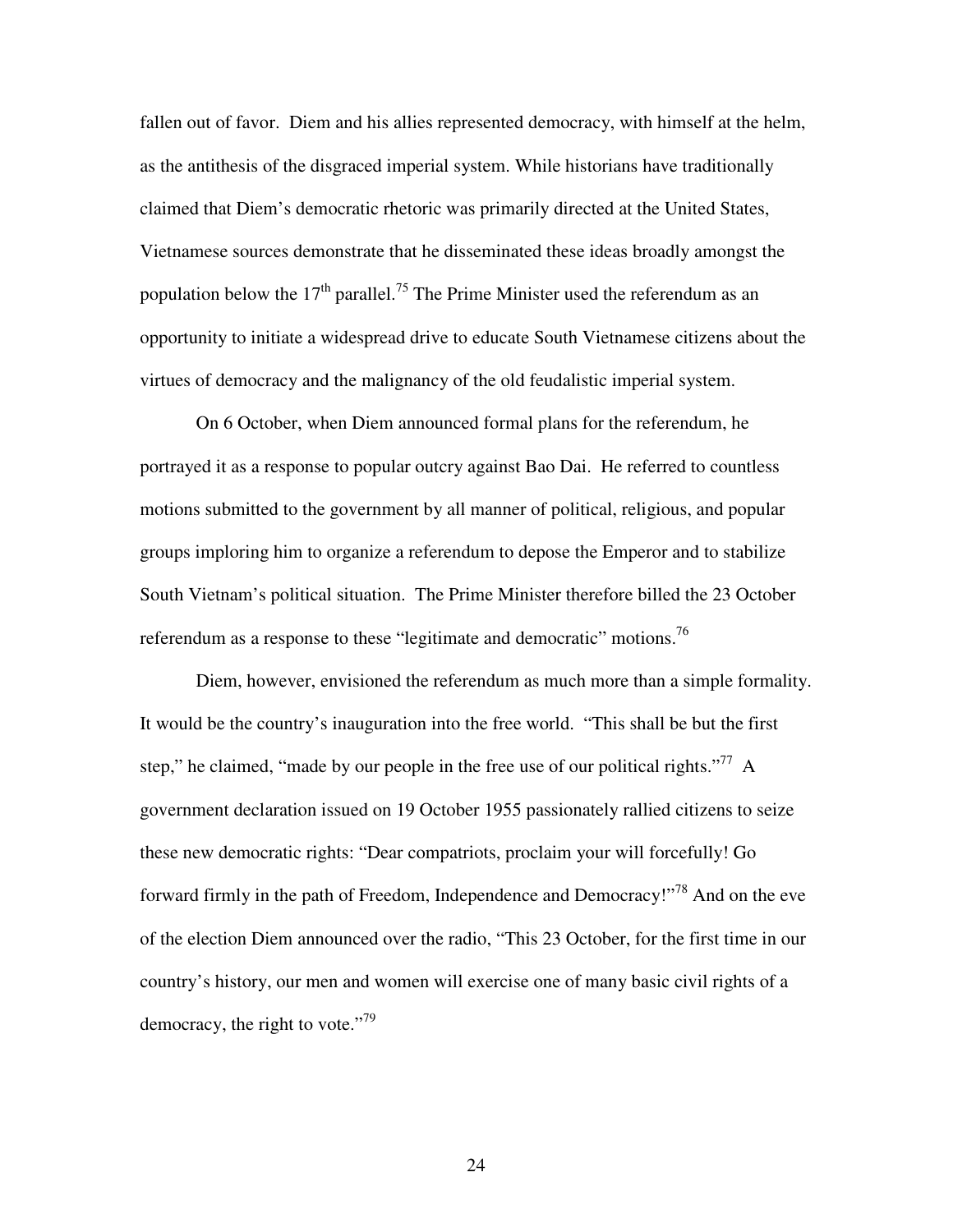fallen out of favor. Diem and his allies represented democracy, with himself at the helm, as the antithesis of the disgraced imperial system. While historians have traditionally claimed that Diem's democratic rhetoric was primarily directed at the United States, Vietnamese sources demonstrate that he disseminated these ideas broadly amongst the population below the 17th parallel.[75] The Prime Minister used the referendum as an opportunity to initiate a widespread drive to educate South Vietnamese citizens about the virtues of democracy and the malignancy of the old feudalistic imperial system.

On 6 October, when Diem announced formal plans for the referendum, he portrayed it as a response to popular outcry against Bao Dai. He referred to countless motions submitted to the government by all manner of political, religious, and popular groups imploring him to organize a referendum to depose the Emperor and to stabilize South Vietnam's political situation. The Prime Minister therefore billed the 23 October referendum as a response to these "legitimate and democratic" motions.[76]

Diem, however, envisioned the referendum as much more than a simple formality. It would be the country's inauguration into the free world. "This shall be but the first step," he claimed, "made by our people in the free use of our political rights."[77] A government declaration issued on 19 October 1955 passionately rallied citizens to seize these new democratic rights: "Dear compatriots, proclaim your will forcefully! Go forward firmly in the path of Freedom, Independence and Democracy!"[78] And on the eve of the election Diem announced over the radio, "This 23 October, for the first time in our country's history, our men and women will exercise one of many basic civil rights of a democracy, the right to vote."[79]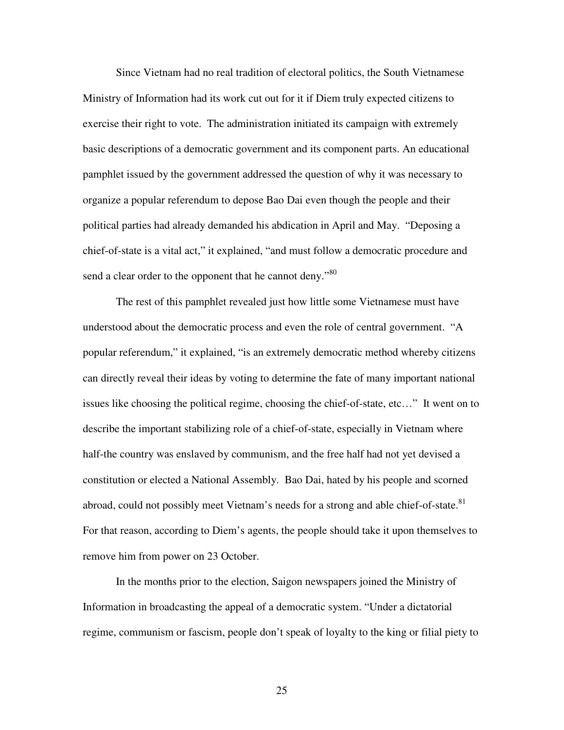Since Vietnam had no real tradition of electoral politics, the South Vietnamese Ministry of Information had its work cut out for it if Diem truly expected citizens to exercise their right to vote. The administration initiated its campaign with extremely basic descriptions of a democratic government and its component parts. An educational pamphlet issued by the government addressed the question of why it was necessary to organize a popular referendum to depose Bao Dai even though the people and their political parties had already demanded his abdication in April and May. "Deposing a chief-of-state is a vital act," it explained, "and must follow a democratic procedure and send a clear order to the opponent that he cannot deny."[80]

The rest of this pamphlet revealed just how little some Vietnamese must have understood about the democratic process and even the role of central government. "A popular referendum," it explained, "is an extremely democratic method whereby citizens can directly reveal their ideas by voting to determine the fate of many important national issues like choosing the political regime, choosing the chief-of-state, etc…" It went on to describe the important stabilizing role of a chief-of-state, especially in Vietnam where half-the country was enslaved by communism, and the free half had not yet devised a constitution or elected a National Assembly. Bao Dai, hated by his people and scorned abroad, could not possibly meet Vietnam's needs for a strong and able chief-of-state.[81] For that reason, according to Diem's agents, the people should take it upon themselves to remove him from power on 23 October.

In the months prior to the election, Saigon newspapers joined the Ministry of Information in broadcasting the appeal of a democratic system. "Under a dictatorial regime, communism or fascism, people don't speak of loyalty to the king or filial piety to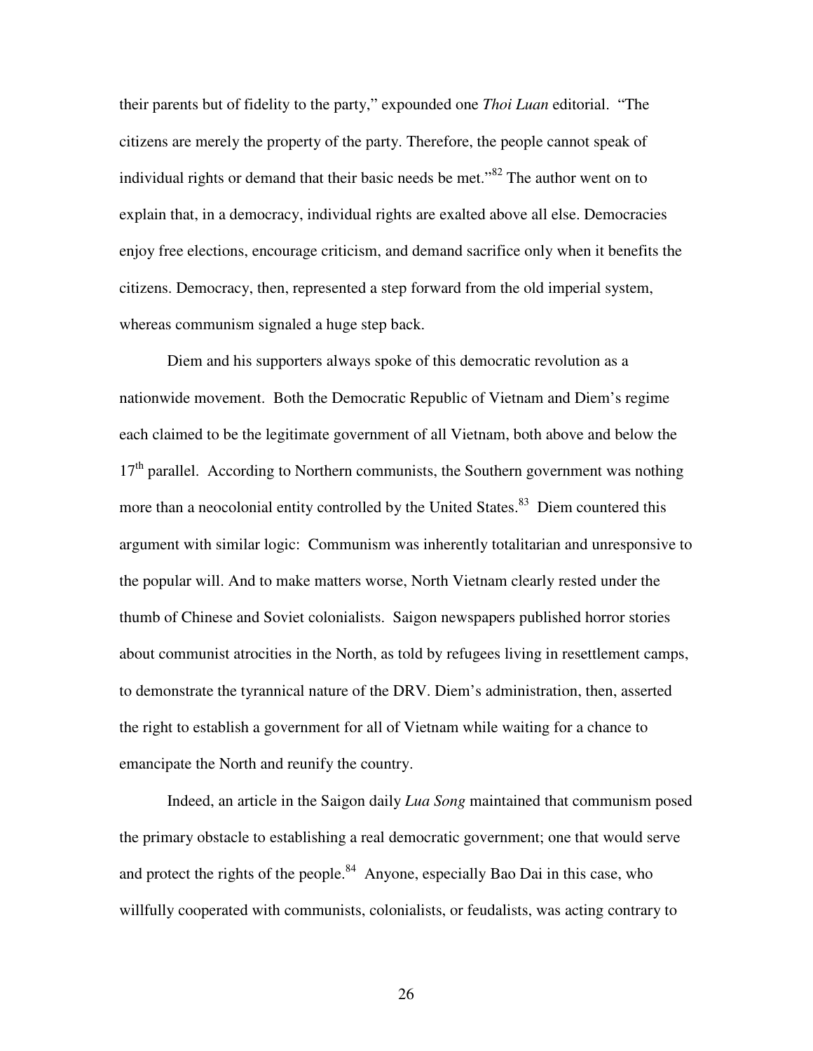their parents but of fidelity to the party," expounded one *Thoi Luan* editorial. "The citizens are merely the property of the party. Therefore, the people cannot speak of individual rights or demand that their basic needs be met."[82] The author went on to explain that, in a democracy, individual rights are exalted above all else. Democracies enjoy free elections, encourage criticism, and demand sacrifice only when it benefits the citizens. Democracy, then, represented a step forward from the old imperial system, whereas communism signaled a huge step back.

Diem and his supporters always spoke of this democratic revolution as a nationwide movement. Both the Democratic Republic of Vietnam and Diem's regime each claimed to be the legitimate government of all Vietnam, both above and below the 17th parallel. According to Northern communists, the Southern government was nothing more than a neocolonial entity controlled by the United States.[83] Diem countered this argument with similar logic: Communism was inherently totalitarian and unresponsive to the popular will. And to make matters worse, North Vietnam clearly rested under the thumb of Chinese and Soviet colonialists. Saigon newspapers published horror stories about communist atrocities in the North, as told by refugees living in resettlement camps, to demonstrate the tyrannical nature of the DRV. Diem's administration, then, asserted the right to establish a government for all of Vietnam while waiting for a chance to emancipate the North and reunify the country.

Indeed, an article in the Saigon daily *Lua Song* maintained that communism posed the primary obstacle to establishing a real democratic government; one that would serve and protect the rights of the people.[84] Anyone, especially Bao Dai in this case, who willfully cooperated with communists, colonialists, or feudalists, was acting contrary to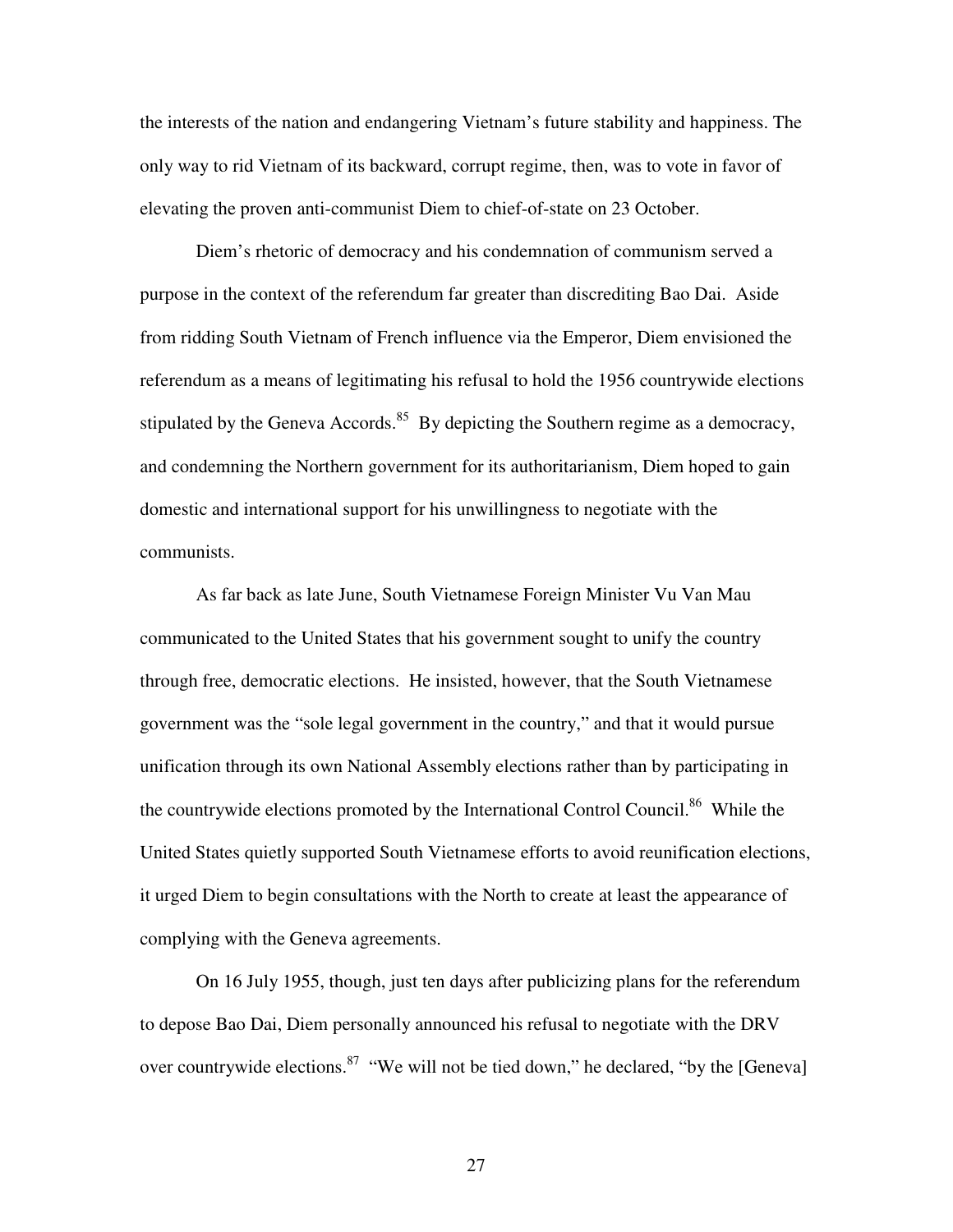the interests of the nation and endangering Vietnam's future stability and happiness. The only way to rid Vietnam of its backward, corrupt regime, then, was to vote in favor of elevating the proven anti-communist Diem to chief-of-state on 23 October.

Diem's rhetoric of democracy and his condemnation of communism served a purpose in the context of the referendum far greater than discrediting Bao Dai. Aside from ridding South Vietnam of French influence via the Emperor, Diem envisioned the referendum as a means of legitimating his refusal to hold the 1956 countrywide elections stipulated by the Geneva Accords.[85] By depicting the Southern regime as a democracy, and condemning the Northern government for its authoritarianism, Diem hoped to gain domestic and international support for his unwillingness to negotiate with the communists.

As far back as late June, South Vietnamese Foreign Minister Vu Van Mau communicated to the United States that his government sought to unify the country through free, democratic elections. He insisted, however, that the South Vietnamese government was the "sole legal government in the country," and that it would pursue unification through its own National Assembly elections rather than by participating in the countrywide elections promoted by the International Control Council.[86] While the United States quietly supported South Vietnamese efforts to avoid reunification elections, it urged Diem to begin consultations with the North to create at least the appearance of complying with the Geneva agreements.

On 16 July 1955, though, just ten days after publicizing plans for the referendum to depose Bao Dai, Diem personally announced his refusal to negotiate with the DRV over countrywide elections.[87] "We will not be tied down," he declared, "by the [Geneva]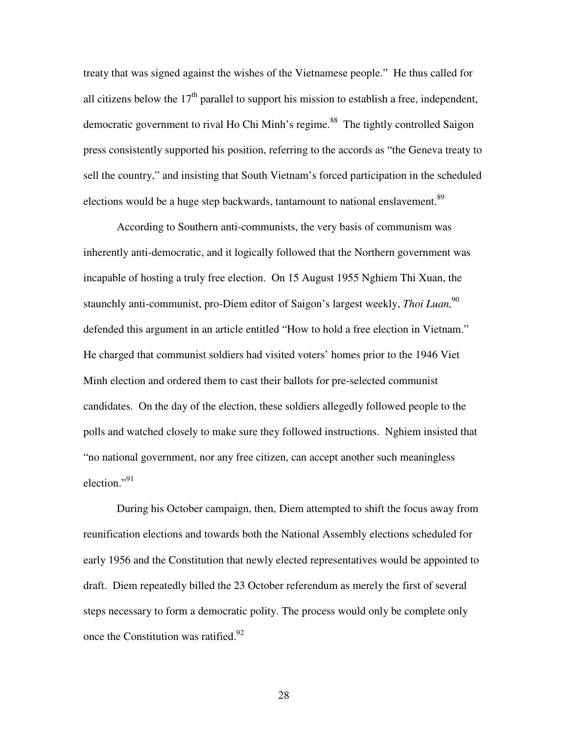treaty that was signed against the wishes of the Vietnamese people." He thus called for all citizens below the 17th parallel to support his mission to establish a free, independent, democratic government to rival Ho Chi Minh's regime.[88] The tightly controlled Saigon press consistently supported his position, referring to the accords as "the Geneva treaty to sell the country," and insisting that South Vietnam's forced participation in the scheduled elections would be a huge step backwards, tantamount to national enslavement.[89]

According to Southern anti-communists, the very basis of communism was inherently anti-democratic, and it logically followed that the Northern government was incapable of hosting a truly free election. On 15 August 1955 Nghiem Thi Xuan, the staunchly anti-communist, pro-Diem editor of Saigon's largest weekly, *Thoi Luan,*[90] defended this argument in an article entitled "How to hold a free election in Vietnam." He charged that communist soldiers had visited voters' homes prior to the 1946 Viet Minh election and ordered them to cast their ballots for pre-selected communist candidates. On the day of the election, these soldiers allegedly followed people to the polls and watched closely to make sure they followed instructions. Nghiem insisted that "no national government, nor any free citizen, can accept another such meaningless election."[91]

During his October campaign, then, Diem attempted to shift the focus away from reunification elections and towards both the National Assembly elections scheduled for early 1956 and the Constitution that newly elected representatives would be appointed to draft. Diem repeatedly billed the 23 October referendum as merely the first of several steps necessary to form a democratic polity. The process would only be complete only once the Constitution was ratified.[92]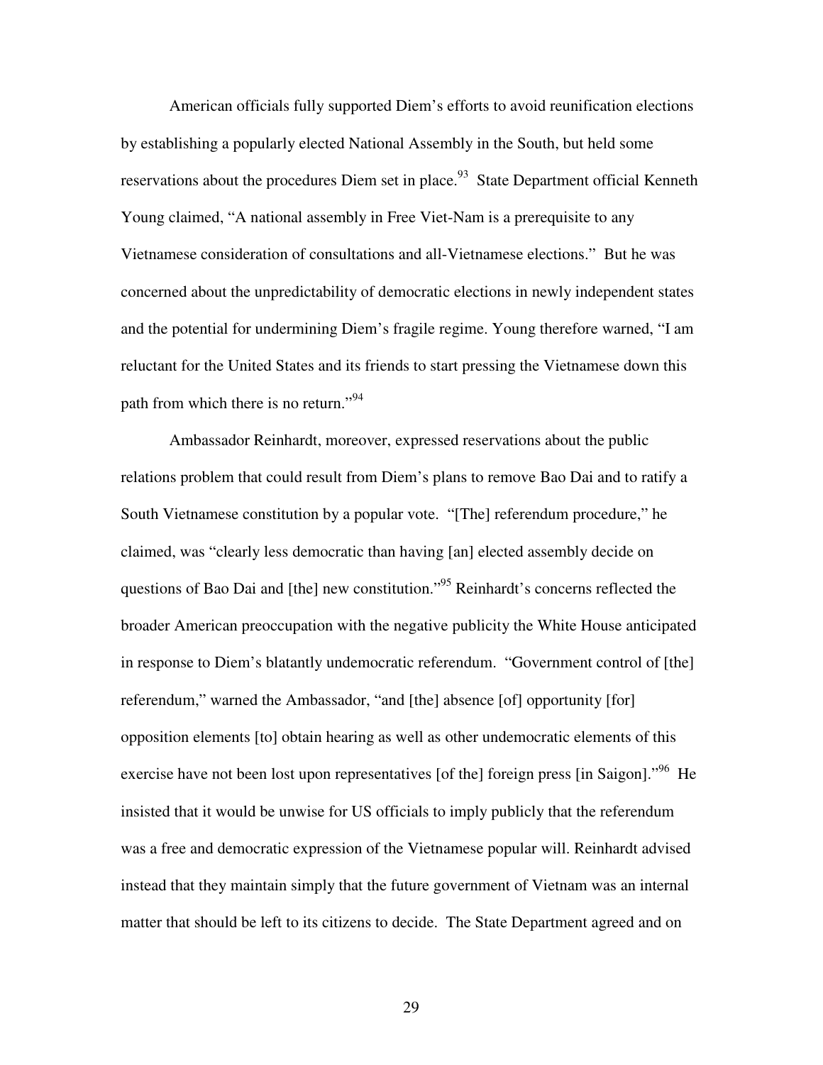American officials fully supported Diem's efforts to avoid reunification elections by establishing a popularly elected National Assembly in the South, but held some reservations about the procedures Diem set in place.[93] State Department official Kenneth Young claimed, "A national assembly in Free Viet-Nam is a prerequisite to any Vietnamese consideration of consultations and all-Vietnamese elections." But he was concerned about the unpredictability of democratic elections in newly independent states and the potential for undermining Diem's fragile regime. Young therefore warned, "I am reluctant for the United States and its friends to start pressing the Vietnamese down this path from which there is no return."[94]

Ambassador Reinhardt, moreover, expressed reservations about the public relations problem that could result from Diem's plans to remove Bao Dai and to ratify a South Vietnamese constitution by a popular vote. "[The] referendum procedure," he claimed, was "clearly less democratic than having [an] elected assembly decide on questions of Bao Dai and [the] new constitution."[95] Reinhardt's concerns reflected the broader American preoccupation with the negative publicity the White House anticipated in response to Diem's blatantly undemocratic referendum. "Government control of [the] referendum," warned the Ambassador, "and [the] absence [of] opportunity [for] opposition elements [to] obtain hearing as well as other undemocratic elements of this exercise have not been lost upon representatives [of the] foreign press [in Saigon]."[96] He insisted that it would be unwise for US officials to imply publicly that the referendum was a free and democratic expression of the Vietnamese popular will. Reinhardt advised instead that they maintain simply that the future government of Vietnam was an internal matter that should be left to its citizens to decide. The State Department agreed and on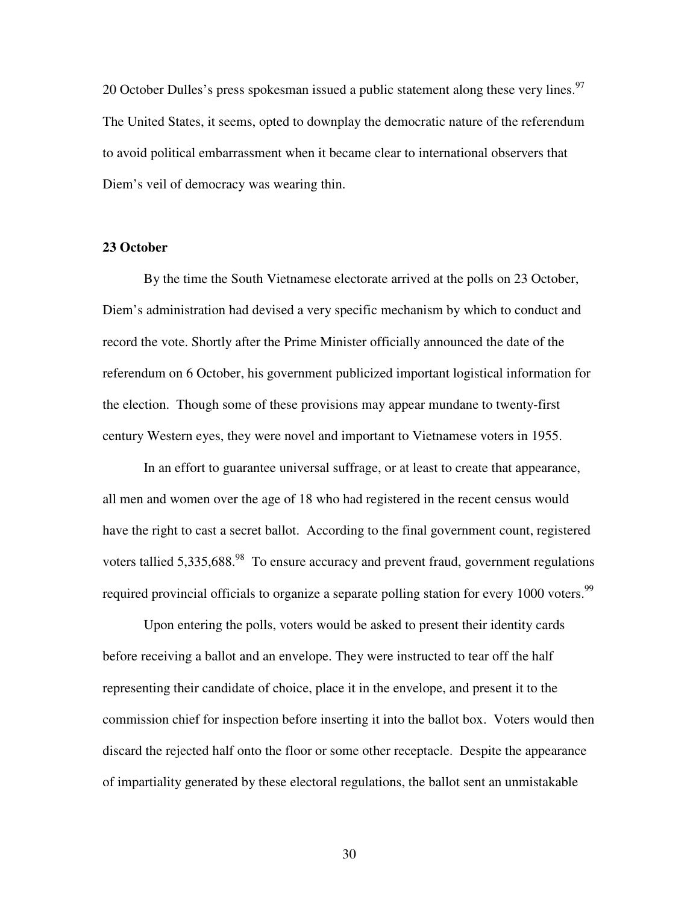20 October Dulles's press spokesman issued a public statement along these very lines.[97] The United States, it seems, opted to downplay the democratic nature of the referendum to avoid political embarrassment when it became clear to international observers that Diem's veil of democracy was wearing thin.

**23 October**

By the time the South Vietnamese electorate arrived at the polls on 23 October, Diem's administration had devised a very specific mechanism by which to conduct and record the vote. Shortly after the Prime Minister officially announced the date of the referendum on 6 October, his government publicized important logistical information for the election. Though some of these provisions may appear mundane to twenty-first century Western eyes, they were novel and important to Vietnamese voters in 1955.

In an effort to guarantee universal suffrage, or at least to create that appearance, all men and women over the age of 18 who had registered in the recent census would have the right to cast a secret ballot. According to the final government count, registered voters tallied 5,335,688.[98] To ensure accuracy and prevent fraud, government regulations required provincial officials to organize a separate polling station for every 1000 voters.[99]

Upon entering the polls, voters would be asked to present their identity cards before receiving a ballot and an envelope. They were instructed to tear off the half representing their candidate of choice, place it in the envelope, and present it to the commission chief for inspection before inserting it into the ballot box. Voters would then discard the rejected half onto the floor or some other receptacle. Despite the appearance of impartiality generated by these electoral regulations, the ballot sent an unmistakable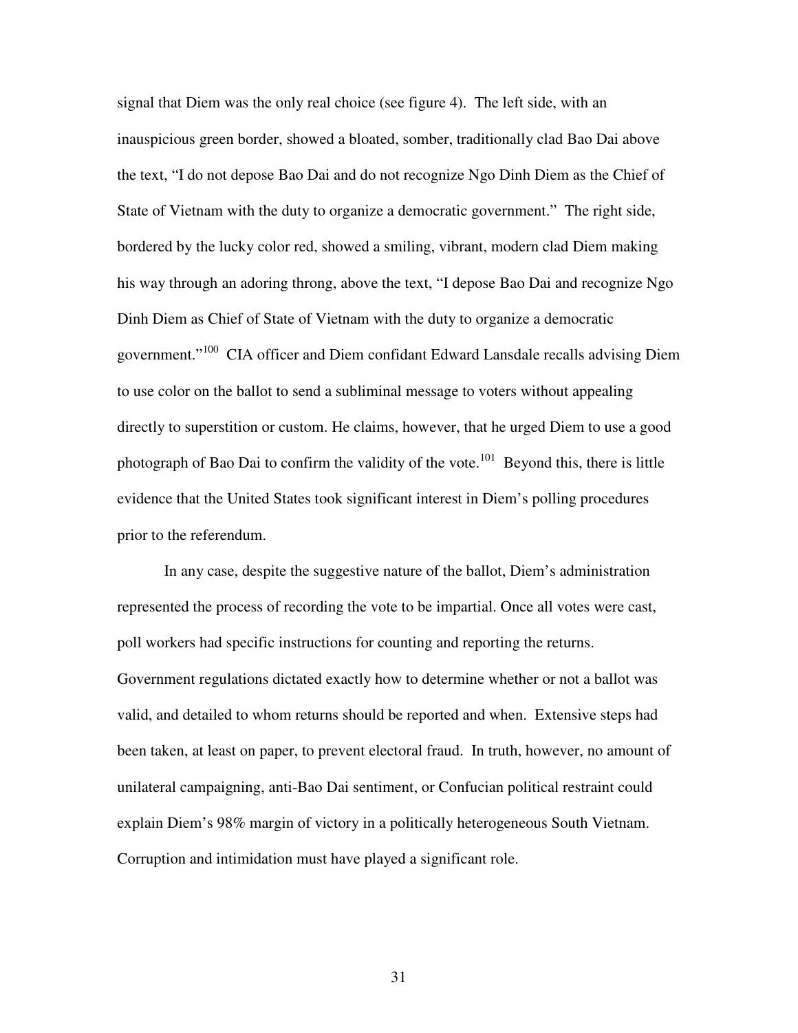signal that Diem was the only real choice (see figure 4). The left side, with an inauspicious green border, showed a bloated, somber, traditionally clad Bao Dai above the text, "I do not depose Bao Dai and do not recognize Ngo Dinh Diem as the Chief of State of Vietnam with the duty to organize a democratic government." The right side, bordered by the lucky color red, showed a smiling, vibrant, modern clad Diem making his way through an adoring throng, above the text, "I depose Bao Dai and recognize Ngo Dinh Diem as Chief of State of Vietnam with the duty to organize a democratic government."[100] CIA officer and Diem confidant Edward Lansdale recalls advising Diem to use color on the ballot to send a subliminal message to voters without appealing directly to superstition or custom. He claims, however, that he urged Diem to use a good photograph of Bao Dai to confirm the validity of the vote.[101] Beyond this, there is little evidence that the United States took significant interest in Diem's polling procedures prior to the referendum.

In any case, despite the suggestive nature of the ballot, Diem's administration represented the process of recording the vote to be impartial. Once all votes were cast, poll workers had specific instructions for counting and reporting the returns. Government regulations dictated exactly how to determine whether or not a ballot was valid, and detailed to whom returns should be reported and when. Extensive steps had been taken, at least on paper, to prevent electoral fraud. In truth, however, no amount of unilateral campaigning, anti-Bao Dai sentiment, or Confucian political restraint could explain Diem's 98% margin of victory in a politically heterogeneous South Vietnam. Corruption and intimidation must have played a significant role.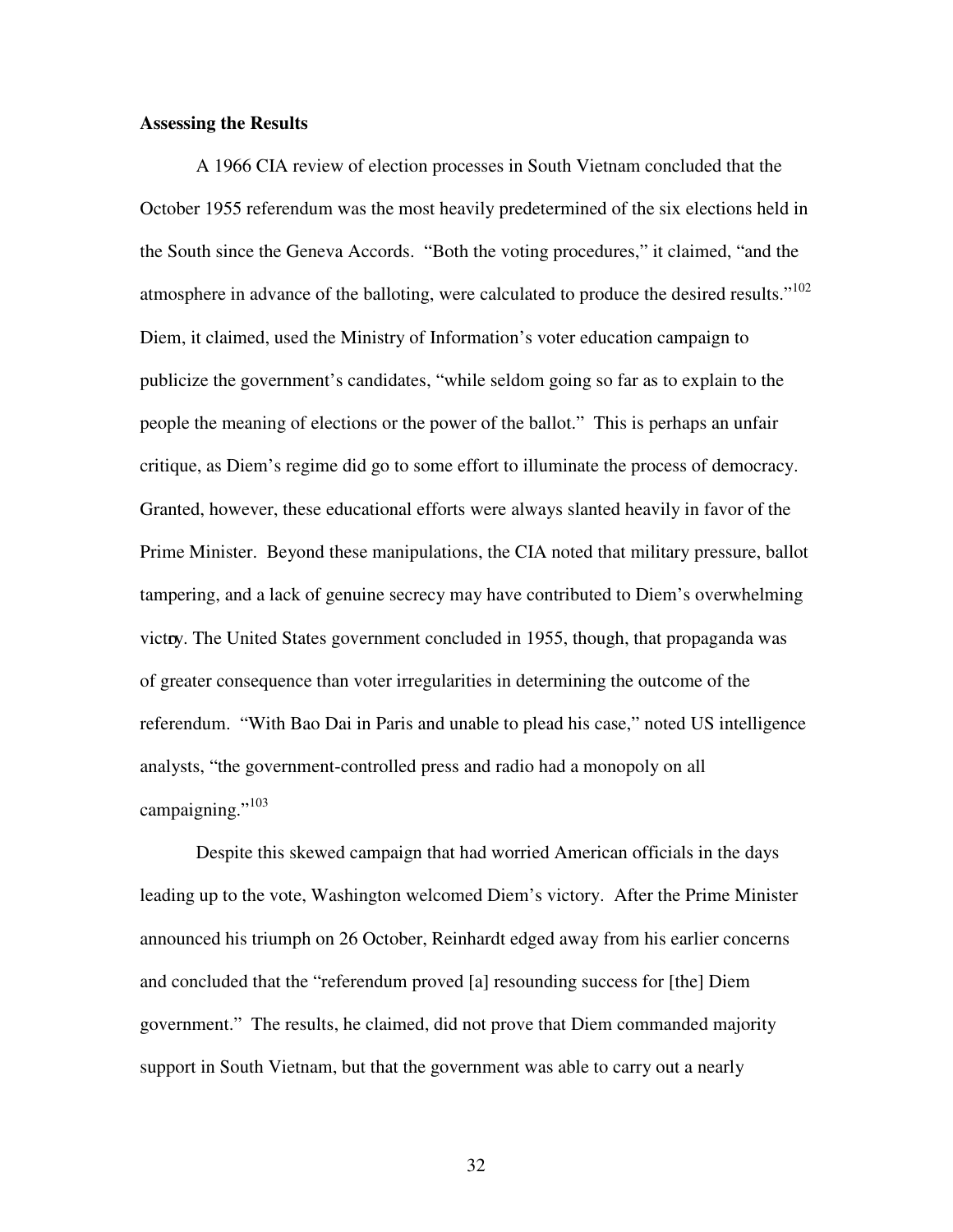**Assessing the Results**

A 1966 CIA review of election processes in South Vietnam concluded that the October 1955 referendum was the most heavily predetermined of the six elections held in the South since the Geneva Accords. "Both the voting procedures," it claimed, "and the atmosphere in advance of the balloting, were calculated to produce the desired results."[102] Diem, it claimed, used the Ministry of Information's voter education campaign to publicize the government's candidates, "while seldom going so far as to explain to the people the meaning of elections or the power of the ballot." This is perhaps an unfair critique, as Diem's regime did go to some effort to illuminate the process of democracy. Granted, however, these educational efforts were always slanted heavily in favor of the Prime Minister. Beyond these manipulations, the CIA noted that military pressure, ballot tampering, and a lack of genuine secrecy may have contributed to Diem's overwhelming victory. The United States government concluded in 1955, though, that propaganda was of greater consequence than voter irregularities in determining the outcome of the referendum. "With Bao Dai in Paris and unable to plead his case," noted US intelligence analysts, "the government-controlled press and radio had a monopoly on all campaigning."[103]

Despite this skewed campaign that had worried American officials in the days leading up to the vote, Washington welcomed Diem's victory. After the Prime Minister announced his triumph on 26 October, Reinhardt edged away from his earlier concerns and concluded that the "referendum proved [a] resounding success for [the] Diem government." The results, he claimed, did not prove that Diem commanded majority support in South Vietnam, but that the government was able to carry out a nearly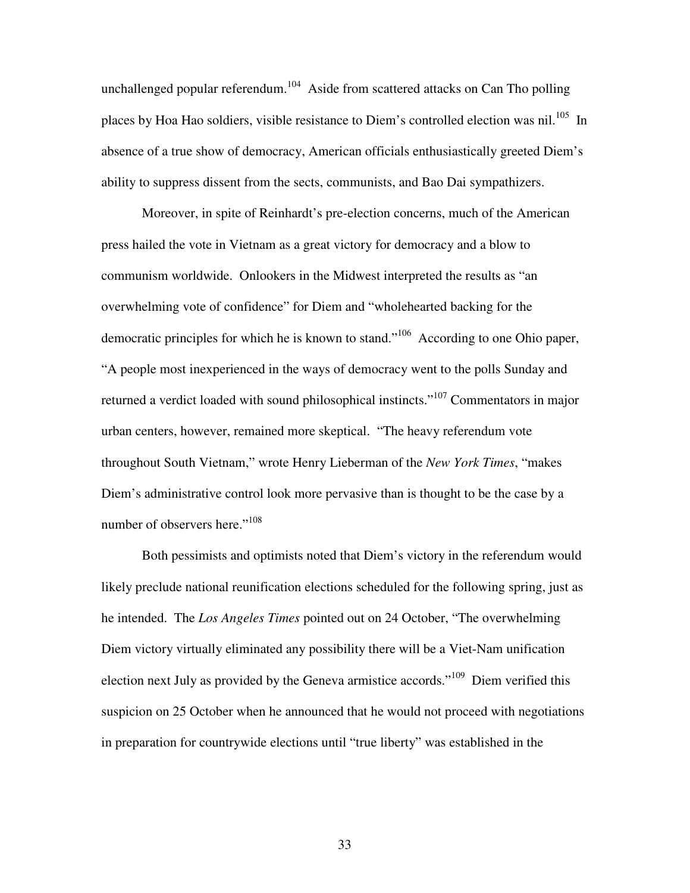unchallenged popular referendum.[104] Aside from scattered attacks on Can Tho polling places by Hoa Hao soldiers, visible resistance to Diem's controlled election was nil.[105] In absence of a true show of democracy, American officials enthusiastically greeted Diem's ability to suppress dissent from the sects, communists, and Bao Dai sympathizers.

Moreover, in spite of Reinhardt's pre-election concerns, much of the American press hailed the vote in Vietnam as a great victory for democracy and a blow to communism worldwide. Onlookers in the Midwest interpreted the results as "an overwhelming vote of confidence" for Diem and "wholehearted backing for the democratic principles for which he is known to stand."[106] According to one Ohio paper, "A people most inexperienced in the ways of democracy went to the polls Sunday and returned a verdict loaded with sound philosophical instincts."[107] Commentators in major urban centers, however, remained more skeptical. "The heavy referendum vote throughout South Vietnam," wrote Henry Lieberman of the *New York Times*, "makes Diem's administrative control look more pervasive than is thought to be the case by a number of observers here."[108]

Both pessimists and optimists noted that Diem's victory in the referendum would likely preclude national reunification elections scheduled for the following spring, just as he intended. The *Los Angeles Times* pointed out on 24 October, "The overwhelming Diem victory virtually eliminated any possibility there will be a Viet-Nam unification election next July as provided by the Geneva armistice accords."[109] Diem verified this suspicion on 25 October when he announced that he would not proceed with negotiations in preparation for countrywide elections until "true liberty" was established in the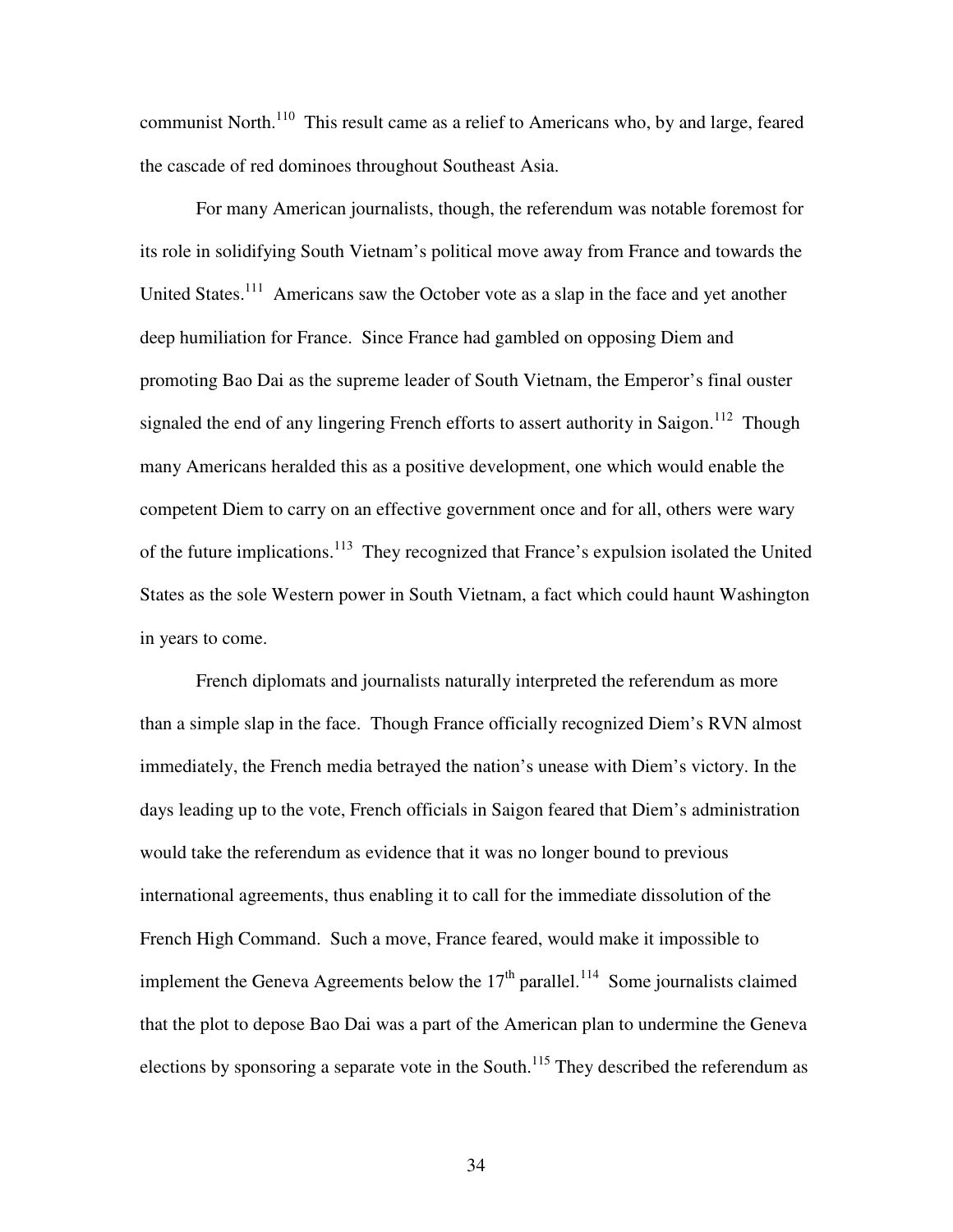communist North.[110] This result came as a relief to Americans who, by and large, feared the cascade of red dominoes throughout Southeast Asia.

For many American journalists, though, the referendum was notable foremost for its role in solidifying South Vietnam's political move away from France and towards the United States.[111] Americans saw the October vote as a slap in the face and yet another deep humiliation for France. Since France had gambled on opposing Diem and promoting Bao Dai as the supreme leader of South Vietnam, the Emperor's final ouster signaled the end of any lingering French efforts to assert authority in Saigon.[112] Though many Americans heralded this as a positive development, one which would enable the competent Diem to carry on an effective government once and for all, others were wary of the future implications.[113] They recognized that France's expulsion isolated the United States as the sole Western power in South Vietnam, a fact which could haunt Washington in years to come.

French diplomats and journalists naturally interpreted the referendum as more than a simple slap in the face. Though France officially recognized Diem's RVN almost immediately, the French media betrayed the nation's unease with Diem's victory. In the days leading up to the vote, French officials in Saigon feared that Diem's administration would take the referendum as evidence that it was no longer bound to previous international agreements, thus enabling it to call for the immediate dissolution of the French High Command. Such a move, France feared, would make it impossible to implement the Geneva Agreements below the 17th parallel.[114] Some journalists claimed that the plot to depose Bao Dai was a part of the American plan to undermine the Geneva elections by sponsoring a separate vote in the South.[115] They described the referendum as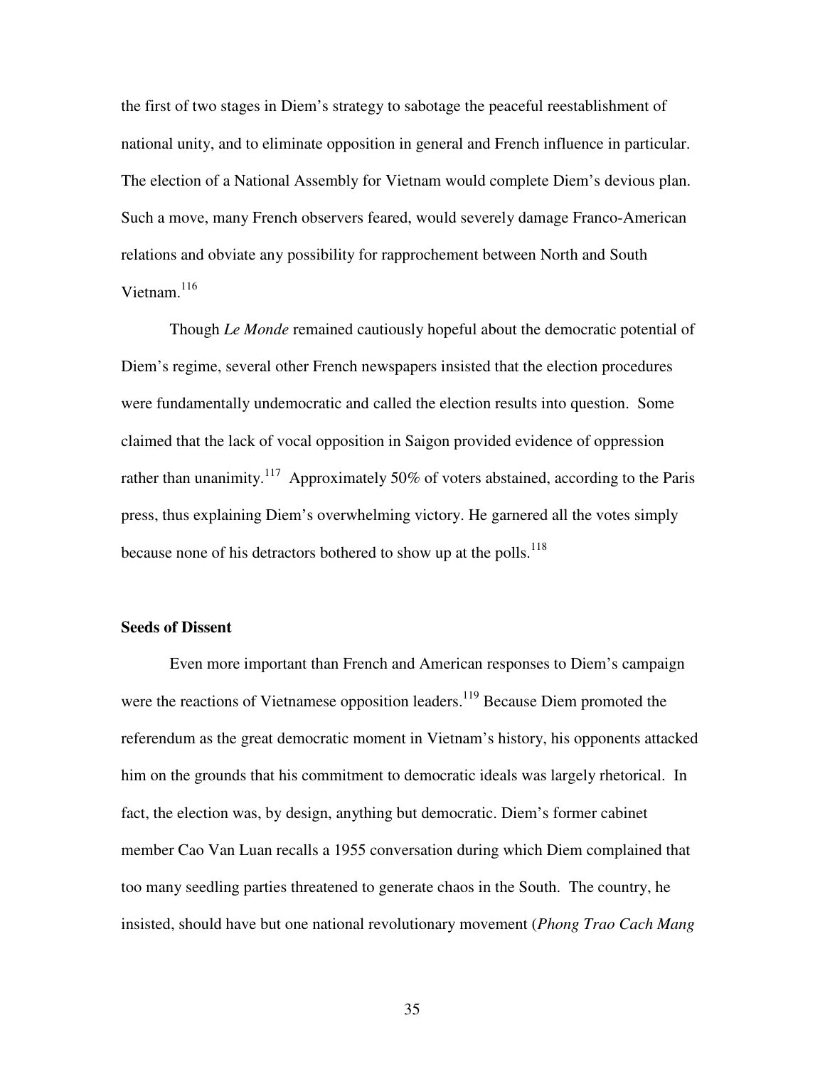the first of two stages in Diem's strategy to sabotage the peaceful reestablishment of national unity, and to eliminate opposition in general and French influence in particular. The election of a National Assembly for Vietnam would complete Diem's devious plan. Such a move, many French observers feared, would severely damage Franco-American relations and obviate any possibility for rapprochement between North and South Vietnam.[116]

Though *Le Monde* remained cautiously hopeful about the democratic potential of Diem's regime, several other French newspapers insisted that the election procedures were fundamentally undemocratic and called the election results into question. Some claimed that the lack of vocal opposition in Saigon provided evidence of oppression rather than unanimity.[117] Approximately 50% of voters abstained, according to the Paris press, thus explaining Diem's overwhelming victory. He garnered all the votes simply because none of his detractors bothered to show up at the polls.[118]

**Seeds of Dissent**

Even more important than French and American responses to Diem's campaign were the reactions of Vietnamese opposition leaders.[119] Because Diem promoted the referendum as the great democratic moment in Vietnam's history, his opponents attacked him on the grounds that his commitment to democratic ideals was largely rhetorical. In fact, the election was, by design, anything but democratic. Diem's former cabinet member Cao Van Luan recalls a 1955 conversation during which Diem complained that too many seedling parties threatened to generate chaos in the South. The country, he insisted, should have but one national revolutionary movement (*Phong Trao Cach Mang*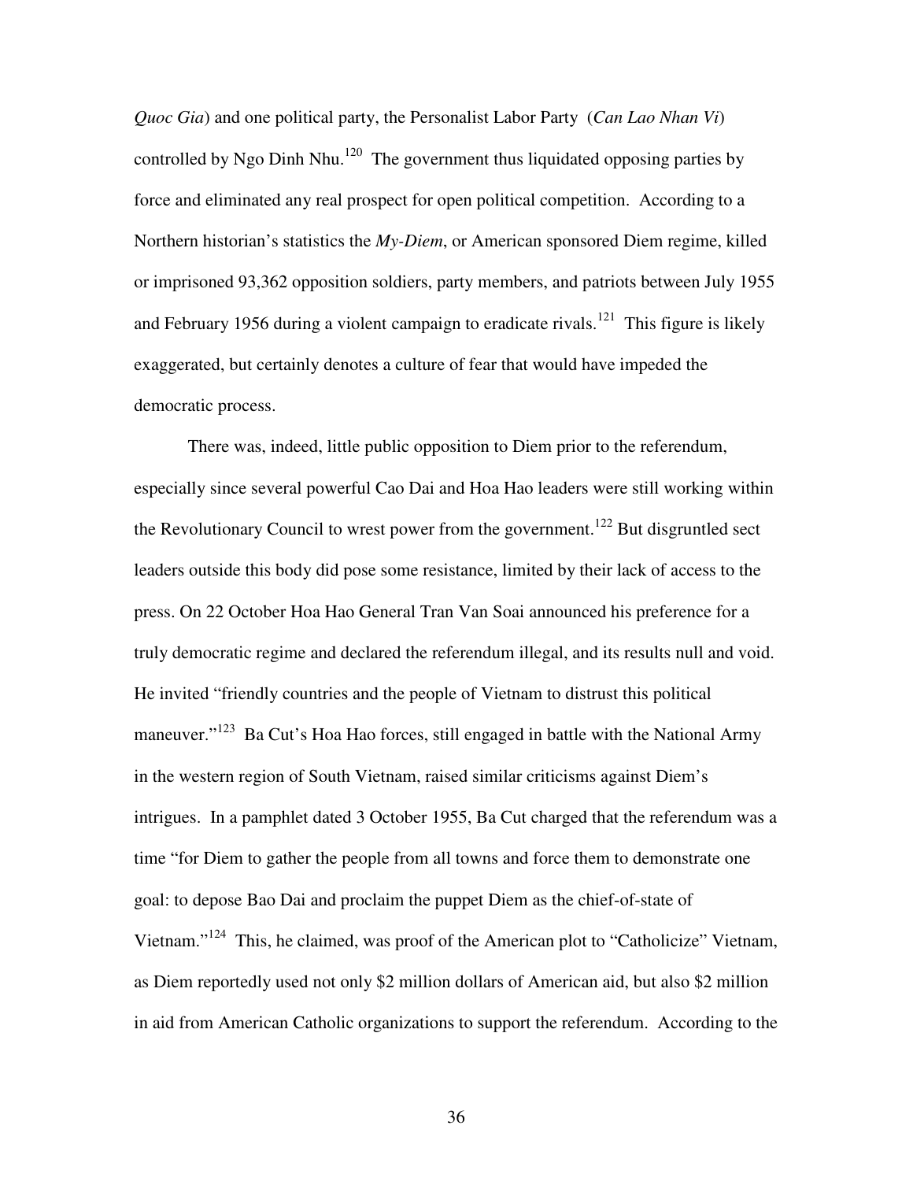*Quoc Gia*) and one political party, the Personalist Labor Party (*Can Lao Nhan Vi*) controlled by Ngo Dinh Nhu.[120] The government thus liquidated opposing parties by force and eliminated any real prospect for open political competition. According to a Northern historian's statistics the *My-Diem*, or American sponsored Diem regime, killed or imprisoned 93,362 opposition soldiers, party members, and patriots between July 1955 and February 1956 during a violent campaign to eradicate rivals.[121] This figure is likely exaggerated, but certainly denotes a culture of fear that would have impeded the democratic process.

There was, indeed, little public opposition to Diem prior to the referendum, especially since several powerful Cao Dai and Hoa Hao leaders were still working within the Revolutionary Council to wrest power from the government.[122] But disgruntled sect leaders outside this body did pose some resistance, limited by their lack of access to the press. On 22 October Hoa Hao General Tran Van Soai announced his preference for a truly democratic regime and declared the referendum illegal, and its results null and void. He invited "friendly countries and the people of Vietnam to distrust this political maneuver."[123] Ba Cut's Hoa Hao forces, still engaged in battle with the National Army in the western region of South Vietnam, raised similar criticisms against Diem's intrigues. In a pamphlet dated 3 October 1955, Ba Cut charged that the referendum was a time "for Diem to gather the people from all towns and force them to demonstrate one goal: to depose Bao Dai and proclaim the puppet Diem as the chief-of-state of Vietnam."[124] This, he claimed, was proof of the American plot to "Catholicize" Vietnam, as Diem reportedly used not only $2 million dollars of American aid, but also $2 million in aid from American Catholic organizations to support the referendum. According to the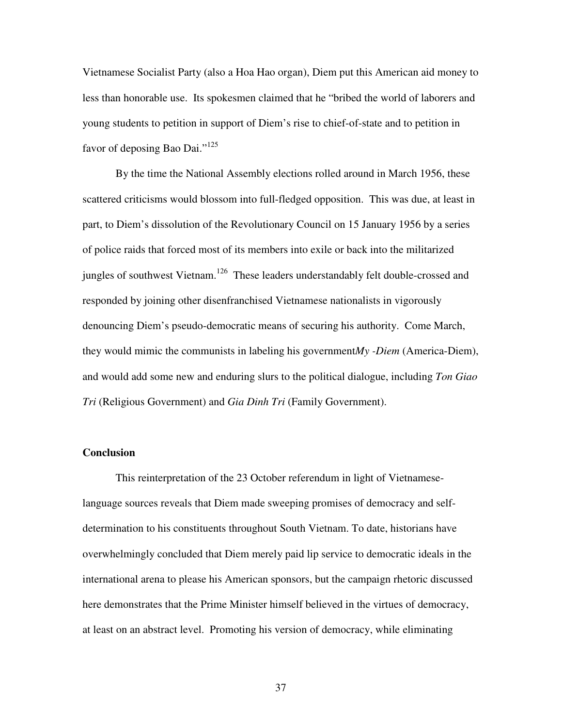Vietnamese Socialist Party (also a Hoa Hao organ), Diem put this American aid money to less than honorable use. Its spokesmen claimed that he "bribed the world of laborers and young students to petition in support of Diem's rise to chief-of-state and to petition in favor of deposing Bao Dai."[125]

By the time the National Assembly elections rolled around in March 1956, these scattered criticisms would blossom into full-fledged opposition. This was due, at least in part, to Diem's dissolution of the Revolutionary Council on 15 January 1956 by a series of police raids that forced most of its members into exile or back into the militarized jungles of southwest Vietnam.[126] These leaders understandably felt double-crossed and responded by joining other disenfranchised Vietnamese nationalists in vigorously denouncing Diem's pseudo-democratic means of securing his authority. Come March, they would mimic the communists in labeling his government*My -Diem* (America-Diem), and would add some new and enduring slurs to the political dialogue, including *Ton Giao Tri* (Religious Government) and *Gia Dinh Tri* (Family Government).

### Conclusion

This reinterpretation of the 23 October referendum in light of Vietnamese-language sources reveals that Diem made sweeping promises of democracy and self-determination to his constituents throughout South Vietnam. To date, historians have overwhelmingly concluded that Diem merely paid lip service to democratic ideals in the international arena to please his American sponsors, but the campaign rhetoric discussed here demonstrates that the Prime Minister himself believed in the virtues of democracy, at least on an abstract level. Promoting his version of democracy, while eliminating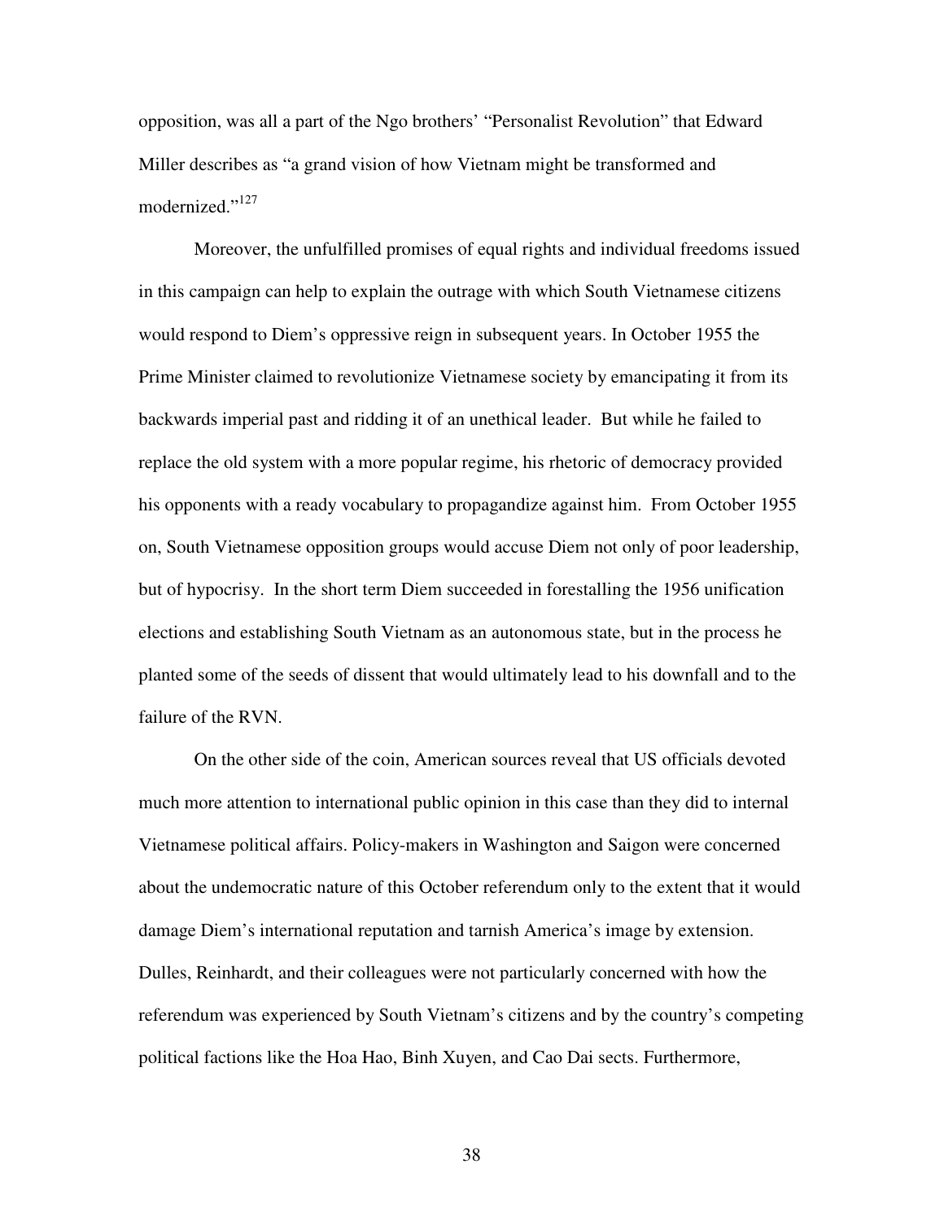opposition, was all a part of the Ngo brothers' "Personalist Revolution" that Edward Miller describes as "a grand vision of how Vietnam might be transformed and modernized."[127]

Moreover, the unfulfilled promises of equal rights and individual freedoms issued in this campaign can help to explain the outrage with which South Vietnamese citizens would respond to Diem's oppressive reign in subsequent years. In October 1955 the Prime Minister claimed to revolutionize Vietnamese society by emancipating it from its backwards imperial past and ridding it of an unethical leader. But while he failed to replace the old system with a more popular regime, his rhetoric of democracy provided his opponents with a ready vocabulary to propagandize against him. From October 1955 on, South Vietnamese opposition groups would accuse Diem not only of poor leadership, but of hypocrisy. In the short term Diem succeeded in forestalling the 1956 unification elections and establishing South Vietnam as an autonomous state, but in the process he planted some of the seeds of dissent that would ultimately lead to his downfall and to the failure of the RVN.

On the other side of the coin, American sources reveal that US officials devoted much more attention to international public opinion in this case than they did to internal Vietnamese political affairs. Policy-makers in Washington and Saigon were concerned about the undemocratic nature of this October referendum only to the extent that it would damage Diem's international reputation and tarnish America's image by extension. Dulles, Reinhardt, and their colleagues were not particularly concerned with how the referendum was experienced by South Vietnam's citizens and by the country's competing political factions like the Hoa Hao, Binh Xuyen, and Cao Dai sects. Furthermore,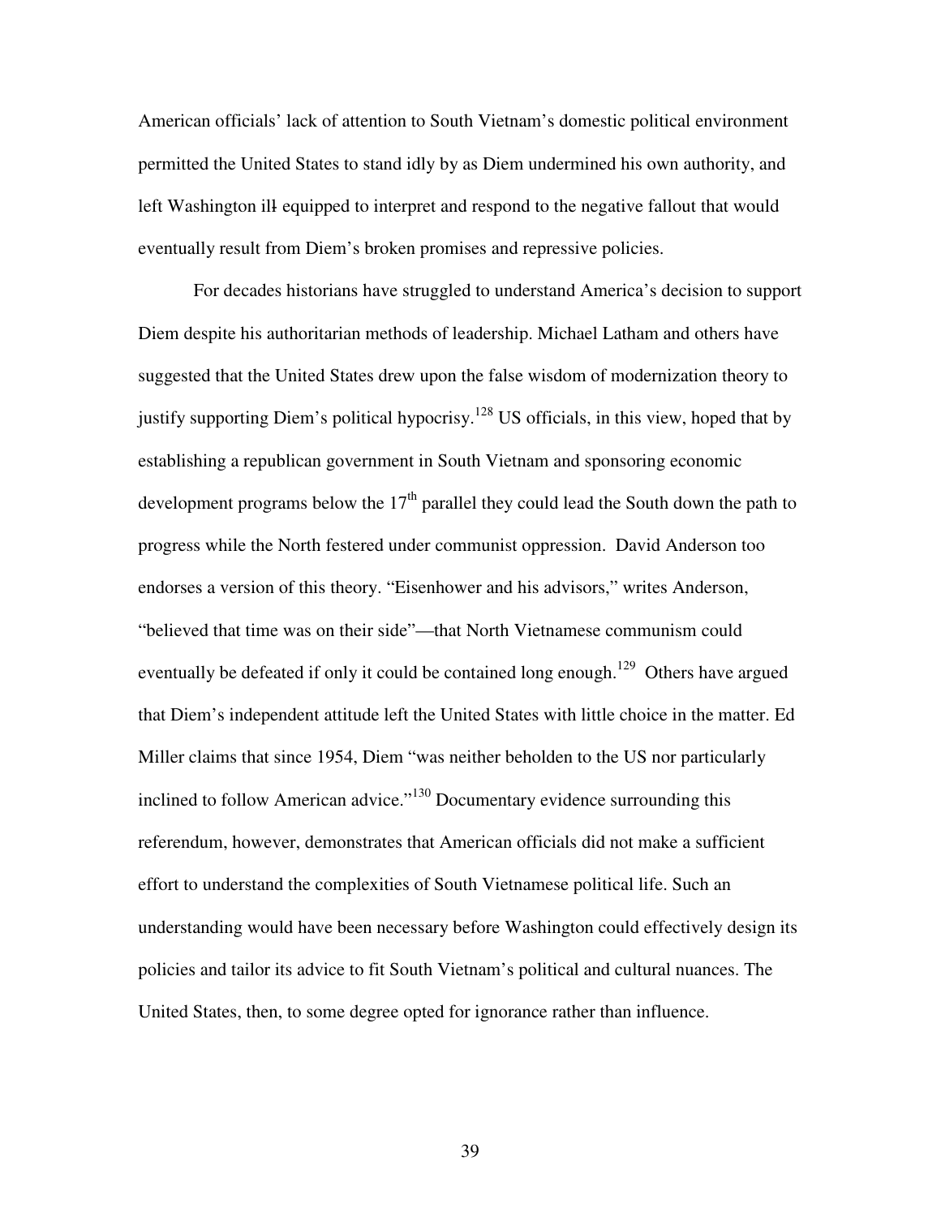American officials' lack of attention to South Vietnam's domestic political environment permitted the United States to stand idly by as Diem undermined his own authority, and left Washington ill equipped to interpret and respond to the negative fallout that would eventually result from Diem's broken promises and repressive policies.

For decades historians have struggled to understand America's decision to support Diem despite his authoritarian methods of leadership. Michael Latham and others have suggested that the United States drew upon the false wisdom of modernization theory to justify supporting Diem's political hypocrisy.[128] US officials, in this view, hoped that by establishing a republican government in South Vietnam and sponsoring economic development programs below the 17th parallel they could lead the South down the path to progress while the North festered under communist oppression. David Anderson too endorses a version of this theory. "Eisenhower and his advisors," writes Anderson, "believed that time was on their side"—that North Vietnamese communism could eventually be defeated if only it could be contained long enough.[129] Others have argued that Diem's independent attitude left the United States with little choice in the matter. Ed Miller claims that since 1954, Diem "was neither beholden to the US nor particularly inclined to follow American advice."[130] Documentary evidence surrounding this referendum, however, demonstrates that American officials did not make a sufficient effort to understand the complexities of South Vietnamese political life. Such an understanding would have been necessary before Washington could effectively design its policies and tailor its advice to fit South Vietnam's political and cultural nuances. The United States, then, to some degree opted for ignorance rather than influence.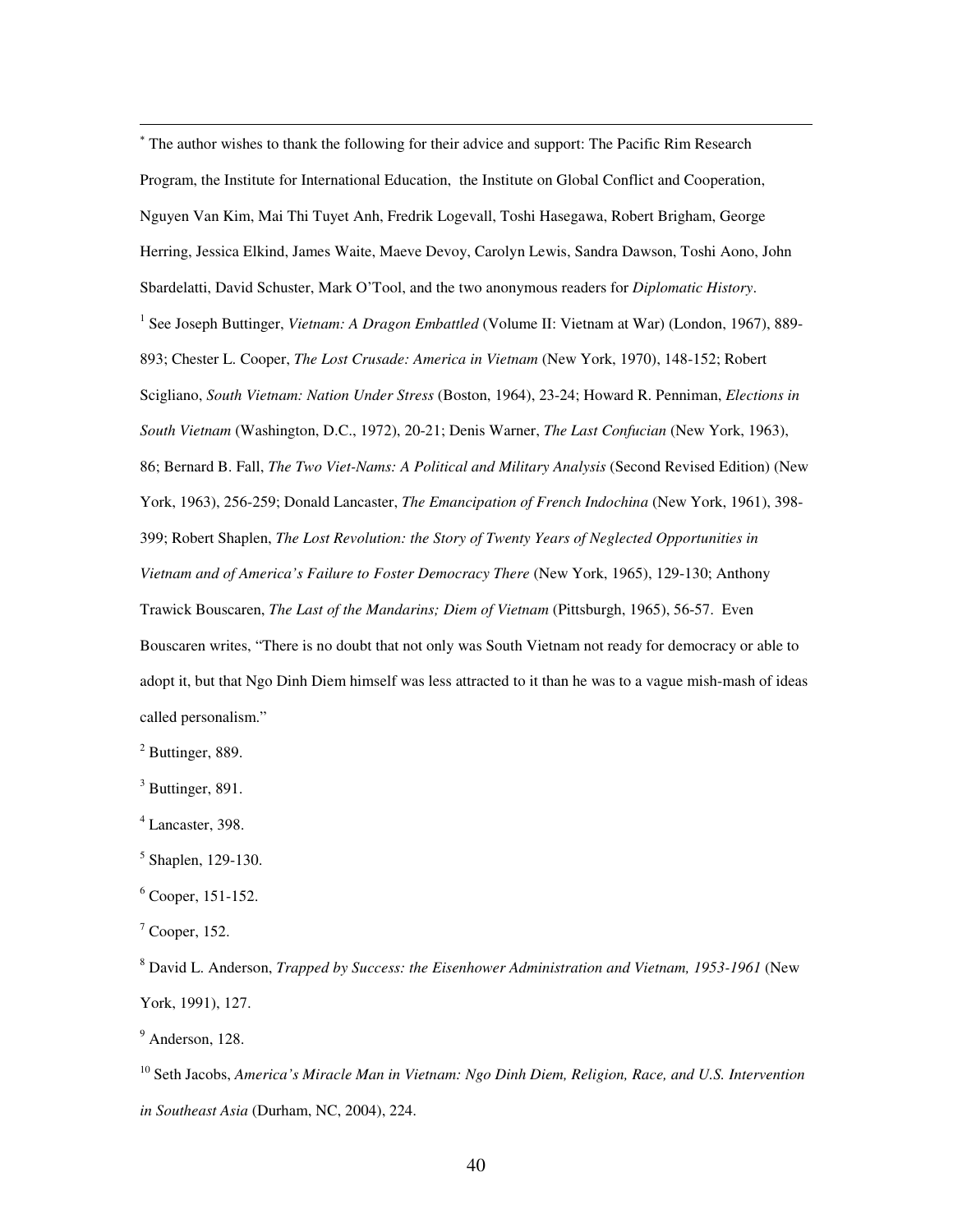[*] The author wishes to thank the following for their advice and support: The Pacific Rim Research Program, the Institute for International Education, the Institute on Global Conflict and Cooperation, Nguyen Van Kim, Mai Thi Tuyet Anh, Fredrik Logevall, Toshi Hasegawa, Robert Brigham, George Herring, Jessica Elkind, James Waite, Maeve Devoy, Carolyn Lewis, Sandra Dawson, Toshi Aono, John Sbardelatti, David Schuster, Mark O'Tool, and the two anonymous readers for *Diplomatic History*.

[1] See Joseph Buttinger, *Vietnam: A Dragon Embattled* (Volume II: Vietnam at War) (London, 1967), 889-893; Chester L. Cooper, *The Lost Crusade: America in Vietnam* (New York, 1970), 148-152; Robert Scigliano, *South Vietnam: Nation Under Stress* (Boston, 1964), 23-24; Howard R. Penniman, *Elections in South Vietnam* (Washington, D.C., 1972), 20-21; Denis Warner, *The Last Confucian* (New York, 1963), 86; Bernard B. Fall, *The Two Viet-Nams: A Political and Military Analysis* (Second Revised Edition) (New York, 1963), 256-259; Donald Lancaster, *The Emancipation of French Indochina* (New York, 1961), 398-399; Robert Shaplen, *The Lost Revolution: the Story of Twenty Years of Neglected Opportunities in Vietnam and of America's Failure to Foster Democracy There* (New York, 1965), 129-130; Anthony Trawick Bouscaren, *The Last of the Mandarins; Diem of Vietnam* (Pittsburgh, 1965), 56-57. Even Bouscaren writes, "There is no doubt that not only was South Vietnam not ready for democracy or able to adopt it, but that Ngo Dinh Diem himself was less attracted to it than he was to a vague mish-mash of ideas called personalism."

[2] Buttinger, 889.

[3] Buttinger, 891.

[4] Lancaster, 398.

[5] Shaplen, 129-130.

[6] Cooper, 151-152.

[7] Cooper, 152.

[8] David L. Anderson, *Trapped by Success: the Eisenhower Administration and Vietnam, 1953-1961* (New York, 1991), 127.

[9] Anderson, 128.

[10] Seth Jacobs, *America's Miracle Man in Vietnam: Ngo Dinh Diem, Religion, Race, and U.S. Intervention in Southeast Asia* (Durham, NC, 2004), 224.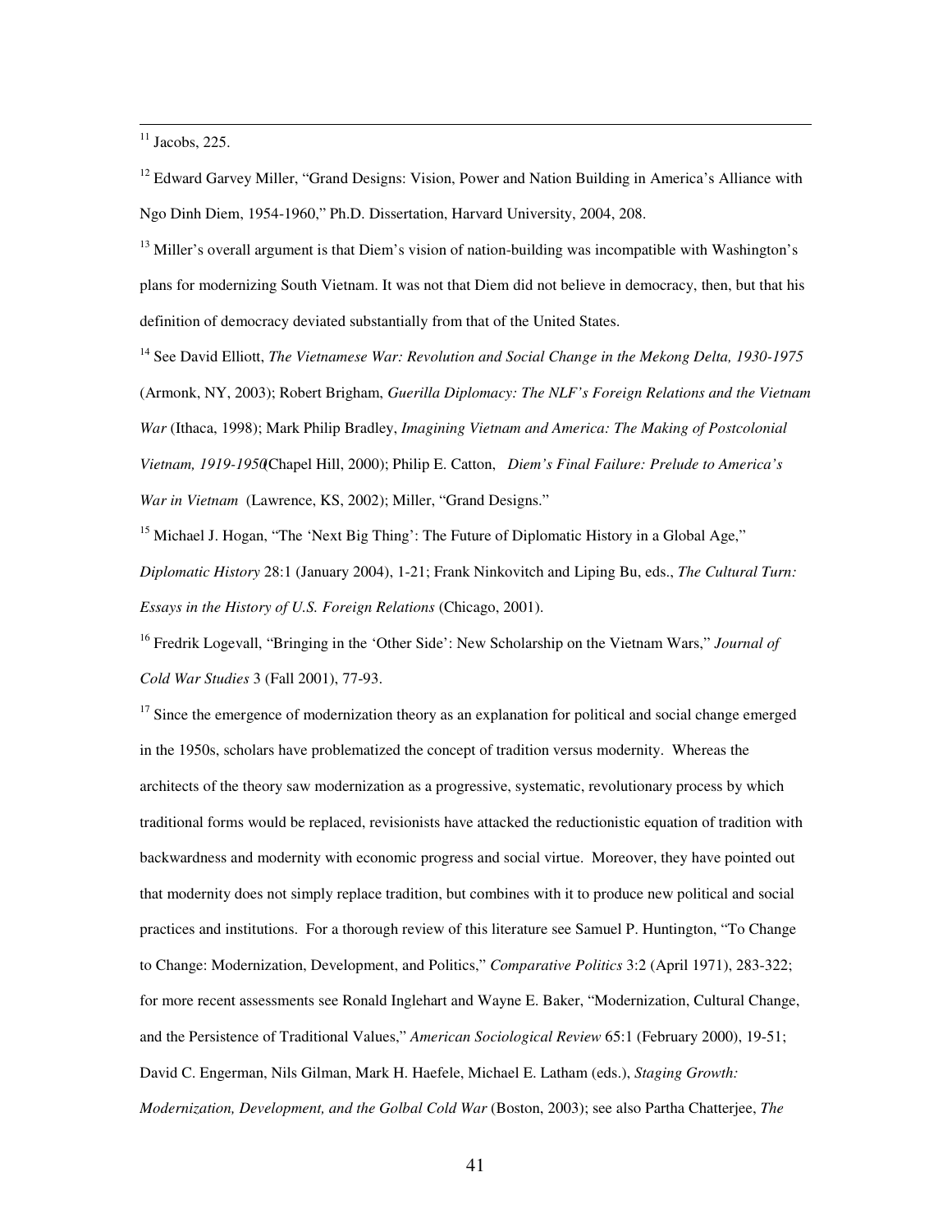[11] Jacobs, 225.

[12] Edward Garvey Miller, "Grand Designs: Vision, Power and Nation Building in America's Alliance with Ngo Dinh Diem, 1954-1960," Ph.D. Dissertation, Harvard University, 2004, 208.

[13] Miller's overall argument is that Diem's vision of nation-building was incompatible with Washington's plans for modernizing South Vietnam. It was not that Diem did not believe in democracy, then, but that his definition of democracy deviated substantially from that of the United States.

[14] See David Elliott, *The Vietnamese War: Revolution and Social Change in the Mekong Delta, 1930-1975* (Armonk, NY, 2003); Robert Brigham, *Guerilla Diplomacy: The NLF's Foreign Relations and the Vietnam War* (Ithaca, 1998); Mark Philip Bradley, *Imagining Vietnam and America: The Making of Postcolonial Vietnam, 1919-1950*(Chapel Hill, 2000); Philip E. Catton, *Diem's Final Failure: Prelude to America's War in Vietnam* (Lawrence, KS, 2002); Miller, "Grand Designs."

[15] Michael J. Hogan, "The 'Next Big Thing': The Future of Diplomatic History in a Global Age," *Diplomatic History* 28:1 (January 2004), 1-21; Frank Ninkovitch and Liping Bu, eds., *The Cultural Turn: Essays in the History of U.S. Foreign Relations* (Chicago, 2001).

[16] Fredrik Logevall, "Bringing in the 'Other Side': New Scholarship on the Vietnam Wars," *Journal of Cold War Studies* 3 (Fall 2001), 77-93.

[17] Since the emergence of modernization theory as an explanation for political and social change emerged in the 1950s, scholars have problematized the concept of tradition versus modernity. Whereas the architects of the theory saw modernization as a progressive, systematic, revolutionary process by which traditional forms would be replaced, revisionists have attacked the reductionistic equation of tradition with backwardness and modernity with economic progress and social virtue. Moreover, they have pointed out that modernity does not simply replace tradition, but combines with it to produce new political and social practices and institutions. For a thorough review of this literature see Samuel P. Huntington, "To Change to Change: Modernization, Development, and Politics," *Comparative Politics* 3:2 (April 1971), 283-322; for more recent assessments see Ronald Inglehart and Wayne E. Baker, "Modernization, Cultural Change, and the Persistence of Traditional Values," *American Sociological Review* 65:1 (February 2000), 19-51; David C. Engerman, Nils Gilman, Mark H. Haefele, Michael E. Latham (eds.), *Staging Growth: Modernization, Development, and the Golbal Cold War* (Boston, 2003); see also Partha Chatterjee, *The*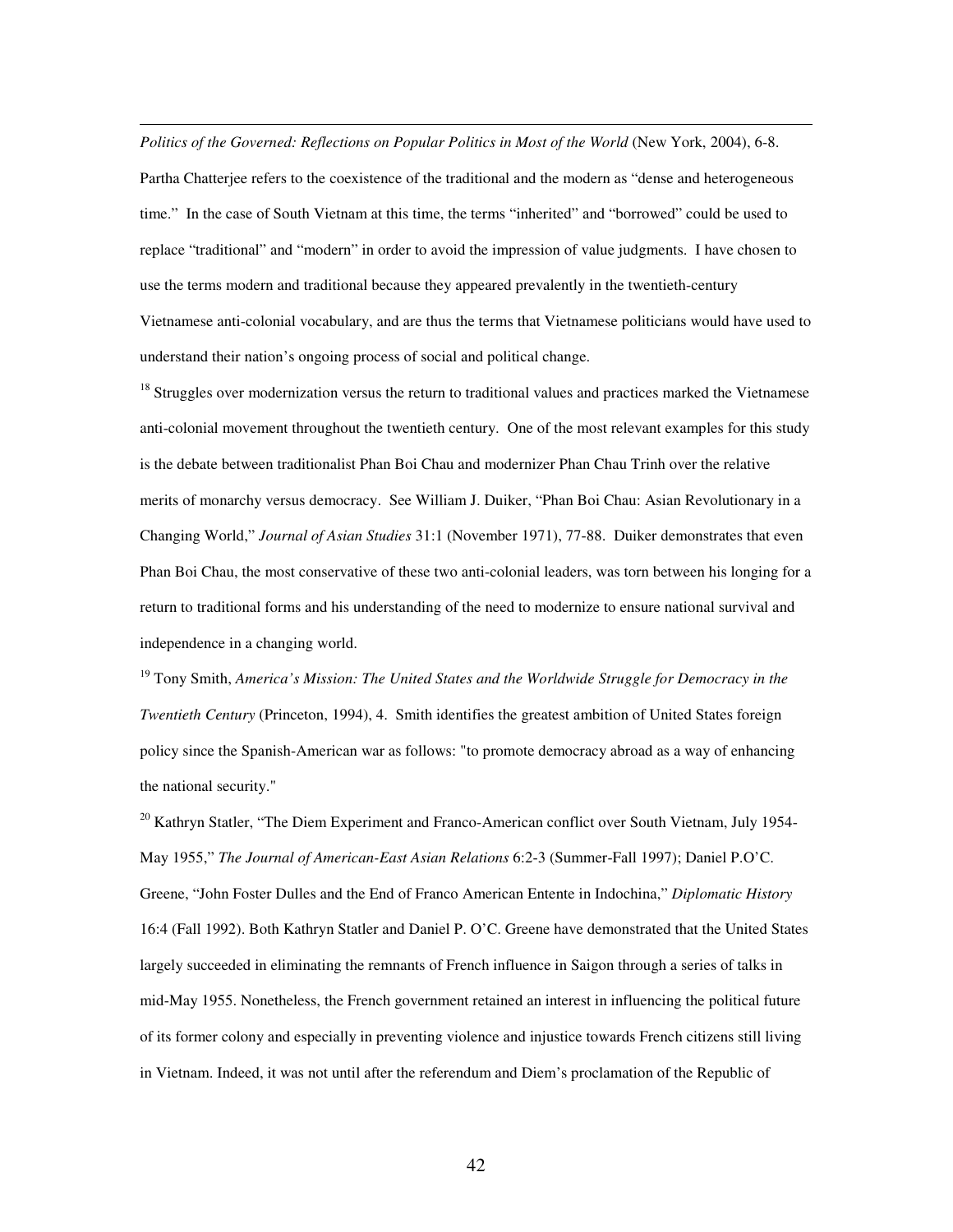*Politics of the Governed: Reflections on Popular Politics in Most of the World* (New York, 2004), 6-8. Partha Chatterjee refers to the coexistence of the traditional and the modern as "dense and heterogeneous time." In the case of South Vietnam at this time, the terms "inherited" and "borrowed" could be used to replace "traditional" and "modern" in order to avoid the impression of value judgments. I have chosen to use the terms modern and traditional because they appeared prevalently in the twentieth-century Vietnamese anti-colonial vocabulary, and are thus the terms that Vietnamese politicians would have used to understand their nation's ongoing process of social and political change.

[18] Struggles over modernization versus the return to traditional values and practices marked the Vietnamese anti-colonial movement throughout the twentieth century. One of the most relevant examples for this study is the debate between traditionalist Phan Boi Chau and modernizer Phan Chau Trinh over the relative merits of monarchy versus democracy. See William J. Duiker, "Phan Boi Chau: Asian Revolutionary in a Changing World," *Journal of Asian Studies* 31:1 (November 1971), 77-88. Duiker demonstrates that even Phan Boi Chau, the most conservative of these two anti-colonial leaders, was torn between his longing for a return to traditional forms and his understanding of the need to modernize to ensure national survival and independence in a changing world.

[19] Tony Smith, *America's Mission: The United States and the Worldwide Struggle for Democracy in the Twentieth Century* (Princeton, 1994), 4. Smith identifies the greatest ambition of United States foreign policy since the Spanish-American war as follows: "to promote democracy abroad as a way of enhancing the national security."

[20] Kathryn Statler, "The Diem Experiment and Franco-American conflict over South Vietnam, July 1954-May 1955," *The Journal of American-East Asian Relations* 6:2-3 (Summer-Fall 1997); Daniel P.O'C. Greene, "John Foster Dulles and the End of Franco American Entente in Indochina," *Diplomatic History* 16:4 (Fall 1992). Both Kathryn Statler and Daniel P. O'C. Greene have demonstrated that the United States largely succeeded in eliminating the remnants of French influence in Saigon through a series of talks in mid-May 1955. Nonetheless, the French government retained an interest in influencing the political future of its former colony and especially in preventing violence and injustice towards French citizens still living in Vietnam. Indeed, it was not until after the referendum and Diem's proclamation of the Republic of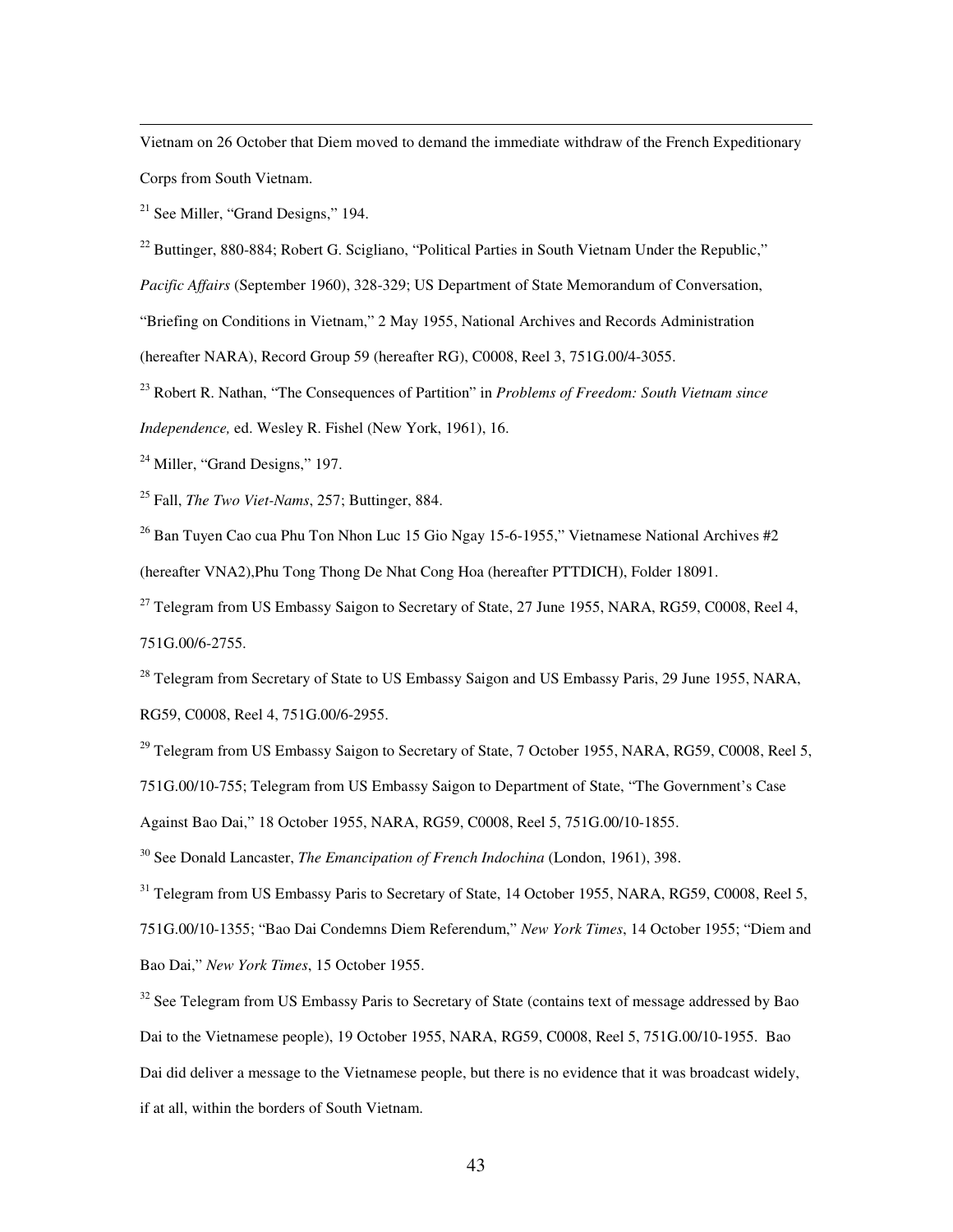Vietnam on 26 October that Diem moved to demand the immediate withdraw of the French Expeditionary Corps from South Vietnam.

[21] See Miller, "Grand Designs," 194.

[22] Buttinger, 880-884; Robert G. Scigliano, "Political Parties in South Vietnam Under the Republic," *Pacific Affairs* (September 1960), 328-329; US Department of State Memorandum of Conversation, "Briefing on Conditions in Vietnam," 2 May 1955, National Archives and Records Administration (hereafter NARA), Record Group 59 (hereafter RG), C0008, Reel 3, 751G.00/4-3055.

[23] Robert R. Nathan, "The Consequences of Partition" in *Problems of Freedom: South Vietnam since Independence,* ed. Wesley R. Fishel (New York, 1961), 16.

[24] Miller, "Grand Designs," 197.

[25] Fall, *The Two Viet-Nams*, 257; Buttinger, 884.

[26] Ban Tuyen Cao cua Phu Ton Nhon Luc 15 Gio Ngay 15-6-1955," Vietnamese National Archives #2 (hereafter VNA2),Phu Tong Thong De Nhat Cong Hoa (hereafter PTTDICH), Folder 18091.

[27] Telegram from US Embassy Saigon to Secretary of State, 27 June 1955, NARA, RG59, C0008, Reel 4, 751G.00/6-2755.

[28] Telegram from Secretary of State to US Embassy Saigon and US Embassy Paris, 29 June 1955, NARA, RG59, C0008, Reel 4, 751G.00/6-2955.

[29] Telegram from US Embassy Saigon to Secretary of State, 7 October 1955, NARA, RG59, C0008, Reel 5, 751G.00/10-755; Telegram from US Embassy Saigon to Department of State, "The Government's Case Against Bao Dai," 18 October 1955, NARA, RG59, C0008, Reel 5, 751G.00/10-1855.

[30] See Donald Lancaster, *The Emancipation of French Indochina* (London, 1961), 398.

[31] Telegram from US Embassy Paris to Secretary of State, 14 October 1955, NARA, RG59, C0008, Reel 5, 751G.00/10-1355; "Bao Dai Condemns Diem Referendum," *New York Times*, 14 October 1955; "Diem and Bao Dai," *New York Times*, 15 October 1955.

[32] See Telegram from US Embassy Paris to Secretary of State (contains text of message addressed by Bao Dai to the Vietnamese people), 19 October 1955, NARA, RG59, C0008, Reel 5, 751G.00/10-1955. Bao Dai did deliver a message to the Vietnamese people, but there is no evidence that it was broadcast widely, if at all, within the borders of South Vietnam.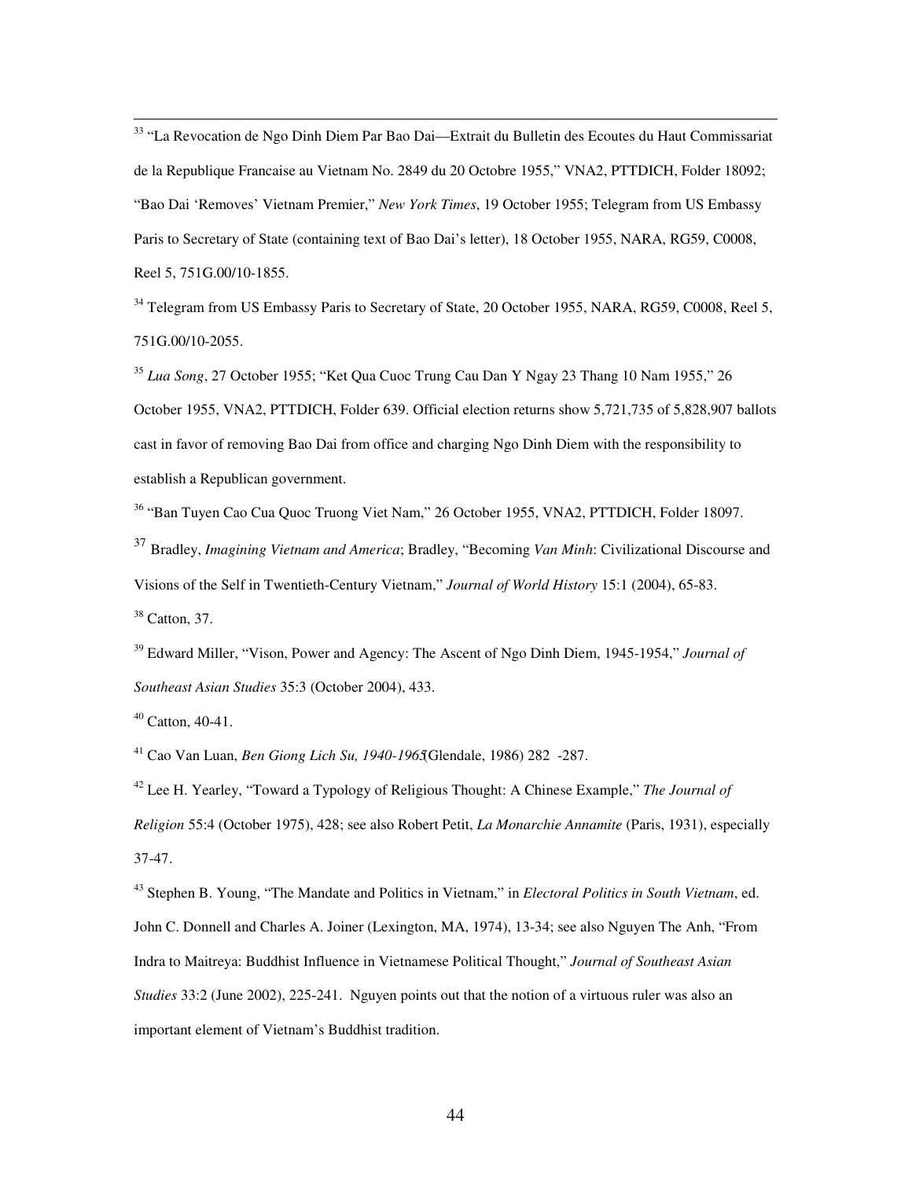[33] "La Revocation de Ngo Dinh Diem Par Bao Dai—Extrait du Bulletin des Ecoutes du Haut Commissariat de la Republique Francaise au Vietnam No. 2849 du 20 Octobre 1955," VNA2, PTTDICH, Folder 18092; "Bao Dai 'Removes' Vietnam Premier," *New York Times*, 19 October 1955; Telegram from US Embassy Paris to Secretary of State (containing text of Bao Dai's letter), 18 October 1955, NARA, RG59, C0008, Reel 5, 751G.00/10-1855.

[34] Telegram from US Embassy Paris to Secretary of State, 20 October 1955, NARA, RG59, C0008, Reel 5, 751G.00/10-2055.

[35] *Lua Song*, 27 October 1955; "Ket Qua Cuoc Trung Cau Dan Y Ngay 23 Thang 10 Nam 1955," 26 October 1955, VNA2, PTTDICH, Folder 639. Official election returns show 5,721,735 of 5,828,907 ballots cast in favor of removing Bao Dai from office and charging Ngo Dinh Diem with the responsibility to establish a Republican government.

[36] "Ban Tuyen Cao Cua Quoc Truong Viet Nam," 26 October 1955, VNA2, PTTDICH, Folder 18097.

[37] Bradley, *Imagining Vietnam and America*; Bradley, "Becoming *Van Minh*: Civilizational Discourse and Visions of the Self in Twentieth-Century Vietnam," *Journal of World History* 15:1 (2004), 65-83.

[38] Catton, 37.

[39] Edward Miller, "Vison, Power and Agency: The Ascent of Ngo Dinh Diem, 1945-1954," *Journal of Southeast Asian Studies* 35:3 (October 2004), 433.

[40] Catton, 40-41.

[41] Cao Van Luan, *Ben Giong Lich Su, 1940-1965* (Glendale, 1986) 282 -287.

[42] Lee H. Yearley, "Toward a Typology of Religious Thought: A Chinese Example," *The Journal of Religion* 55:4 (October 1975), 428; see also Robert Petit, *La Monarchie Annamite* (Paris, 1931), especially 37-47.

[43] Stephen B. Young, "The Mandate and Politics in Vietnam," in *Electoral Politics in South Vietnam*, ed. John C. Donnell and Charles A. Joiner (Lexington, MA, 1974), 13-34; see also Nguyen The Anh, "From Indra to Maitreya: Buddhist Influence in Vietnamese Political Thought," *Journal of Southeast Asian Studies* 33:2 (June 2002), 225-241. Nguyen points out that the notion of a virtuous ruler was also an important element of Vietnam's Buddhist tradition.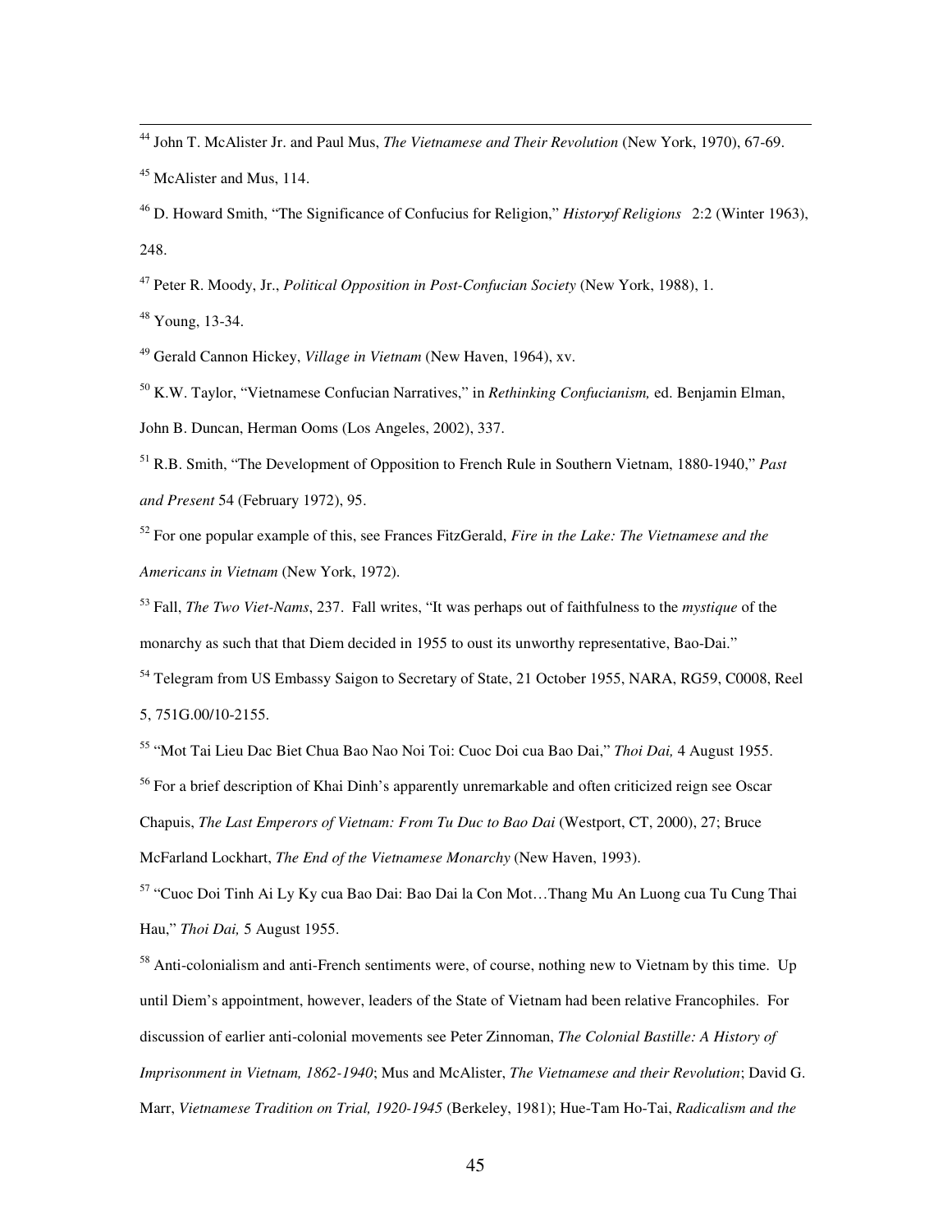[44] John T. McAlister Jr. and Paul Mus, *The Vietnamese and Their Revolution* (New York, 1970), 67-69.

[45] McAlister and Mus, 114.

[46] D. Howard Smith, "The Significance of Confucius for Religion," *Historyof Religions* 2:2 (Winter 1963), 248.

[47] Peter R. Moody, Jr., *Political Opposition in Post-Confucian Society* (New York, 1988), 1.

[48] Young, 13-34.

[49] Gerald Cannon Hickey, *Village in Vietnam* (New Haven, 1964), xv.

[50] K.W. Taylor, "Vietnamese Confucian Narratives," in *Rethinking Confucianism,* ed. Benjamin Elman, John B. Duncan, Herman Ooms (Los Angeles, 2002), 337.

[51] R.B. Smith, "The Development of Opposition to French Rule in Southern Vietnam, 1880-1940," *Past and Present* 54 (February 1972), 95.

[52] For one popular example of this, see Frances FitzGerald, *Fire in the Lake: The Vietnamese and the Americans in Vietnam* (New York, 1972).

[53] Fall, *The Two Viet-Nams*, 237. Fall writes, "It was perhaps out of faithfulness to the *mystique* of the monarchy as such that that Diem decided in 1955 to oust its unworthy representative, Bao-Dai."

[54] Telegram from US Embassy Saigon to Secretary of State, 21 October 1955, NARA, RG59, C0008, Reel 5, 751G.00/10-2155.

[55] "Mot Tai Lieu Dac Biet Chua Bao Nao Noi Toi: Cuoc Doi cua Bao Dai," *Thoi Dai,* 4 August 1955.

[56] For a brief description of Khai Dinh's apparently unremarkable and often criticized reign see Oscar Chapuis, *The Last Emperors of Vietnam: From Tu Duc to Bao Dai* (Westport, CT, 2000), 27; Bruce McFarland Lockhart, *The End of the Vietnamese Monarchy* (New Haven, 1993).

[57] "Cuoc Doi Tinh Ai Ly Ky cua Bao Dai: Bao Dai la Con Mot…Thang Mu An Luong cua Tu Cung Thai Hau," *Thoi Dai,* 5 August 1955.

[58] Anti-colonialism and anti-French sentiments were, of course, nothing new to Vietnam by this time. Up until Diem's appointment, however, leaders of the State of Vietnam had been relative Francophiles. For discussion of earlier anti-colonial movements see Peter Zinnoman, *The Colonial Bastille: A History of Imprisonment in Vietnam, 1862-1940*; Mus and McAlister, *The Vietnamese and their Revolution*; David G. Marr, *Vietnamese Tradition on Trial, 1920-1945* (Berkeley, 1981); Hue-Tam Ho-Tai, *Radicalism and the*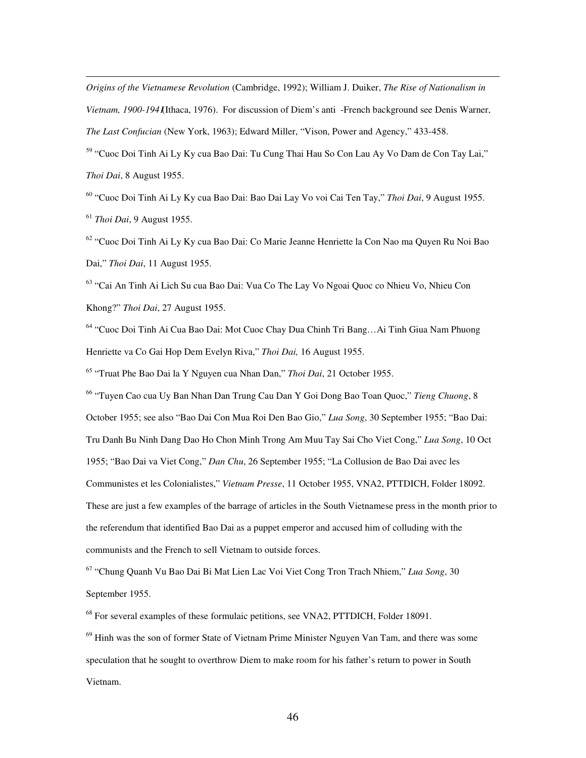*Origins of the Vietnamese Revolution* (Cambridge, 1992); William J. Duiker, *The Rise of Nationalism in Vietnam, 1900-1941*(Ithaca, 1976). For discussion of Diem's anti -French background see Denis Warner, *The Last Confucian* (New York, 1963); Edward Miller, "Vison, Power and Agency," 433-458.

[59] "Cuoc Doi Tinh Ai Ly Ky cua Bao Dai: Tu Cung Thai Hau So Con Lau Ay Vo Dam de Con Tay Lai," *Thoi Dai*, 8 August 1955.

[60] "Cuoc Doi Tinh Ai Ly Ky cua Bao Dai: Bao Dai Lay Vo voi Cai Ten Tay," *Thoi Dai*, 9 August 1955.

[61] *Thoi Dai*, 9 August 1955.

[62] "Cuoc Doi Tinh Ai Ly Ky cua Bao Dai: Co Marie Jeanne Henriette la Con Nao ma Quyen Ru Noi Bao Dai," *Thoi Dai*, 11 August 1955.

[63] "Cai An Tinh Ai Lich Su cua Bao Dai: Vua Co The Lay Vo Ngoai Quoc co Nhieu Vo, Nhieu Con Khong?" *Thoi Dai*, 27 August 1955.

[64] "Cuoc Doi Tinh Ai Cua Bao Dai: Mot Cuoc Chay Dua Chinh Tri Bang…Ai Tinh Giua Nam Phuong Henriette va Co Gai Hop Dem Evelyn Riva," *Thoi Dai,* 16 August 1955.

[65] "Truat Phe Bao Dai la Y Nguyen cua Nhan Dan," *Thoi Dai*, 21 October 1955.

[66] "Tuyen Cao cua Uy Ban Nhan Dan Trung Cau Dan Y Goi Dong Bao Toan Quoc," *Tieng Chuong*, 8 October 1955; see also "Bao Dai Con Mua Roi Den Bao Gio," *Lua Song*, 30 September 1955; "Bao Dai: Tru Danh Bu Ninh Dang Dao Ho Chon Minh Trong Am Muu Tay Sai Cho Viet Cong," *Lua Song*, 10 Oct 1955; "Bao Dai va Viet Cong," *Dan Chu*, 26 September 1955; "La Collusion de Bao Dai avec les Communistes et les Colonialistes," *Vietnam Presse*, 11 October 1955, VNA2, PTTDICH, Folder 18092. These are just a few examples of the barrage of articles in the South Vietnamese press in the month prior to the referendum that identified Bao Dai as a puppet emperor and accused him of colluding with the communists and the French to sell Vietnam to outside forces.

[67] "Chung Quanh Vu Bao Dai Bi Mat Lien Lac Voi Viet Cong Tron Trach Nhiem," *Lua Song*, 30 September 1955.

[68] For several examples of these formulaic petitions, see VNA2, PTTDICH, Folder 18091.

[69] Hinh was the son of former State of Vietnam Prime Minister Nguyen Van Tam, and there was some speculation that he sought to overthrow Diem to make room for his father's return to power in South Vietnam.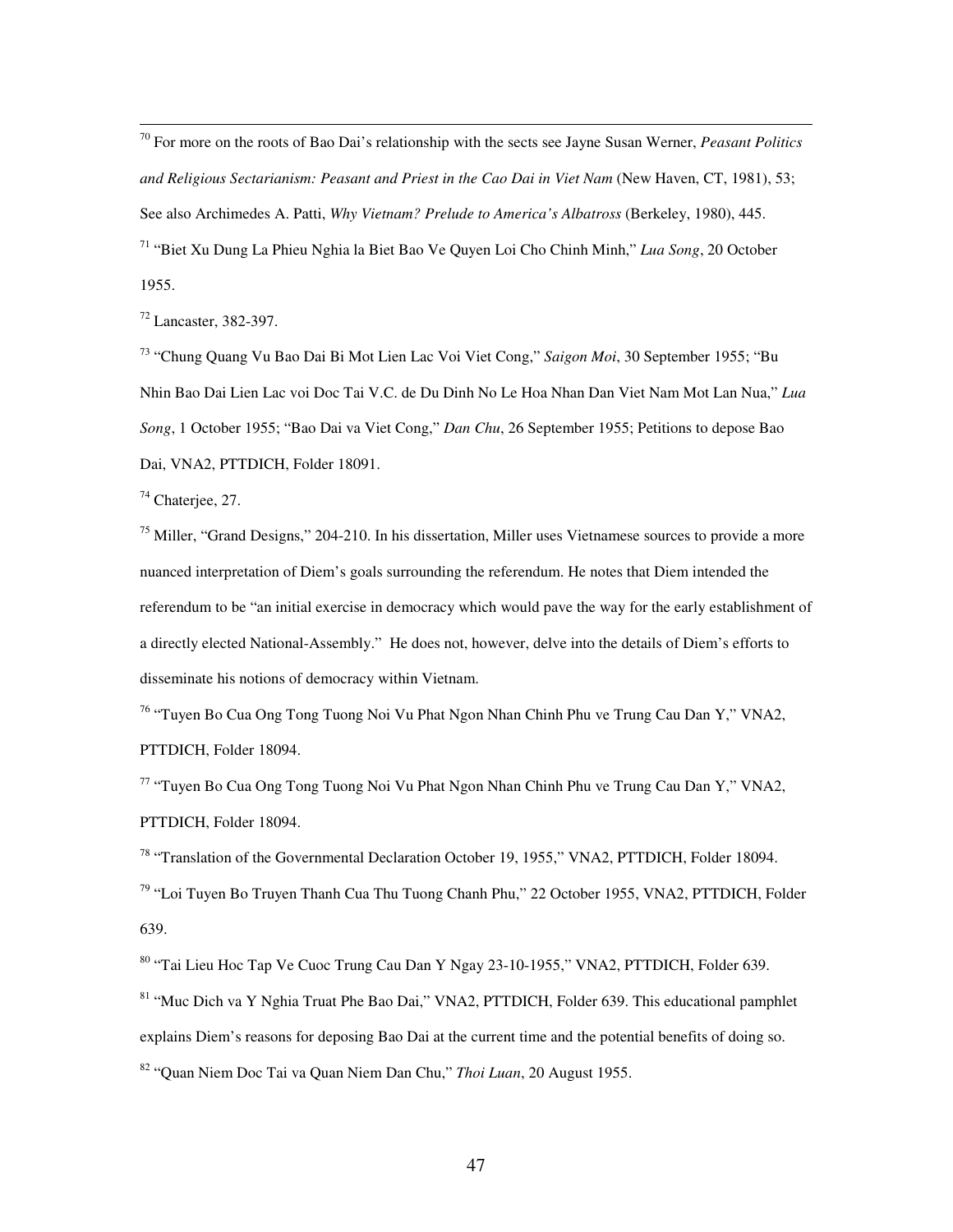[70] For more on the roots of Bao Dai's relationship with the sects see Jayne Susan Werner, *Peasant Politics and Religious Sectarianism: Peasant and Priest in the Cao Dai in Viet Nam* (New Haven, CT, 1981), 53; See also Archimedes A. Patti, *Why Vietnam? Prelude to America's Albatross* (Berkeley, 1980), 445.

[71] "Biet Xu Dung La Phieu Nghia la Biet Bao Ve Quyen Loi Cho Chinh Minh," *Lua Song*, 20 October 1955.

[72] Lancaster, 382-397.

[73] "Chung Quang Vu Bao Dai Bi Mot Lien Lac Voi Viet Cong," *Saigon Moi*, 30 September 1955; "Bu Nhin Bao Dai Lien Lac voi Doc Tai V.C. de Du Dinh No Le Hoa Nhan Dan Viet Nam Mot Lan Nua," *Lua Song*, 1 October 1955; "Bao Dai va Viet Cong," *Dan Chu*, 26 September 1955; Petitions to depose Bao Dai, VNA2, PTTDICH, Folder 18091.

[74] Chaterjee, 27.

[75] Miller, "Grand Designs," 204-210. In his dissertation, Miller uses Vietnamese sources to provide a more nuanced interpretation of Diem's goals surrounding the referendum. He notes that Diem intended the referendum to be "an initial exercise in democracy which would pave the way for the early establishment of a directly elected National-Assembly." He does not, however, delve into the details of Diem's efforts to disseminate his notions of democracy within Vietnam.

[76] "Tuyen Bo Cua Ong Tong Tuong Noi Vu Phat Ngon Nhan Chinh Phu ve Trung Cau Dan Y," VNA2, PTTDICH, Folder 18094.

[77] "Tuyen Bo Cua Ong Tong Tuong Noi Vu Phat Ngon Nhan Chinh Phu ve Trung Cau Dan Y," VNA2, PTTDICH, Folder 18094.

[78] "Translation of the Governmental Declaration October 19, 1955," VNA2, PTTDICH, Folder 18094.

[79] "Loi Tuyen Bo Truyen Thanh Cua Thu Tuong Chanh Phu," 22 October 1955, VNA2, PTTDICH, Folder 639.

[80] "Tai Lieu Hoc Tap Ve Cuoc Trung Cau Dan Y Ngay 23-10-1955," VNA2, PTTDICH, Folder 639.

[81] "Muc Dich va Y Nghia Truat Phe Bao Dai," VNA2, PTTDICH, Folder 639. This educational pamphlet explains Diem's reasons for deposing Bao Dai at the current time and the potential benefits of doing so.

[82] "Quan Niem Doc Tai va Quan Niem Dan Chu," *Thoi Luan*, 20 August 1955.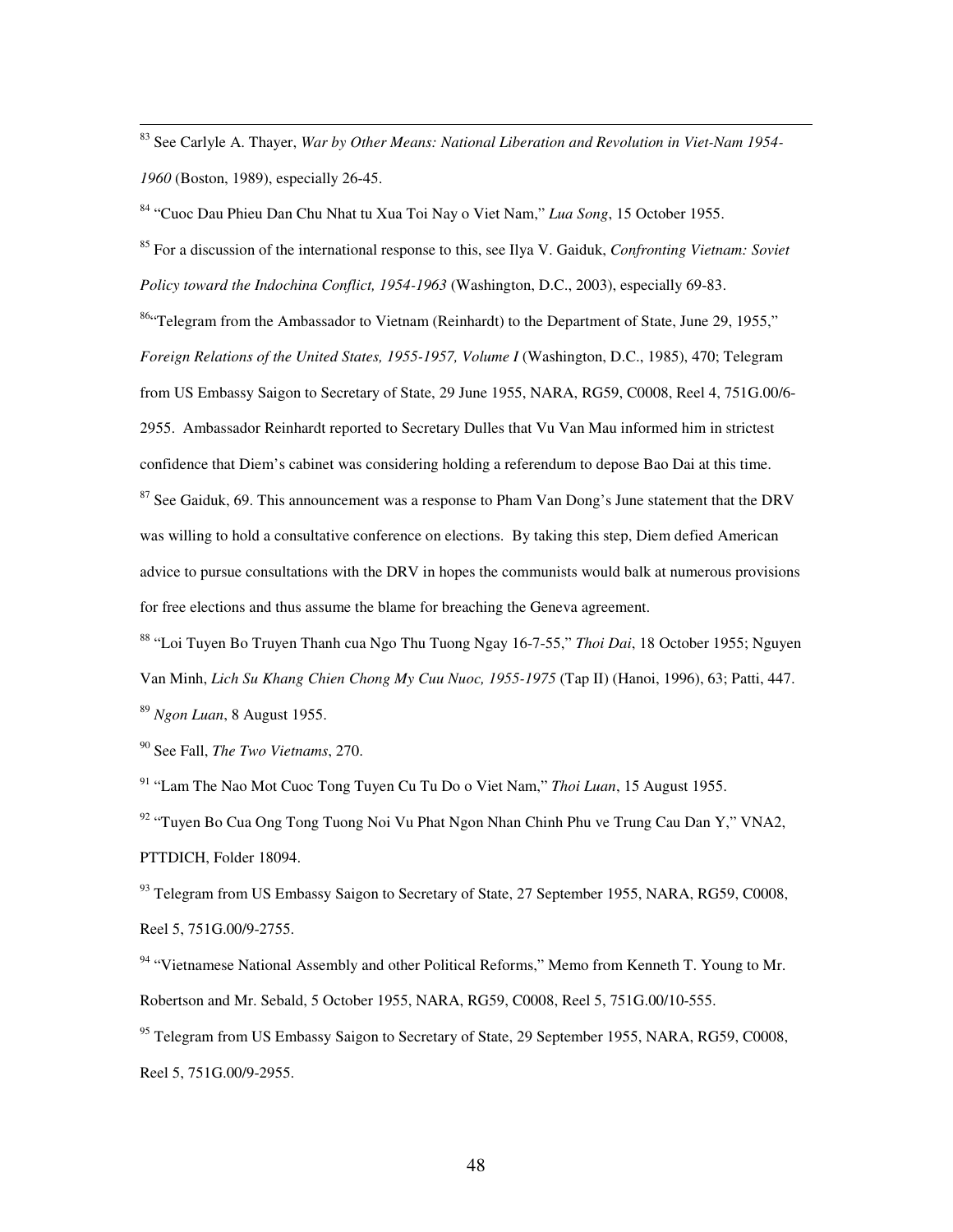[83] See Carlyle A. Thayer, *War by Other Means: National Liberation and Revolution in Viet-Nam 1954-1960* (Boston, 1989), especially 26-45.

[84] "Cuoc Dau Phieu Dan Chu Nhat tu Xua Toi Nay o Viet Nam," *Lua Song*, 15 October 1955.

[85] For a discussion of the international response to this, see Ilya V. Gaiduk, *Confronting Vietnam: Soviet Policy toward the Indochina Conflict, 1954-1963* (Washington, D.C., 2003), especially 69-83.

[86] "Telegram from the Ambassador to Vietnam (Reinhardt) to the Department of State, June 29, 1955," *Foreign Relations of the United States, 1955-1957, Volume I* (Washington, D.C., 1985), 470; Telegram from US Embassy Saigon to Secretary of State, 29 June 1955, NARA, RG59, C0008, Reel 4, 751G.00/6-2955. Ambassador Reinhardt reported to Secretary Dulles that Vu Van Mau informed him in strictest confidence that Diem's cabinet was considering holding a referendum to depose Bao Dai at this time.

[87] See Gaiduk, 69. This announcement was a response to Pham Van Dong's June statement that the DRV was willing to hold a consultative conference on elections. By taking this step, Diem defied American advice to pursue consultations with the DRV in hopes the communists would balk at numerous provisions for free elections and thus assume the blame for breaching the Geneva agreement.

[88] "Loi Tuyen Bo Truyen Thanh cua Ngo Thu Tuong Ngay 16-7-55," *Thoi Dai*, 18 October 1955; Nguyen Van Minh, *Lich Su Khang Chien Chong My Cuu Nuoc, 1955-1975* (Tap II) (Hanoi, 1996), 63; Patti, 447.

[89] *Ngon Luan*, 8 August 1955.

[90] See Fall, *The Two Vietnams*, 270.

[91] "Lam The Nao Mot Cuoc Tong Tuyen Cu Tu Do o Viet Nam," *Thoi Luan*, 15 August 1955.

[92] "Tuyen Bo Cua Ong Tong Tuong Noi Vu Phat Ngon Nhan Chinh Phu ve Trung Cau Dan Y," VNA2, PTTDICH, Folder 18094.

[93] Telegram from US Embassy Saigon to Secretary of State, 27 September 1955, NARA, RG59, C0008, Reel 5, 751G.00/9-2755.

[94] "Vietnamese National Assembly and other Political Reforms," Memo from Kenneth T. Young to Mr. Robertson and Mr. Sebald, 5 October 1955, NARA, RG59, C0008, Reel 5, 751G.00/10-555.

[95] Telegram from US Embassy Saigon to Secretary of State, 29 September 1955, NARA, RG59, C0008, Reel 5, 751G.00/9-2955.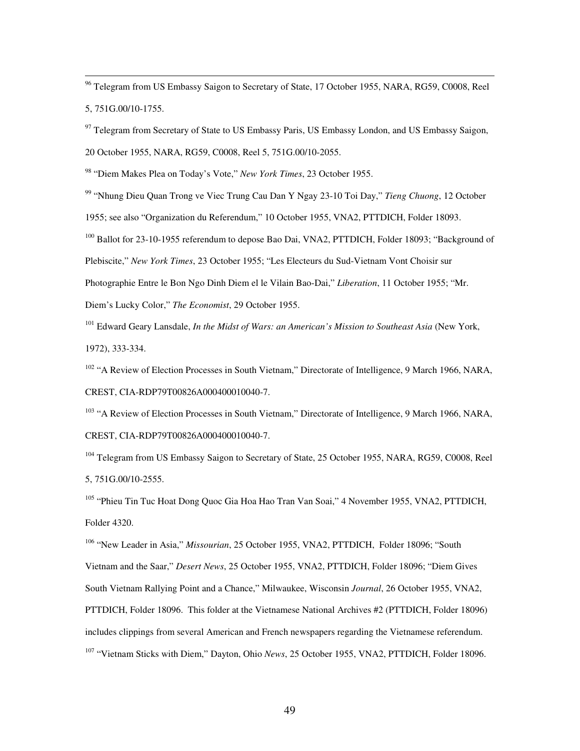[96] Telegram from US Embassy Saigon to Secretary of State, 17 October 1955, NARA, RG59, C0008, Reel 5, 751G.00/10-1755.

[97] Telegram from Secretary of State to US Embassy Paris, US Embassy London, and US Embassy Saigon, 20 October 1955, NARA, RG59, C0008, Reel 5, 751G.00/10-2055.

[98] "Diem Makes Plea on Today's Vote," *New York Times*, 23 October 1955.

[99] "Nhung Dieu Quan Trong ve Viec Trung Cau Dan Y Ngay 23-10 Toi Day," *Tieng Chuong*, 12 October 1955; see also "Organization du Referendum," 10 October 1955, VNA2, PTTDICH, Folder 18093.

[100] Ballot for 23-10-1955 referendum to depose Bao Dai, VNA2, PTTDICH, Folder 18093; "Background of Plebiscite," *New York Times*, 23 October 1955; "Les Electeurs du Sud-Vietnam Vont Choisir sur Photographie Entre le Bon Ngo Dinh Diem el le Vilain Bao-Dai," *Liberation*, 11 October 1955; "Mr. Diem's Lucky Color," *The Economist*, 29 October 1955.

[101] Edward Geary Lansdale, *In the Midst of Wars: an American's Mission to Southeast Asia* (New York, 1972), 333-334.

[102] "A Review of Election Processes in South Vietnam," Directorate of Intelligence, 9 March 1966, NARA, CREST, CIA-RDP79T00826A000400010040-7.

[103] "A Review of Election Processes in South Vietnam," Directorate of Intelligence, 9 March 1966, NARA, CREST, CIA-RDP79T00826A000400010040-7.

[104] Telegram from US Embassy Saigon to Secretary of State, 25 October 1955, NARA, RG59, C0008, Reel 5, 751G.00/10-2555.

[105] "Phieu Tin Tuc Hoat Dong Quoc Gia Hoa Hao Tran Van Soai," 4 November 1955, VNA2, PTTDICH, Folder 4320.

[106] "New Leader in Asia," *Missourian*, 25 October 1955, VNA2, PTTDICH, Folder 18096; "South Vietnam and the Saar," *Desert News*, 25 October 1955, VNA2, PTTDICH, Folder 18096; "Diem Gives South Vietnam Rallying Point and a Chance," Milwaukee, Wisconsin *Journal*, 26 October 1955, VNA2, PTTDICH, Folder 18096. This folder at the Vietnamese National Archives #2 (PTTDICH, Folder 18096) includes clippings from several American and French newspapers regarding the Vietnamese referendum.

[107] "Vietnam Sticks with Diem," Dayton, Ohio *News*, 25 October 1955, VNA2, PTTDICH, Folder 18096.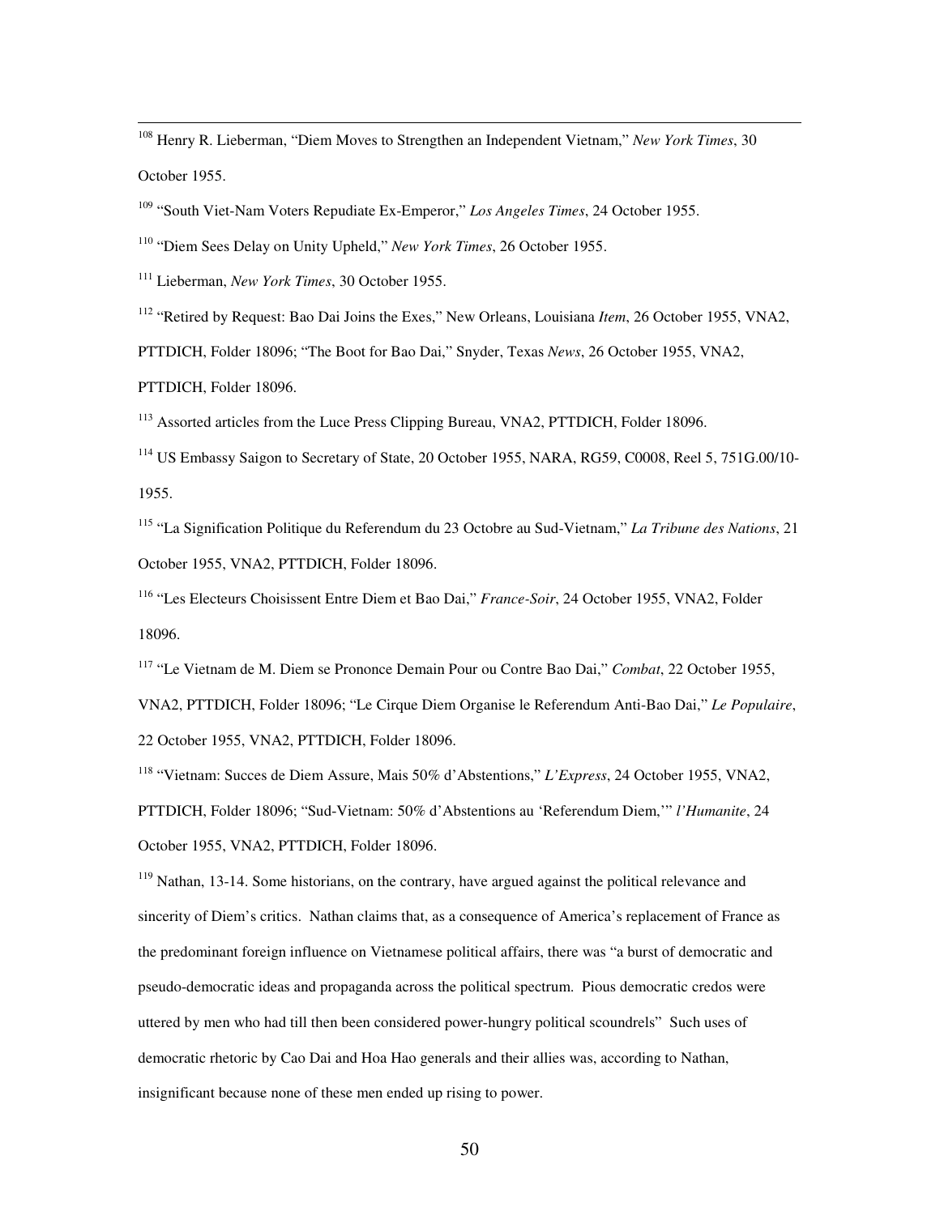[108] Henry R. Lieberman, "Diem Moves to Strengthen an Independent Vietnam," *New York Times*, 30 October 1955.

[109] "South Viet-Nam Voters Repudiate Ex-Emperor," *Los Angeles Times*, 24 October 1955.

[110] "Diem Sees Delay on Unity Upheld," *New York Times*, 26 October 1955.

[111] Lieberman, *New York Times*, 30 October 1955.

[112] "Retired by Request: Bao Dai Joins the Exes," New Orleans, Louisiana *Item*, 26 October 1955, VNA2, PTTDICH, Folder 18096; "The Boot for Bao Dai," Snyder, Texas *News*, 26 October 1955, VNA2, PTTDICH, Folder 18096.

[113] Assorted articles from the Luce Press Clipping Bureau, VNA2, PTTDICH, Folder 18096.

[114] US Embassy Saigon to Secretary of State, 20 October 1955, NARA, RG59, C0008, Reel 5, 751G.00/10-1955.

[115] "La Signification Politique du Referendum du 23 Octobre au Sud-Vietnam," *La Tribune des Nations*, 21 October 1955, VNA2, PTTDICH, Folder 18096.

[116] "Les Electeurs Choisissent Entre Diem et Bao Dai," *France-Soir*, 24 October 1955, VNA2, Folder 18096.

[117] "Le Vietnam de M. Diem se Prononce Demain Pour ou Contre Bao Dai," *Combat*, 22 October 1955, VNA2, PTTDICH, Folder 18096; "Le Cirque Diem Organise le Referendum Anti-Bao Dai," *Le Populaire*, 22 October 1955, VNA2, PTTDICH, Folder 18096.

[118] "Vietnam: Succes de Diem Assure, Mais 50% d'Abstentions," *L'Express*, 24 October 1955, VNA2, PTTDICH, Folder 18096; "Sud-Vietnam: 50% d'Abstentions au 'Referendum Diem,'" *l'Humanite*, 24 October 1955, VNA2, PTTDICH, Folder 18096.

[119] Nathan, 13-14. Some historians, on the contrary, have argued against the political relevance and sincerity of Diem's critics. Nathan claims that, as a consequence of America's replacement of France as the predominant foreign influence on Vietnamese political affairs, there was "a burst of democratic and pseudo-democratic ideas and propaganda across the political spectrum. Pious democratic credos were uttered by men who had till then been considered power-hungry political scoundrels" Such uses of democratic rhetoric by Cao Dai and Hoa Hao generals and their allies was, according to Nathan, insignificant because none of these men ended up rising to power.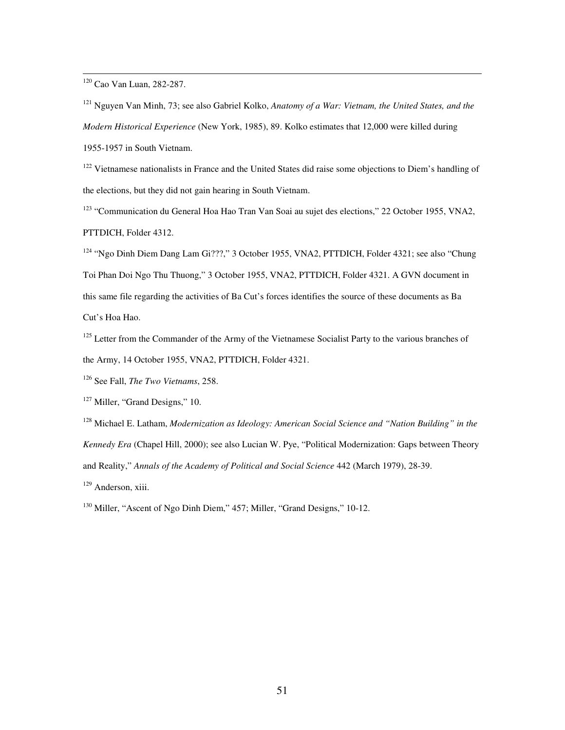[120] Cao Van Luan, 282-287.

[121] Nguyen Van Minh, 73; see also Gabriel Kolko, *Anatomy of a War: Vietnam, the United States, and the Modern Historical Experience* (New York, 1985), 89. Kolko estimates that 12,000 were killed during 1955-1957 in South Vietnam.

[122] Vietnamese nationalists in France and the United States did raise some objections to Diem's handling of the elections, but they did not gain hearing in South Vietnam.

[123] "Communication du General Hoa Hao Tran Van Soai au sujet des elections," 22 October 1955, VNA2, PTTDICH, Folder 4312.

[124] "Ngo Dinh Diem Dang Lam Gi???," 3 October 1955, VNA2, PTTDICH, Folder 4321; see also "Chung Toi Phan Doi Ngo Thu Thuong," 3 October 1955, VNA2, PTTDICH, Folder 4321. A GVN document in this same file regarding the activities of Ba Cut's forces identifies the source of these documents as Ba Cut's Hoa Hao.

[125] Letter from the Commander of the Army of the Vietnamese Socialist Party to the various branches of the Army, 14 October 1955, VNA2, PTTDICH, Folder 4321.

[126] See Fall, *The Two Vietnams*, 258.

[127] Miller, "Grand Designs," 10.

[128] Michael E. Latham, *Modernization as Ideology: American Social Science and "Nation Building" in the Kennedy Era* (Chapel Hill, 2000); see also Lucian W. Pye, "Political Modernization: Gaps between Theory and Reality," *Annals of the Academy of Political and Social Science* 442 (March 1979), 28-39.

[129] Anderson, xiii.

[130] Miller, "Ascent of Ngo Dinh Diem," 457; Miller, "Grand Designs," 10-12.